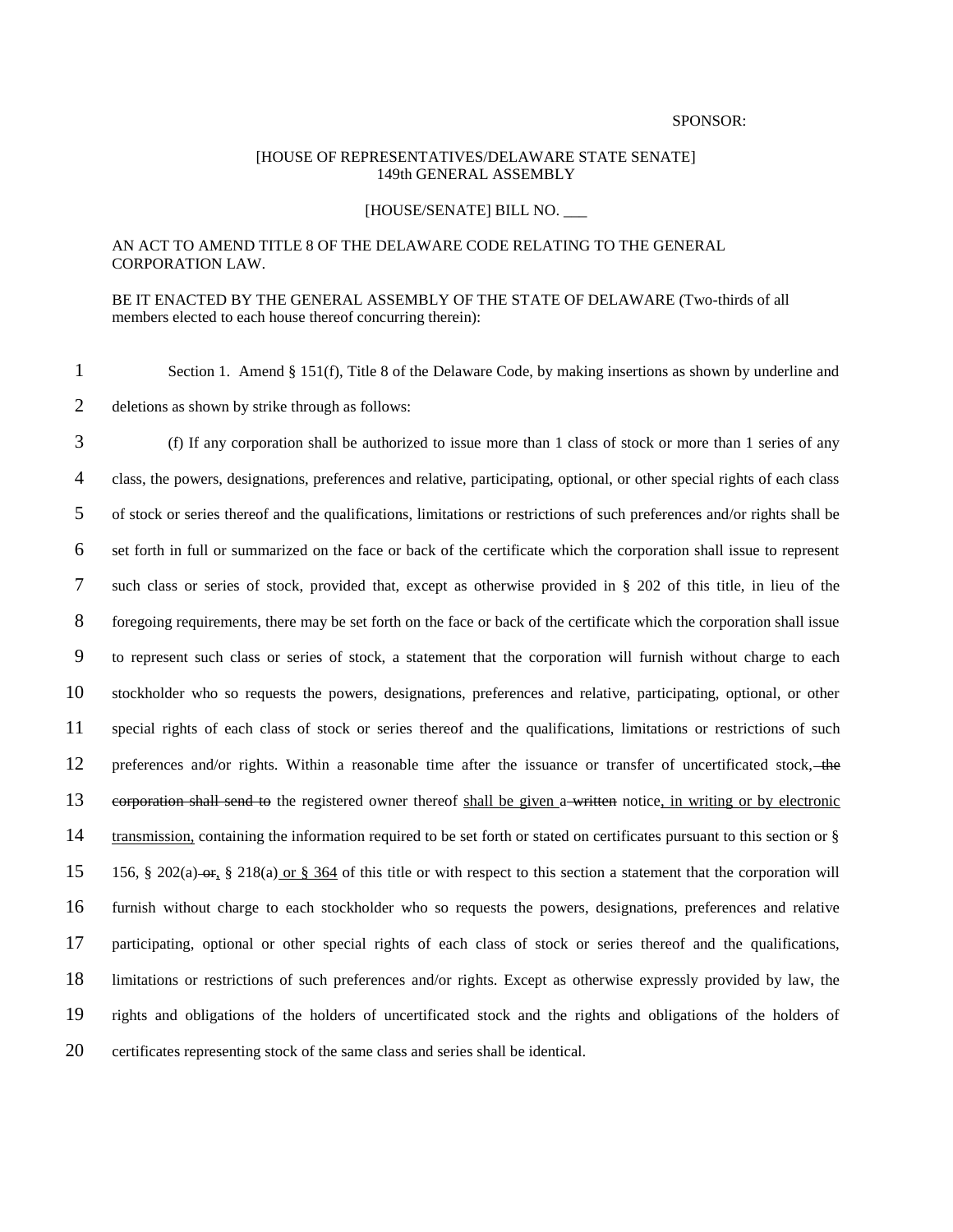SPONSOR:

[HOUSE OF REPRESENTATIVES/DELAWARE STATE SENATE]
149th GENERAL ASSEMBLY

[HOUSE/SENATE] BILL NO. ___

AN ACT TO AMEND TITLE 8 OF THE DELAWARE CODE RELATING TO THE GENERAL CORPORATION LAW.

BE IT ENACTED BY THE GENERAL ASSEMBLY OF THE STATE OF DELAWARE (Two-thirds of all members elected to each house thereof concurring therein):

1 Section 1. Amend § 151(f), Title 8 of the Delaware Code, by making insertions as shown by underline and
2 deletions as shown by strike through as follows:

3 (f) If any corporation shall be authorized to issue more than 1 class of stock or more than 1 series of any
4 class, the powers, designations, preferences and relative, participating, optional, or other special rights of each class
5 of stock or series thereof and the qualifications, limitations or restrictions of such preferences and/or rights shall be
6 set forth in full or summarized on the face or back of the certificate which the corporation shall issue to represent
7 such class or series of stock, provided that, except as otherwise provided in § 202 of this title, in lieu of the
8 foregoing requirements, there may be set forth on the face or back of the certificate which the corporation shall issue
9 to represent such class or series of stock, a statement that the corporation will furnish without charge to each
10 stockholder who so requests the powers, designations, preferences and relative, participating, optional, or other
11 special rights of each class of stock or series thereof and the qualifications, limitations or restrictions of such
12 preferences and/or rights. Within a reasonable time after the issuance or transfer of uncertificated stock, ~~the~~
13 ~~corporation shall send to~~ the registered owner thereof <u>shall be given </u>a ~~written~~ notice<u>, in writing or by electronic</u>
14 <u>transmission,</u> containing the information required to be set forth or stated on certificates pursuant to this section or §
15 156, § 202(a) ~~or~~<u>,</u> § 218(a)<u> or § 364</u> of this title or with respect to this section a statement that the corporation will
16 furnish without charge to each stockholder who so requests the powers, designations, preferences and relative
17 participating, optional or other special rights of each class of stock or series thereof and the qualifications,
18 limitations or restrictions of such preferences and/or rights. Except as otherwise expressly provided by law, the
19 rights and obligations of the holders of uncertificated stock and the rights and obligations of the holders of
20 certificates representing stock of the same class and series shall be identical.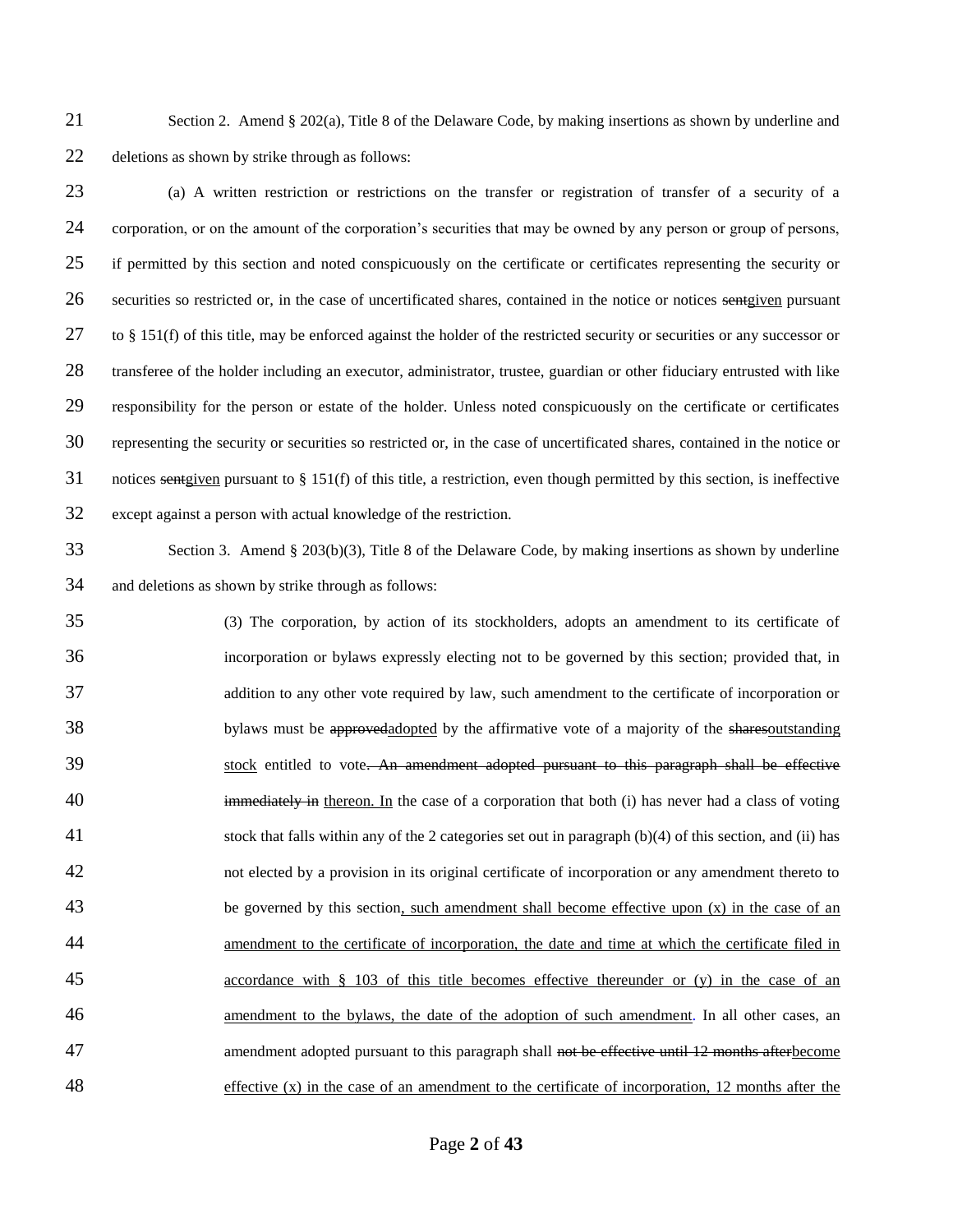Section 2. Amend § 202(a), Title 8 of the Delaware Code, by making insertions as shown by underline and deletions as shown by strike through as follows:

(a) A written restriction or restrictions on the transfer or registration of transfer of a security of a corporation, or on the amount of the corporation's securities that may be owned by any person or group of persons, if permitted by this section and noted conspicuously on the certificate or certificates representing the security or securities so restricted or, in the case of uncertificated shares, contained in the notice or notices ~~sent~~<u>given</u> pursuant to § 151(f) of this title, may be enforced against the holder of the restricted security or securities or any successor or transferee of the holder including an executor, administrator, trustee, guardian or other fiduciary entrusted with like responsibility for the person or estate of the holder. Unless noted conspicuously on the certificate or certificates representing the security or securities so restricted or, in the case of uncertificated shares, contained in the notice or notices ~~sent~~<u>given</u> pursuant to § 151(f) of this title, a restriction, even though permitted by this section, is ineffective except against a person with actual knowledge of the restriction.

Section 3. Amend § 203(b)(3), Title 8 of the Delaware Code, by making insertions as shown by underline and deletions as shown by strike through as follows:

> (3) The corporation, by action of its stockholders, adopts an amendment to its certificate of incorporation or bylaws expressly electing not to be governed by this section; provided that, in addition to any other vote required by law, such amendment to the certificate of incorporation or bylaws must be ~~approved~~<u>adopted</u> by the affirmative vote of a majority of the ~~shares~~<u>outstanding stock</u> entitled to vote~~. An amendment adopted pursuant to this paragraph shall be effective immediately in~~ <u>thereon. In</u> the case of a corporation that both (i) has never had a class of voting stock that falls within any of the 2 categories set out in paragraph (b)(4) of this section, and (ii) has not elected by a provision in its original certificate of incorporation or any amendment thereto to be governed by this section<u>, such amendment shall become effective upon (x) in the case of an amendment to the certificate of incorporation, the date and time at which the certificate filed in accordance with § 103 of this title becomes effective thereunder or (y) in the case of an amendment to the bylaws, the date of the adoption of such amendment</u>. In all other cases, an amendment adopted pursuant to this paragraph shall ~~not be effective until 12 months after~~<u>become effective (x) in the case of an amendment to the certificate of incorporation, 12 months after the</u>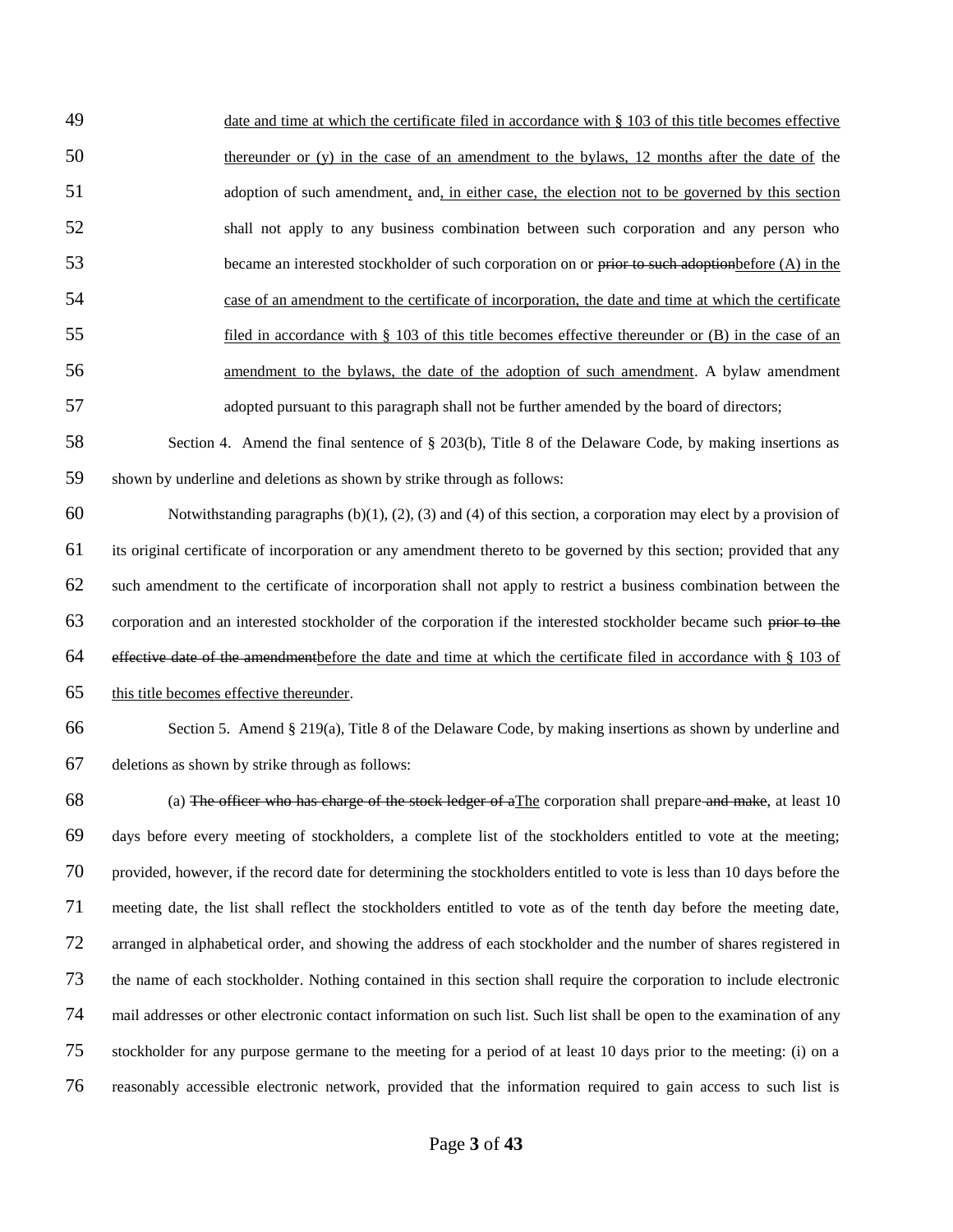date and time at which the certificate filed in accordance with § 103 of this title becomes effective thereunder or (y) in the case of an amendment to the bylaws, 12 months after the date of the adoption of such amendment, and, in either case, the election not to be governed by this section shall not apply to any business combination between such corporation and any person who became an interested stockholder of such corporation on or ~~prior to such adoption~~before (A) in the case of an amendment to the certificate of incorporation, the date and time at which the certificate filed in accordance with § 103 of this title becomes effective thereunder or (B) in the case of an amendment to the bylaws, the date of the adoption of such amendment. A bylaw amendment adopted pursuant to this paragraph shall not be further amended by the board of directors;

Section 4. Amend the final sentence of § 203(b), Title 8 of the Delaware Code, by making insertions as shown by underline and deletions as shown by strike through as follows:

Notwithstanding paragraphs (b)(1), (2), (3) and (4) of this section, a corporation may elect by a provision of its original certificate of incorporation or any amendment thereto to be governed by this section; provided that any such amendment to the certificate of incorporation shall not apply to restrict a business combination between the corporation and an interested stockholder of the corporation if the interested stockholder became such ~~prior to the effective date of the amendment~~before the date and time at which the certificate filed in accordance with § 103 of this title becomes effective thereunder.

Section 5. Amend § 219(a), Title 8 of the Delaware Code, by making insertions as shown by underline and deletions as shown by strike through as follows:

(a) ~~The officer who has charge of the stock ledger of a~~The corporation shall prepare ~~and make~~, at least 10 days before every meeting of stockholders, a complete list of the stockholders entitled to vote at the meeting; provided, however, if the record date for determining the stockholders entitled to vote is less than 10 days before the meeting date, the list shall reflect the stockholders entitled to vote as of the tenth day before the meeting date, arranged in alphabetical order, and showing the address of each stockholder and the number of shares registered in the name of each stockholder. Nothing contained in this section shall require the corporation to include electronic mail addresses or other electronic contact information on such list. Such list shall be open to the examination of any stockholder for any purpose germane to the meeting for a period of at least 10 days prior to the meeting: (i) on a reasonably accessible electronic network, provided that the information required to gain access to such list is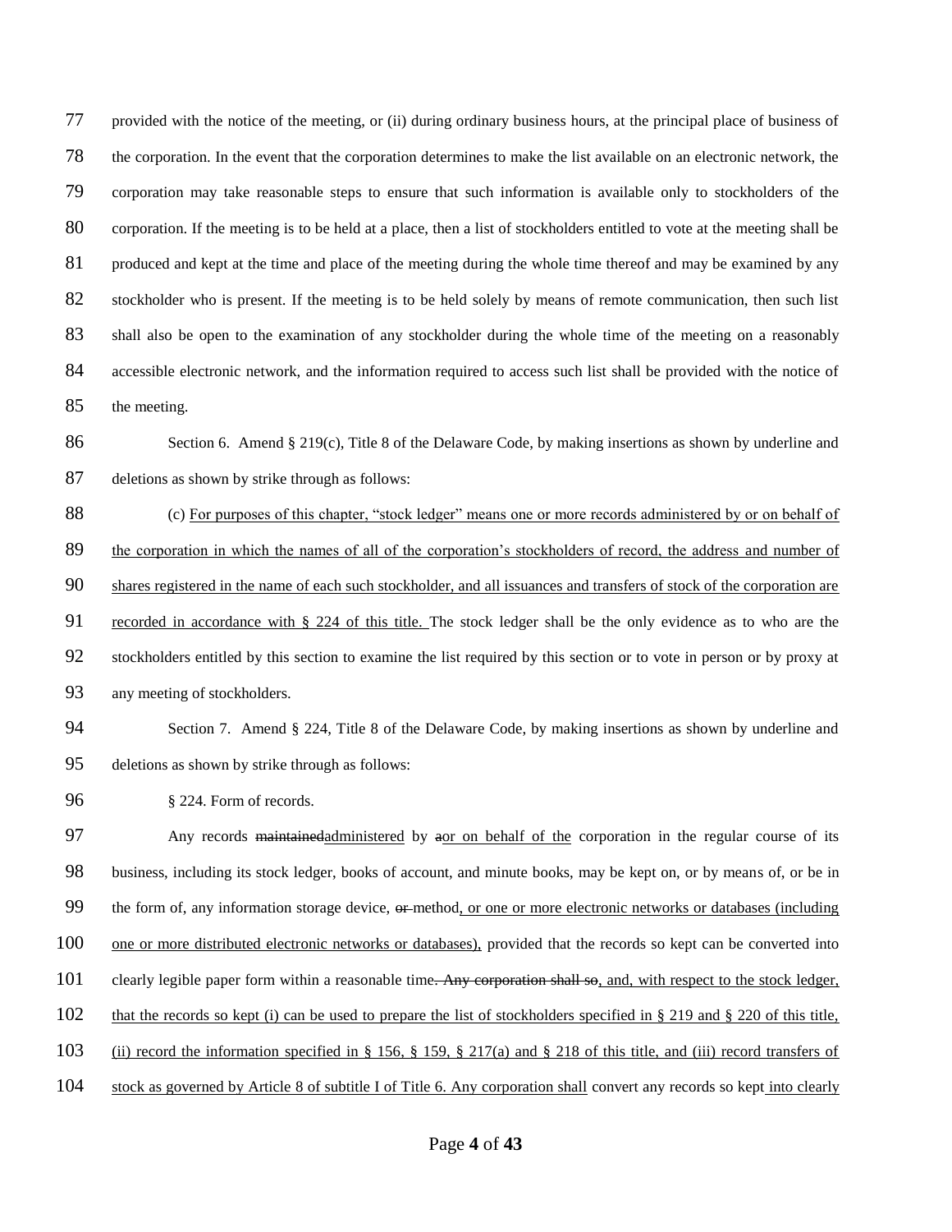provided with the notice of the meeting, or (ii) during ordinary business hours, at the principal place of business of the corporation. In the event that the corporation determines to make the list available on an electronic network, the corporation may take reasonable steps to ensure that such information is available only to stockholders of the corporation. If the meeting is to be held at a place, then a list of stockholders entitled to vote at the meeting shall be produced and kept at the time and place of the meeting during the whole time thereof and may be examined by any stockholder who is present. If the meeting is to be held solely by means of remote communication, then such list shall also be open to the examination of any stockholder during the whole time of the meeting on a reasonably accessible electronic network, and the information required to access such list shall be provided with the notice of the meeting.

Section 6. Amend § 219(c), Title 8 of the Delaware Code, by making insertions as shown by underline and deletions as shown by strike through as follows:

(c) <u>For purposes of this chapter, "stock ledger" means one or more records administered by or on behalf of the corporation in which the names of all of the corporation's stockholders of record, the address and number of shares registered in the name of each such stockholder, and all issuances and transfers of stock of the corporation are recorded in accordance with § 224 of this title.</u> The stock ledger shall be the only evidence as to who are the stockholders entitled by this section to examine the list required by this section or to vote in person or by proxy at any meeting of stockholders.

Section 7. Amend § 224, Title 8 of the Delaware Code, by making insertions as shown by underline and deletions as shown by strike through as follows:

§ 224. Form of records.

Any records ~~maintained~~<u>administered</u> by ~~a~~<u>or on behalf of the</u> corporation in the regular course of its business, including its stock ledger, books of account, and minute books, may be kept on, or by means of, or be in the form of, any information storage device, ~~or~~ method<u>, or one or more electronic networks or databases (including one or more distributed electronic networks or databases),</u> provided that the records so kept can be converted into clearly legible paper form within a reasonable time~~. Any corporation shall so~~<u>, and, with respect to the stock ledger, that the records so kept (i) can be used to prepare the list of stockholders specified in § 219 and § 220 of this title, (ii) record the information specified in § 156, § 159, § 217(a) and § 218 of this title, and (iii) record transfers of stock as governed by Article 8 of subtitle I of Title 6. Any corporation shall</u> convert any records so kept<u> into clearly</u>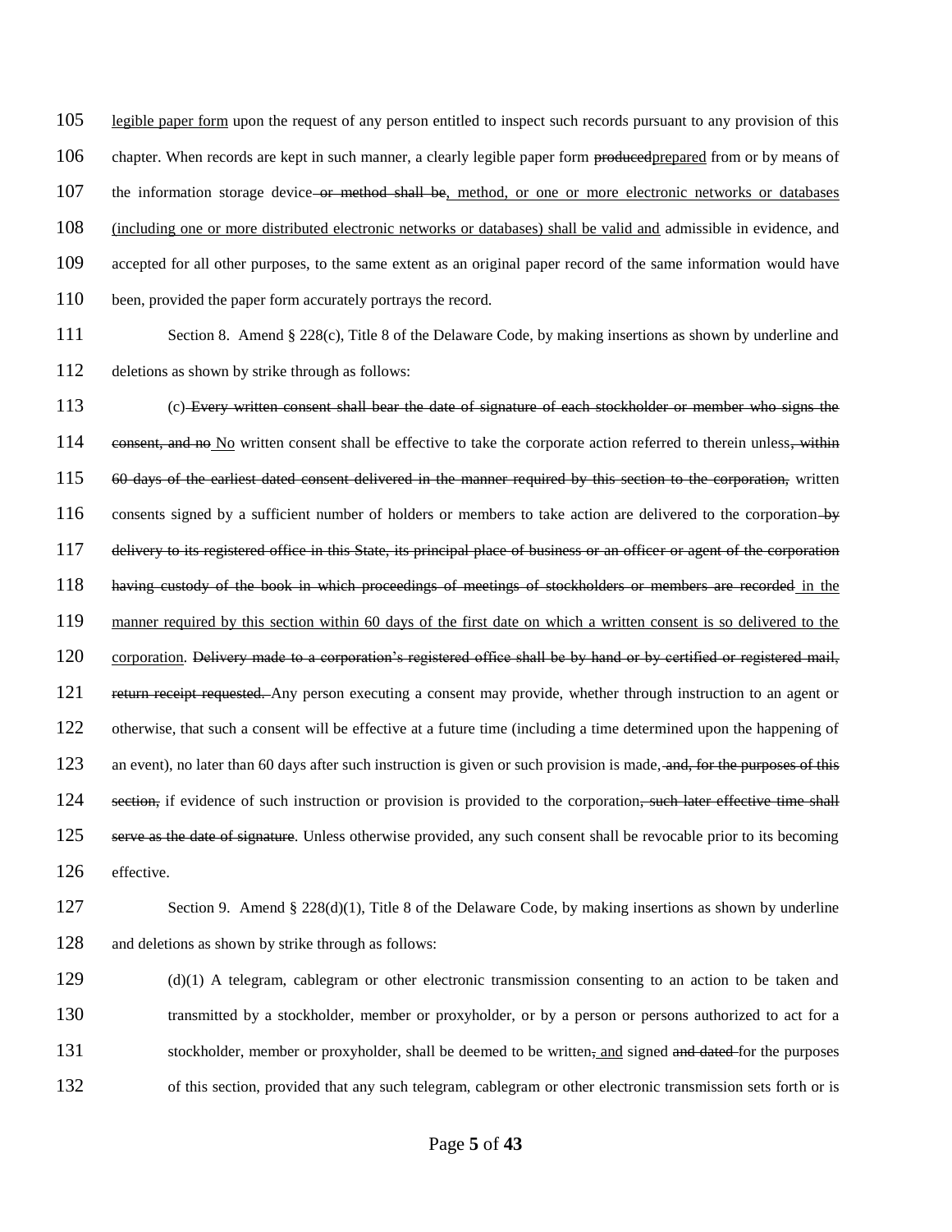<u>legible paper form</u> upon the request of any person entitled to inspect such records pursuant to any provision of this chapter. When records are kept in such manner, a clearly legible paper form ~~produced~~<u>prepared</u> from or by means of the information storage device~~ or method shall be~~<u>, method, or one or more electronic networks or databases (including one or more distributed electronic networks or databases) shall be valid and</u> admissible in evidence, and accepted for all other purposes, to the same extent as an original paper record of the same information would have been, provided the paper form accurately portrays the record.

Section 8. Amend § 228(c), Title 8 of the Delaware Code, by making insertions as shown by underline and deletions as shown by strike through as follows:

(c)~~ Every written consent shall bear the date of signature of each stockholder or member who signs the consent, and no~~ <u>No</u> written consent shall be effective to take the corporate action referred to therein unless~~, within 60 days of the earliest dated consent delivered in the manner required by this section to the corporation,~~ written consents signed by a sufficient number of holders or members to take action are delivered to the corporation~~ by delivery to its registered office in this State, its principal place of business or an officer or agent of the corporation having custody of the book in which proceedings of meetings of stockholders or members are recorded~~<u> in the manner required by this section within 60 days of the first date on which a written consent is so delivered to the corporation</u>. ~~Delivery made to a corporation's registered office shall be by hand or by certified or registered mail, return receipt requested.~~ Any person executing a consent may provide, whether through instruction to an agent or otherwise, that such a consent will be effective at a future time (including a time determined upon the happening of an event), no later than 60 days after such instruction is given or such provision is made~~, and, for the purposes of this section,~~ if evidence of such instruction or provision is provided to the corporation~~, such later effective time shall serve as the date of signature~~. Unless otherwise provided, any such consent shall be revocable prior to its becoming effective.

Section 9. Amend § 228(d)(1), Title 8 of the Delaware Code, by making insertions as shown by underline and deletions as shown by strike through as follows:

(d)(1) A telegram, cablegram or other electronic transmission consenting to an action to be taken and transmitted by a stockholder, member or proxyholder, or by a person or persons authorized to act for a stockholder, member or proxyholder, shall be deemed to be written~~,~~<u> and</u> signed ~~and dated~~ for the purposes of this section, provided that any such telegram, cablegram or other electronic transmission sets forth or is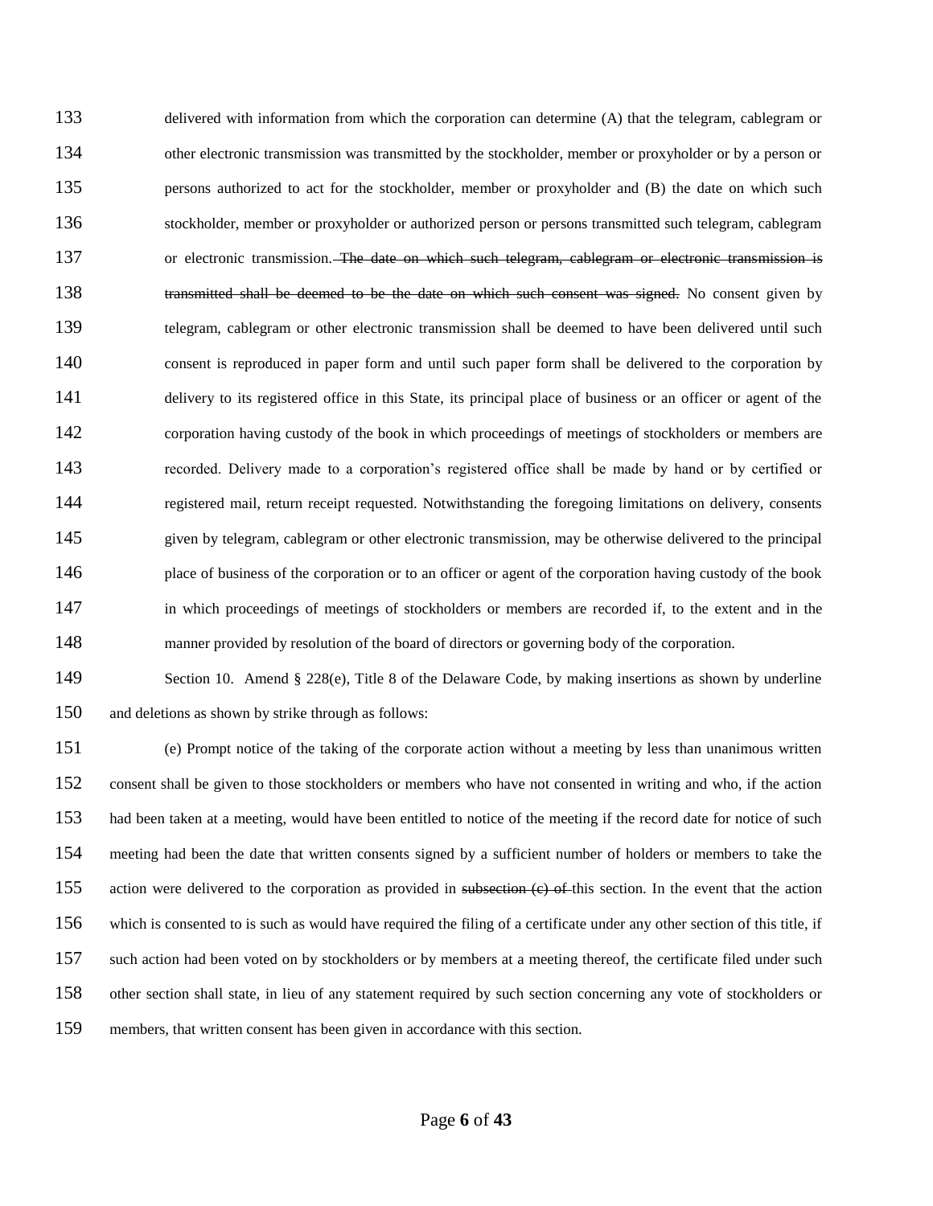delivered with information from which the corporation can determine (A) that the telegram, cablegram or other electronic transmission was transmitted by the stockholder, member or proxyholder or by a person or persons authorized to act for the stockholder, member or proxyholder and (B) the date on which such stockholder, member or proxyholder or authorized person or persons transmitted such telegram, cablegram or electronic transmission. ~~The date on which such telegram, cablegram or electronic transmission is transmitted shall be deemed to be the date on which such consent was signed.~~ No consent given by telegram, cablegram or other electronic transmission shall be deemed to have been delivered until such consent is reproduced in paper form and until such paper form shall be delivered to the corporation by delivery to its registered office in this State, its principal place of business or an officer or agent of the corporation having custody of the book in which proceedings of meetings of stockholders or members are recorded. Delivery made to a corporation's registered office shall be made by hand or by certified or registered mail, return receipt requested. Notwithstanding the foregoing limitations on delivery, consents given by telegram, cablegram or other electronic transmission, may be otherwise delivered to the principal place of business of the corporation or to an officer or agent of the corporation having custody of the book in which proceedings of meetings of stockholders or members are recorded if, to the extent and in the manner provided by resolution of the board of directors or governing body of the corporation.

Section 10. Amend § 228(e), Title 8 of the Delaware Code, by making insertions as shown by underline and deletions as shown by strike through as follows:

(e) Prompt notice of the taking of the corporate action without a meeting by less than unanimous written consent shall be given to those stockholders or members who have not consented in writing and who, if the action had been taken at a meeting, would have been entitled to notice of the meeting if the record date for notice of such meeting had been the date that written consents signed by a sufficient number of holders or members to take the action were delivered to the corporation as provided in ~~subsection (c) of~~ this section. In the event that the action which is consented to is such as would have required the filing of a certificate under any other section of this title, if such action had been voted on by stockholders or by members at a meeting thereof, the certificate filed under such other section shall state, in lieu of any statement required by such section concerning any vote of stockholders or members, that written consent has been given in accordance with this section.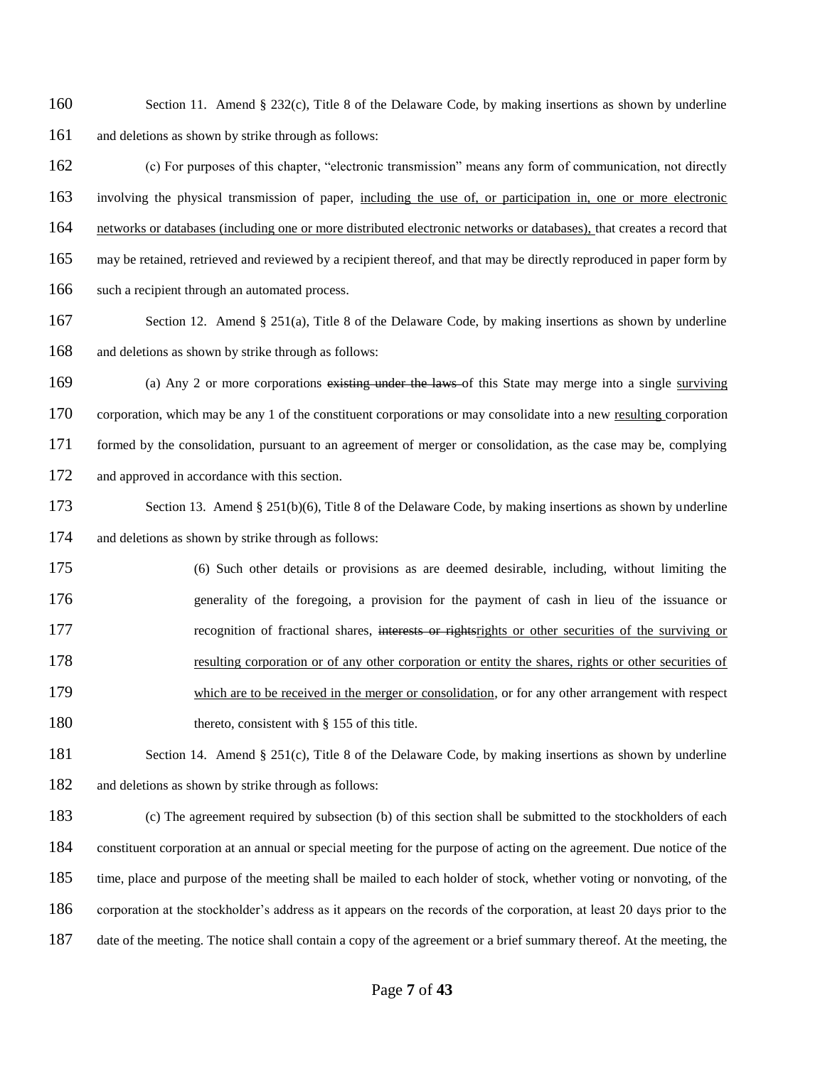Section 11. Amend § 232(c), Title 8 of the Delaware Code, by making insertions as shown by underline and deletions as shown by strike through as follows:

(c) For purposes of this chapter, "electronic transmission" means any form of communication, not directly involving the physical transmission of paper, <u>including the use of, or participation in, one or more electronic networks or databases (including one or more distributed electronic networks or databases),</u> that creates a record that may be retained, retrieved and reviewed by a recipient thereof, and that may be directly reproduced in paper form by such a recipient through an automated process.

Section 12. Amend § 251(a), Title 8 of the Delaware Code, by making insertions as shown by underline and deletions as shown by strike through as follows:

(a) Any 2 or more corporations ~~existing under the laws~~ of this State may merge into a single <u>surviving</u> corporation, which may be any 1 of the constituent corporations or may consolidate into a new <u>resulting</u> corporation formed by the consolidation, pursuant to an agreement of merger or consolidation, as the case may be, complying and approved in accordance with this section.

Section 13. Amend § 251(b)(6), Title 8 of the Delaware Code, by making insertions as shown by underline and deletions as shown by strike through as follows:

> (6) Such other details or provisions as are deemed desirable, including, without limiting the generality of the foregoing, a provision for the payment of cash in lieu of the issuance or recognition of fractional shares, ~~interests or rights~~<u>rights or other securities of the surviving or resulting corporation or of any other corporation or entity the shares, rights or other securities of which are to be received in the merger or consolidation</u>, or for any other arrangement with respect thereto, consistent with § 155 of this title.

Section 14. Amend § 251(c), Title 8 of the Delaware Code, by making insertions as shown by underline and deletions as shown by strike through as follows:

(c) The agreement required by subsection (b) of this section shall be submitted to the stockholders of each constituent corporation at an annual or special meeting for the purpose of acting on the agreement. Due notice of the time, place and purpose of the meeting shall be mailed to each holder of stock, whether voting or nonvoting, of the corporation at the stockholder's address as it appears on the records of the corporation, at least 20 days prior to the date of the meeting. The notice shall contain a copy of the agreement or a brief summary thereof. At the meeting, the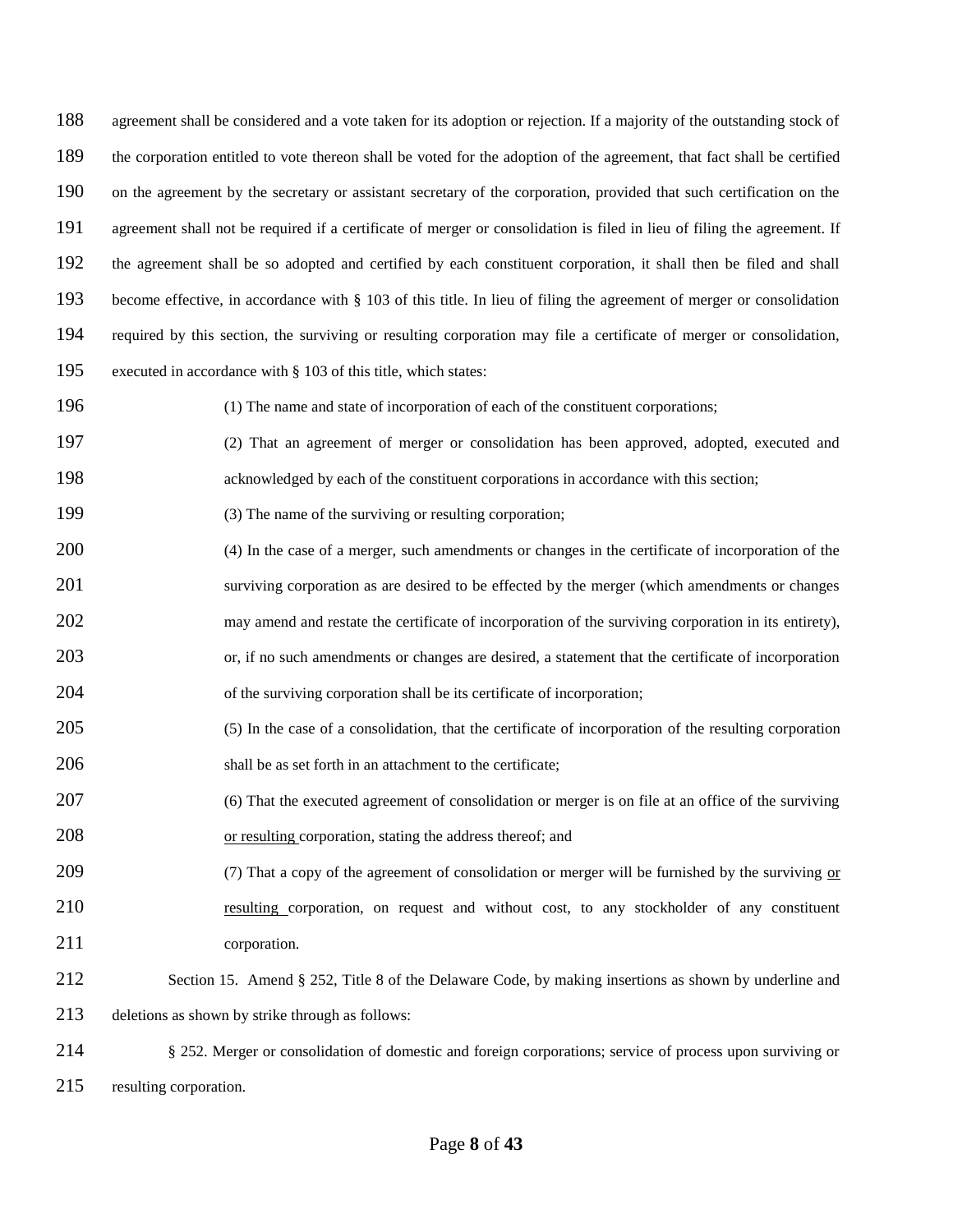agreement shall be considered and a vote taken for its adoption or rejection. If a majority of the outstanding stock of the corporation entitled to vote thereon shall be voted for the adoption of the agreement, that fact shall be certified on the agreement by the secretary or assistant secretary of the corporation, provided that such certification on the agreement shall not be required if a certificate of merger or consolidation is filed in lieu of filing the agreement. If the agreement shall be so adopted and certified by each constituent corporation, it shall then be filed and shall become effective, in accordance with § 103 of this title. In lieu of filing the agreement of merger or consolidation required by this section, the surviving or resulting corporation may file a certificate of merger or consolidation, executed in accordance with § 103 of this title, which states:

(1) The name and state of incorporation of each of the constituent corporations;

(2) That an agreement of merger or consolidation has been approved, adopted, executed and acknowledged by each of the constituent corporations in accordance with this section;

(3) The name of the surviving or resulting corporation;

(4) In the case of a merger, such amendments or changes in the certificate of incorporation of the surviving corporation as are desired to be effected by the merger (which amendments or changes may amend and restate the certificate of incorporation of the surviving corporation in its entirety), or, if no such amendments or changes are desired, a statement that the certificate of incorporation of the surviving corporation shall be its certificate of incorporation;

(5) In the case of a consolidation, that the certificate of incorporation of the resulting corporation shall be as set forth in an attachment to the certificate;

(6) That the executed agreement of consolidation or merger is on file at an office of the surviving <u>or resulting</u> corporation, stating the address thereof; and

(7) That a copy of the agreement of consolidation or merger will be furnished by the surviving <u>or resulting</u> corporation, on request and without cost, to any stockholder of any constituent corporation.

Section 15. Amend § 252, Title 8 of the Delaware Code, by making insertions as shown by underline and deletions as shown by strike through as follows:

§ 252. Merger or consolidation of domestic and foreign corporations; service of process upon surviving or resulting corporation.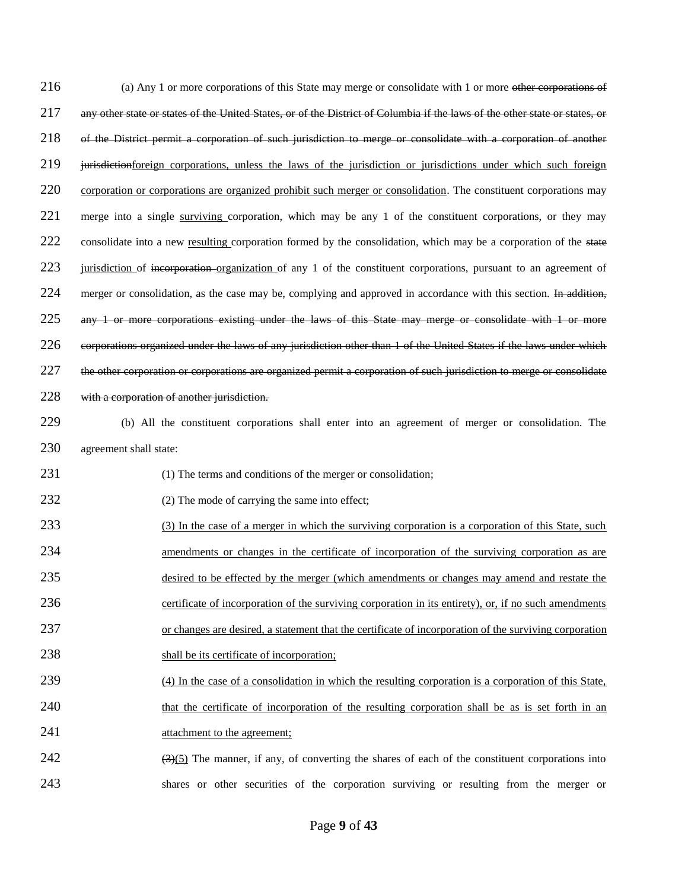(a) Any 1 or more corporations of this State may merge or consolidate with 1 or more ~~other corporations of any other state or states of the United States, or of the District of Columbia if the laws of the other state or states, or of the District permit a corporation of such jurisdiction to merge or consolidate with a corporation of another jurisdiction~~<u>foreign corporations, unless the laws of the jurisdiction or jurisdictions under which such foreign corporation or corporations are organized prohibit such merger or consolidation</u>. The constituent corporations may merge into a single <u>surviving</u> corporation, which may be any 1 of the constituent corporations, or they may consolidate into a new <u>resulting</u> corporation formed by the consolidation, which may be a corporation of the ~~state~~ <u>jurisdiction</u> of ~~incorporation~~ <u>organization</u> of any 1 of the constituent corporations, pursuant to an agreement of merger or consolidation, as the case may be, complying and approved in accordance with this section. ~~In addition, any 1 or more corporations existing under the laws of this State may merge or consolidate with 1 or more corporations organized under the laws of any jurisdiction other than 1 of the United States if the laws under which the other corporation or corporations are organized permit a corporation of such jurisdiction to merge or consolidate with a corporation of another jurisdiction.~~

(b) All the constituent corporations shall enter into an agreement of merger or consolidation. The agreement shall state:

(1) The terms and conditions of the merger or consolidation;

(2) The mode of carrying the same into effect;

<u>(3) In the case of a merger in which the surviving corporation is a corporation of this State, such amendments or changes in the certificate of incorporation of the surviving corporation as are desired to be effected by the merger (which amendments or changes may amend and restate the certificate of incorporation of the surviving corporation in its entirety), or, if no such amendments or changes are desired, a statement that the certificate of incorporation of the surviving corporation shall be its certificate of incorporation;</u>

<u>(4) In the case of a consolidation in which the resulting corporation is a corporation of this State, that the certificate of incorporation of the resulting corporation shall be as is set forth in an attachment to the agreement;</u>

~~(3)~~<u>(5)</u> The manner, if any, of converting the shares of each of the constituent corporations into shares or other securities of the corporation surviving or resulting from the merger or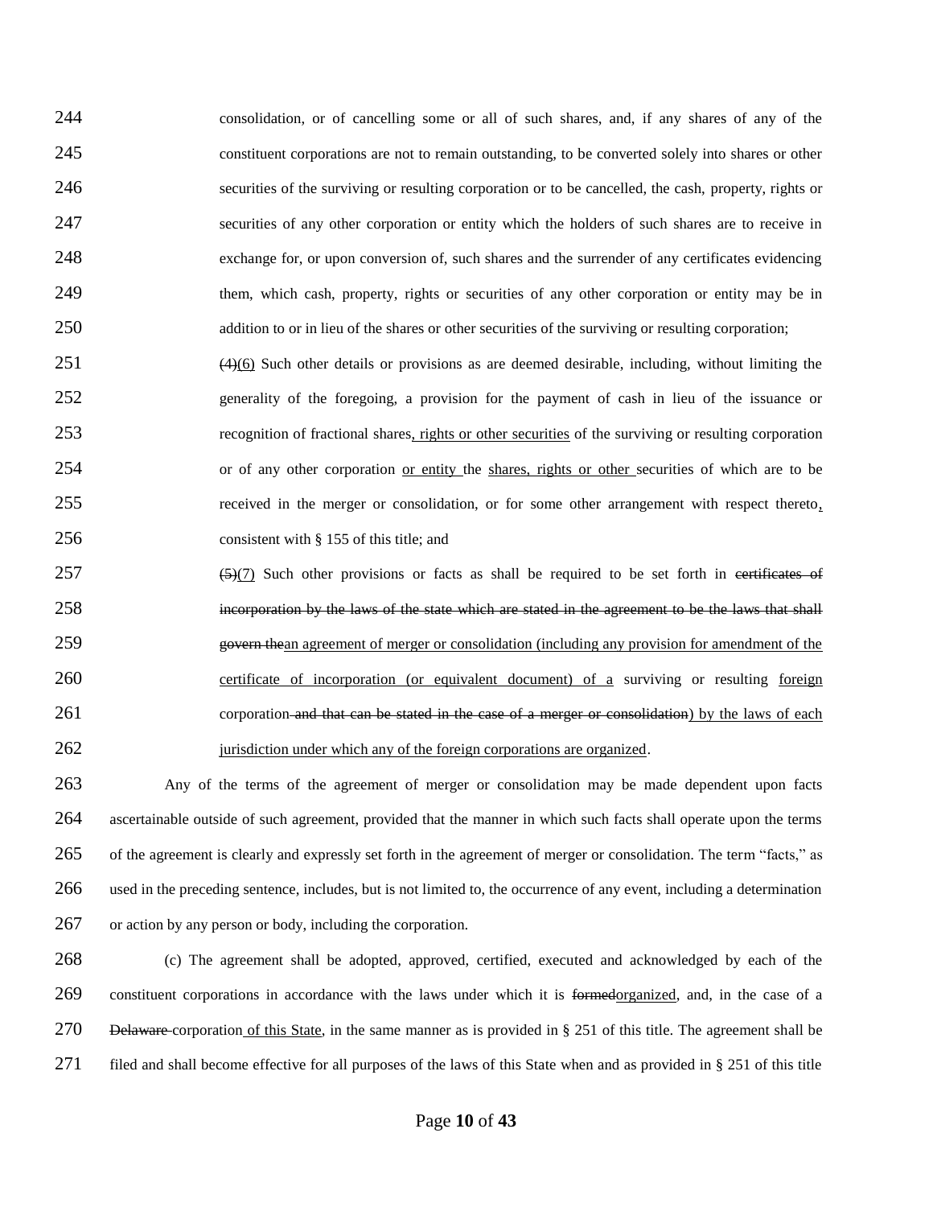244 consolidation, or of cancelling some or all of such shares, and, if any shares of any of the
245 constituent corporations are not to remain outstanding, to be converted solely into shares or other
246 securities of the surviving or resulting corporation or to be cancelled, the cash, property, rights or
247 securities of any other corporation or entity which the holders of such shares are to receive in
248 exchange for, or upon conversion of, such shares and the surrender of any certificates evidencing
249 them, which cash, property, rights or securities of any other corporation or entity may be in
250 addition to or in lieu of the shares or other securities of the surviving or resulting corporation;

251 ~~(4)~~(6) Such other details or provisions as are deemed desirable, including, without limiting the
252 generality of the foregoing, a provision for the payment of cash in lieu of the issuance or
253 recognition of fractional shares, rights or other securities of the surviving or resulting corporation
254 or of any other corporation or entity the shares, rights or other securities of which are to be
255 received in the merger or consolidation, or for some other arrangement with respect thereto,
256 consistent with § 155 of this title; and

257 ~~(5)~~(7) Such other provisions or facts as shall be required to be set forth in ~~certificates of~~
258 ~~incorporation by the laws of the state which are stated in the agreement to be the laws that shall~~
259 ~~govern the~~an agreement of merger or consolidation (including any provision for amendment of the
260 certificate of incorporation (or equivalent document) of a surviving or resulting foreign
261 corporation ~~and that can be stated in the case of a merger or consolidation~~) by the laws of each
262 jurisdiction under which any of the foreign corporations are organized.

263 Any of the terms of the agreement of merger or consolidation may be made dependent upon facts
264 ascertainable outside of such agreement, provided that the manner in which such facts shall operate upon the terms
265 of the agreement is clearly and expressly set forth in the agreement of merger or consolidation. The term "facts," as
266 used in the preceding sentence, includes, but is not limited to, the occurrence of any event, including a determination
267 or action by any person or body, including the corporation.

268 (c) The agreement shall be adopted, approved, certified, executed and acknowledged by each of the
269 constituent corporations in accordance with the laws under which it is ~~formed~~organized, and, in the case of a
270 ~~Delaware~~ corporation of this State, in the same manner as is provided in § 251 of this title. The agreement shall be
271 filed and shall become effective for all purposes of the laws of this State when and as provided in § 251 of this title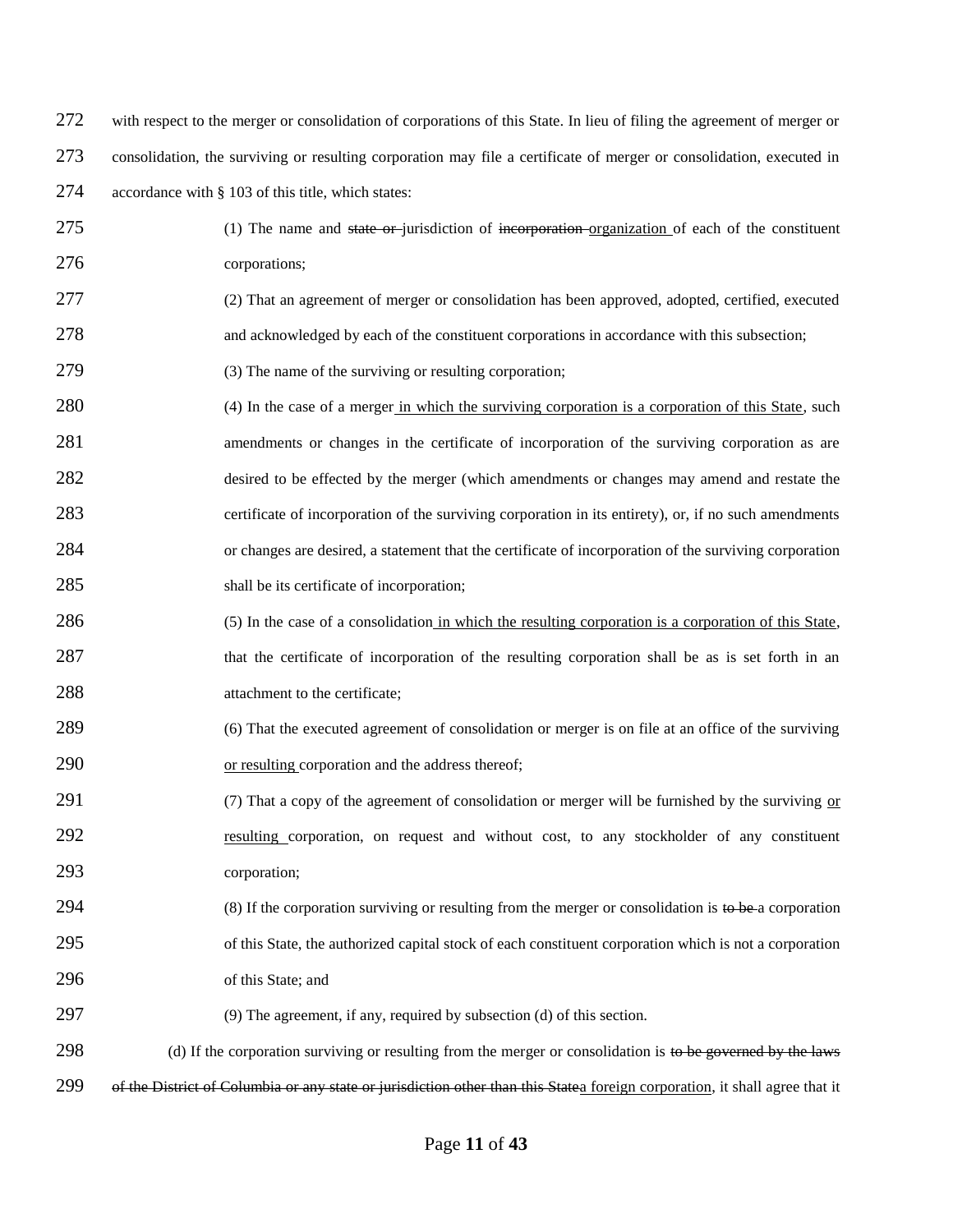272 with respect to the merger or consolidation of corporations of this State. In lieu of filing the agreement of merger or consolidation, the surviving or resulting corporation may file a certificate of merger or consolidation, executed in accordance with § 103 of this title, which states:

275 (1) The name and ~~state or~~ jurisdiction of ~~incorporation~~ <u>organization</u> of each of the constituent corporations;

277 (2) That an agreement of merger or consolidation has been approved, adopted, certified, executed and acknowledged by each of the constituent corporations in accordance with this subsection;

279 (3) The name of the surviving or resulting corporation;

280 (4) In the case of a merger <u>in which the surviving corporation is a corporation of this State</u>, such amendments or changes in the certificate of incorporation of the surviving corporation as are desired to be effected by the merger (which amendments or changes may amend and restate the certificate of incorporation of the surviving corporation in its entirety), or, if no such amendments or changes are desired, a statement that the certificate of incorporation of the surviving corporation shall be its certificate of incorporation;

286 (5) In the case of a consolidation <u>in which the resulting corporation is a corporation of this State</u>, that the certificate of incorporation of the resulting corporation shall be as is set forth in an attachment to the certificate;

289 (6) That the executed agreement of consolidation or merger is on file at an office of the surviving <u>or resulting</u> corporation and the address thereof;

291 (7) That a copy of the agreement of consolidation or merger will be furnished by the surviving <u>or resulting</u> corporation, on request and without cost, to any stockholder of any constituent corporation;

294 (8) If the corporation surviving or resulting from the merger or consolidation is ~~to be~~ a corporation of this State, the authorized capital stock of each constituent corporation which is not a corporation of this State; and

297 (9) The agreement, if any, required by subsection (d) of this section.

298 (d) If the corporation surviving or resulting from the merger or consolidation is ~~to be governed by the laws of the District of Columbia or any state or jurisdiction other than this State~~<u>a foreign corporation</u>, it shall agree that it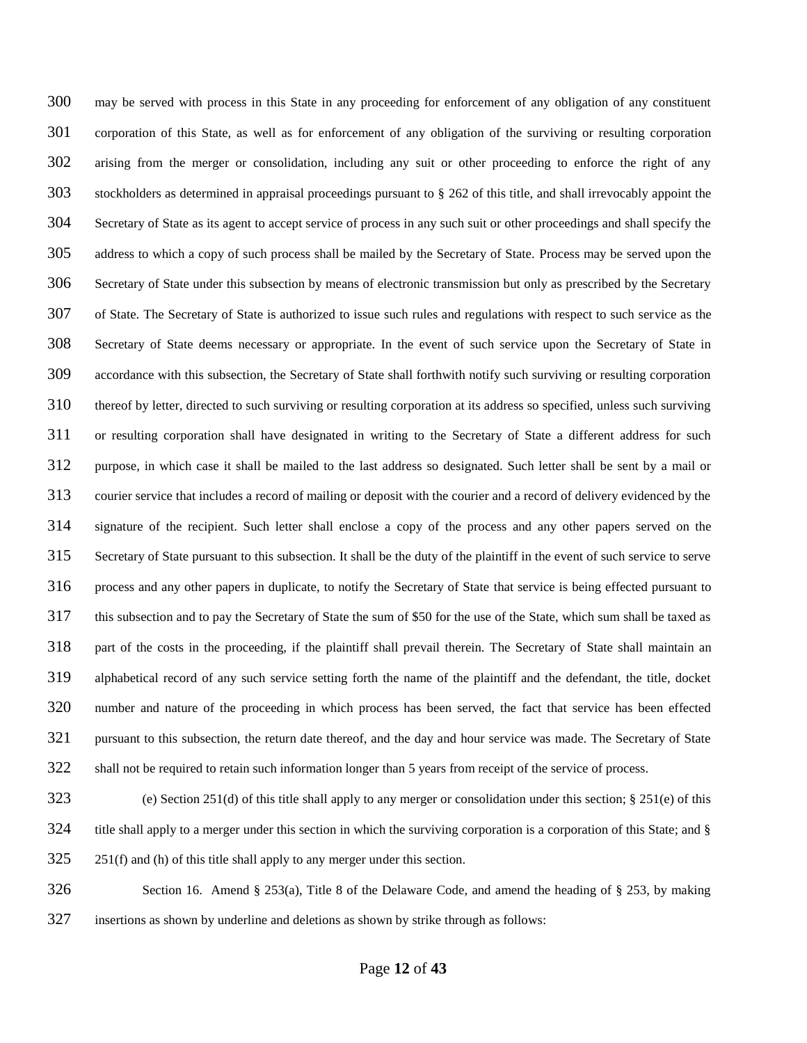may be served with process in this State in any proceeding for enforcement of any obligation of any constituent corporation of this State, as well as for enforcement of any obligation of the surviving or resulting corporation arising from the merger or consolidation, including any suit or other proceeding to enforce the right of any stockholders as determined in appraisal proceedings pursuant to § 262 of this title, and shall irrevocably appoint the Secretary of State as its agent to accept service of process in any such suit or other proceedings and shall specify the address to which a copy of such process shall be mailed by the Secretary of State. Process may be served upon the Secretary of State under this subsection by means of electronic transmission but only as prescribed by the Secretary of State. The Secretary of State is authorized to issue such rules and regulations with respect to such service as the Secretary of State deems necessary or appropriate. In the event of such service upon the Secretary of State in accordance with this subsection, the Secretary of State shall forthwith notify such surviving or resulting corporation thereof by letter, directed to such surviving or resulting corporation at its address so specified, unless such surviving or resulting corporation shall have designated in writing to the Secretary of State a different address for such purpose, in which case it shall be mailed to the last address so designated. Such letter shall be sent by a mail or courier service that includes a record of mailing or deposit with the courier and a record of delivery evidenced by the signature of the recipient. Such letter shall enclose a copy of the process and any other papers served on the Secretary of State pursuant to this subsection. It shall be the duty of the plaintiff in the event of such service to serve process and any other papers in duplicate, to notify the Secretary of State that service is being effected pursuant to this subsection and to pay the Secretary of State the sum of $50 for the use of the State, which sum shall be taxed as part of the costs in the proceeding, if the plaintiff shall prevail therein. The Secretary of State shall maintain an alphabetical record of any such service setting forth the name of the plaintiff and the defendant, the title, docket number and nature of the proceeding in which process has been served, the fact that service has been effected pursuant to this subsection, the return date thereof, and the day and hour service was made. The Secretary of State shall not be required to retain such information longer than 5 years from receipt of the service of process.

(e) Section 251(d) of this title shall apply to any merger or consolidation under this section; § 251(e) of this title shall apply to a merger under this section in which the surviving corporation is a corporation of this State; and § 251(f) and (h) of this title shall apply to any merger under this section.

Section 16. Amend § 253(a), Title 8 of the Delaware Code, and amend the heading of § 253, by making insertions as shown by underline and deletions as shown by strike through as follows: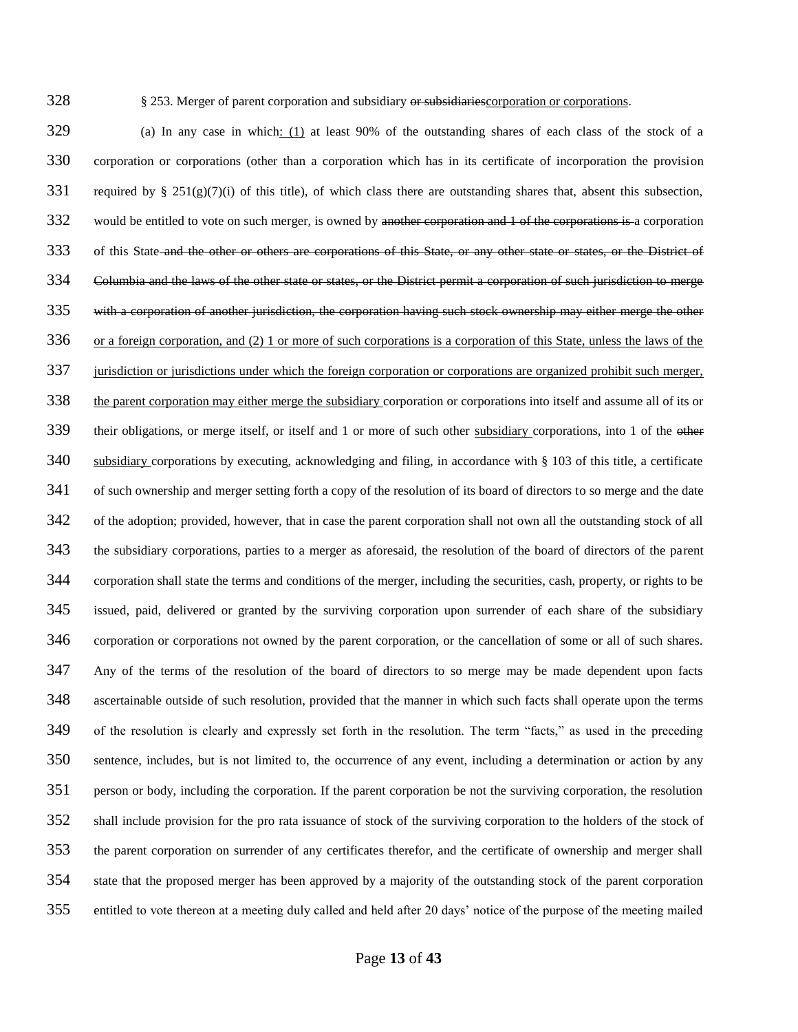§ 253. Merger of parent corporation and subsidiary ~~or subsidiaries~~<u>corporation or corporations</u>.

(a) In any case in which<u>: (1)</u> at least 90% of the outstanding shares of each class of the stock of a corporation or corporations (other than a corporation which has in its certificate of incorporation the provision required by § 251(g)(7)(i) of this title), of which class there are outstanding shares that, absent this subsection, would be entitled to vote on such merger, is owned by ~~another corporation and 1 of the corporations is~~ a corporation of this State ~~and the other or others are corporations of this State, or any other state or states, or the District of Columbia and the laws of the other state or states, or the District permit a corporation of such jurisdiction to merge with a corporation of another jurisdiction, the corporation having such stock ownership may either merge the other~~ <u>or a foreign corporation, and (2) 1 or more of such corporations is a corporation of this State, unless the laws of the jurisdiction or jurisdictions under which the foreign corporation or corporations are organized prohibit such merger, the parent corporation may either merge the subsidiary</u> corporation or corporations into itself and assume all of its or their obligations, or merge itself, or itself and 1 or more of such other <u>subsidiary</u> corporations, into 1 of the ~~other~~ <u>subsidiary</u> corporations by executing, acknowledging and filing, in accordance with § 103 of this title, a certificate of such ownership and merger setting forth a copy of the resolution of its board of directors to so merge and the date of the adoption; provided, however, that in case the parent corporation shall not own all the outstanding stock of all the subsidiary corporations, parties to a merger as aforesaid, the resolution of the board of directors of the parent corporation shall state the terms and conditions of the merger, including the securities, cash, property, or rights to be issued, paid, delivered or granted by the surviving corporation upon surrender of each share of the subsidiary corporation or corporations not owned by the parent corporation, or the cancellation of some or all of such shares. Any of the terms of the resolution of the board of directors to so merge may be made dependent upon facts ascertainable outside of such resolution, provided that the manner in which such facts shall operate upon the terms of the resolution is clearly and expressly set forth in the resolution. The term "facts," as used in the preceding sentence, includes, but is not limited to, the occurrence of any event, including a determination or action by any person or body, including the corporation. If the parent corporation be not the surviving corporation, the resolution shall include provision for the pro rata issuance of stock of the surviving corporation to the holders of the stock of the parent corporation on surrender of any certificates therefor, and the certificate of ownership and merger shall state that the proposed merger has been approved by a majority of the outstanding stock of the parent corporation entitled to vote thereon at a meeting duly called and held after 20 days' notice of the purpose of the meeting mailed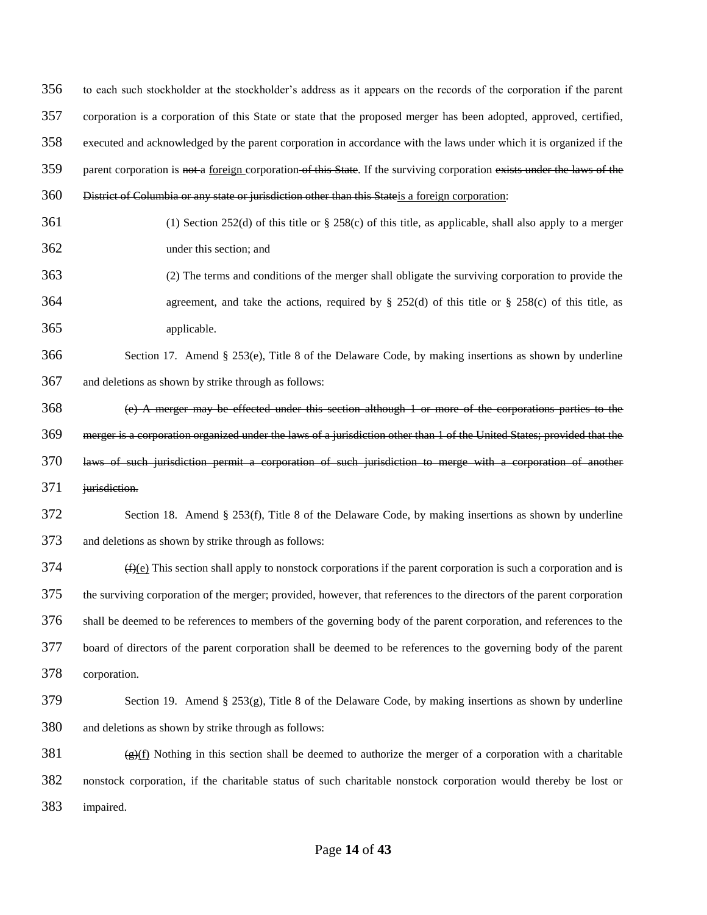to each such stockholder at the stockholder's address as it appears on the records of the corporation if the parent corporation is a corporation of this State or state that the proposed merger has been adopted, approved, certified, executed and acknowledged by the parent corporation in accordance with the laws under which it is organized if the parent corporation is ~~not~~ a <u>foreign</u> corporation ~~of this State~~. If the surviving corporation ~~exists under the laws of the District of Columbia or any state or jurisdiction other than this State~~<u>is a foreign corporation</u>:

(1) Section 252(d) of this title or § 258(c) of this title, as applicable, shall also apply to a merger under this section; and

(2) The terms and conditions of the merger shall obligate the surviving corporation to provide the agreement, and take the actions, required by § 252(d) of this title or § 258(c) of this title, as applicable.

Section 17. Amend § 253(e), Title 8 of the Delaware Code, by making insertions as shown by underline and deletions as shown by strike through as follows:

~~(e) A merger may be effected under this section although 1 or more of the corporations parties to the merger is a corporation organized under the laws of a jurisdiction other than 1 of the United States; provided that the laws of such jurisdiction permit a corporation of such jurisdiction to merge with a corporation of another jurisdiction.~~

Section 18. Amend § 253(f), Title 8 of the Delaware Code, by making insertions as shown by underline and deletions as shown by strike through as follows:

~~(f)~~<u>(e)</u> This section shall apply to nonstock corporations if the parent corporation is such a corporation and is the surviving corporation of the merger; provided, however, that references to the directors of the parent corporation shall be deemed to be references to members of the governing body of the parent corporation, and references to the board of directors of the parent corporation shall be deemed to be references to the governing body of the parent corporation.

Section 19. Amend § 253(g), Title 8 of the Delaware Code, by making insertions as shown by underline and deletions as shown by strike through as follows:

~~(g)~~<u>(f)</u> Nothing in this section shall be deemed to authorize the merger of a corporation with a charitable nonstock corporation, if the charitable status of such charitable nonstock corporation would thereby be lost or impaired.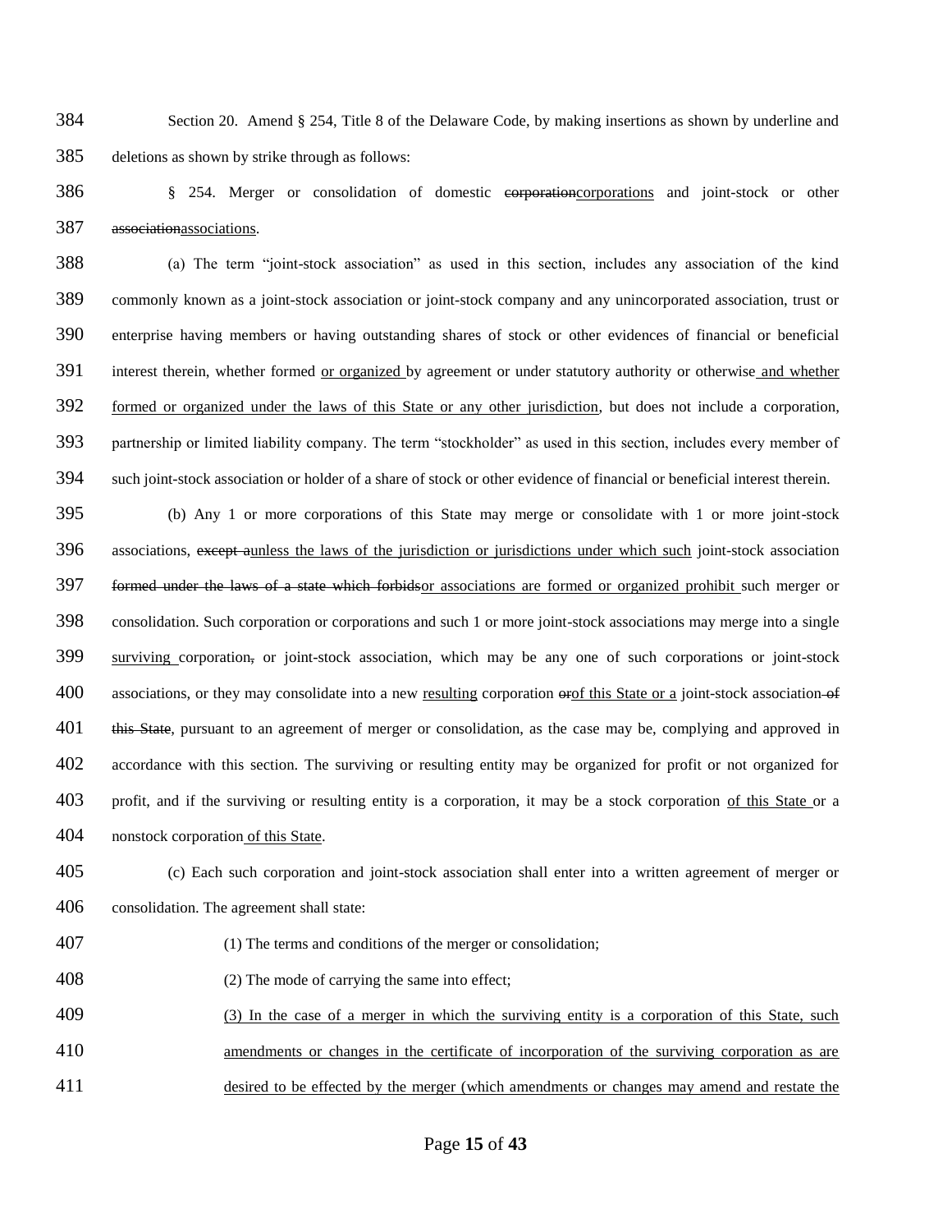Section 20. Amend § 254, Title 8 of the Delaware Code, by making insertions as shown by underline and deletions as shown by strike through as follows:

§ 254. Merger or consolidation of domestic ~~corporation~~<u>corporations</u> and joint-stock or other ~~association~~<u>associations</u>.

(a) The term "joint-stock association" as used in this section, includes any association of the kind commonly known as a joint-stock association or joint-stock company and any unincorporated association, trust or enterprise having members or having outstanding shares of stock or other evidences of financial or beneficial interest therein, whether formed <u>or organized</u> by agreement or under statutory authority or otherwise <u>and whether formed or organized under the laws of this State or any other jurisdiction</u>, but does not include a corporation, partnership or limited liability company. The term "stockholder" as used in this section, includes every member of such joint-stock association or holder of a share of stock or other evidence of financial or beneficial interest therein.

(b) Any 1 or more corporations of this State may merge or consolidate with 1 or more joint-stock associations, ~~except a~~<u>unless the laws of the jurisdiction or jurisdictions under which such</u> joint-stock association ~~formed under the laws of a state which forbids~~<u>or associations are formed or organized prohibit</u> such merger or consolidation. Such corporation or corporations and such 1 or more joint-stock associations may merge into a single <u>surviving</u> corporation~~,~~ or joint-stock association, which may be any one of such corporations or joint-stock associations, or they may consolidate into a new <u>resulting</u> corporation ~~or~~<u>of this State or a</u> joint-stock association ~~of this State~~, pursuant to an agreement of merger or consolidation, as the case may be, complying and approved in accordance with this section. The surviving or resulting entity may be organized for profit or not organized for profit, and if the surviving or resulting entity is a corporation, it may be a stock corporation <u>of this State</u> or a nonstock corporation <u>of this State</u>.

(c) Each such corporation and joint-stock association shall enter into a written agreement of merger or consolidation. The agreement shall state:

(1) The terms and conditions of the merger or consolidation;

(2) The mode of carrying the same into effect;

<u>(3) In the case of a merger in which the surviving entity is a corporation of this State, such amendments or changes in the certificate of incorporation of the surviving corporation as are desired to be effected by the merger (which amendments or changes may amend and restate the</u>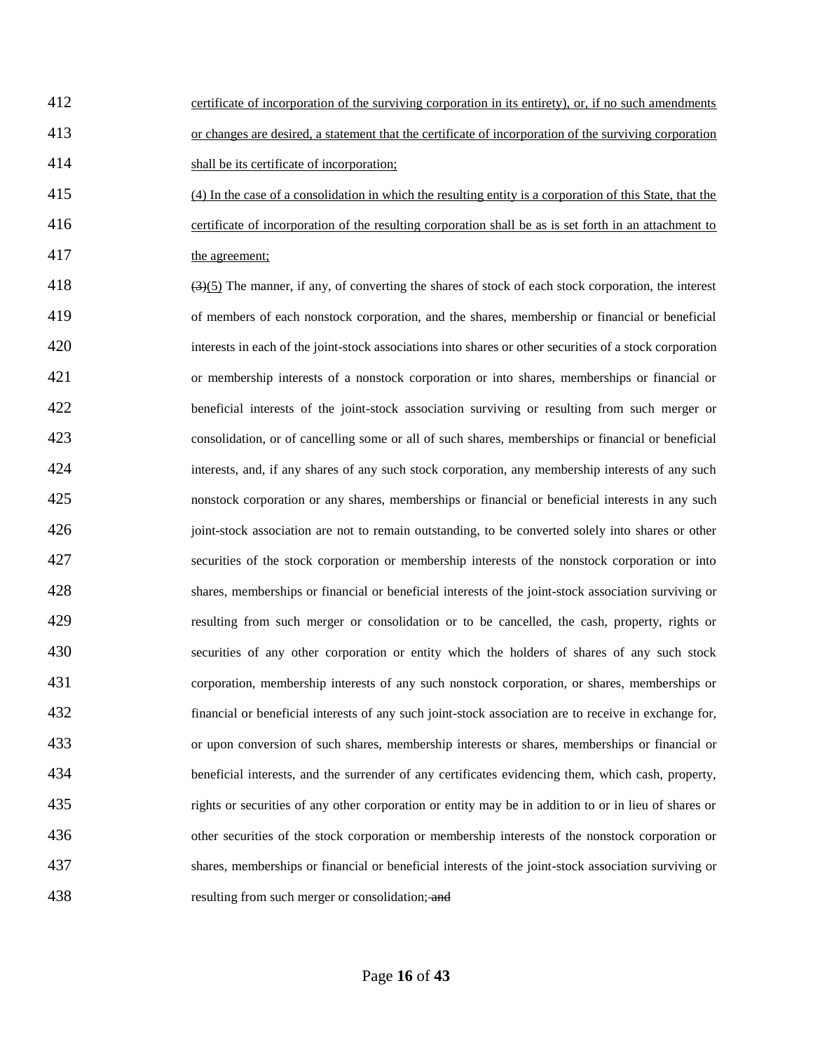certificate of incorporation of the surviving corporation in its entirety), or, if no such amendments or changes are desired, a statement that the certificate of incorporation of the surviving corporation shall be its certificate of incorporation;

(4) In the case of a consolidation in which the resulting entity is a corporation of this State, that the certificate of incorporation of the resulting corporation shall be as is set forth in an attachment to the agreement;

~~(3)~~(5) The manner, if any, of converting the shares of stock of each stock corporation, the interest of members of each nonstock corporation, and the shares, membership or financial or beneficial interests in each of the joint-stock associations into shares or other securities of a stock corporation or membership interests of a nonstock corporation or into shares, memberships or financial or beneficial interests of the joint-stock association surviving or resulting from such merger or consolidation, or of cancelling some or all of such shares, memberships or financial or beneficial interests, and, if any shares of any such stock corporation, any membership interests of any such nonstock corporation or any shares, memberships or financial or beneficial interests in any such joint-stock association are not to remain outstanding, to be converted solely into shares or other securities of the stock corporation or membership interests of the nonstock corporation or into shares, memberships or financial or beneficial interests of the joint-stock association surviving or resulting from such merger or consolidation or to be cancelled, the cash, property, rights or securities of any other corporation or entity which the holders of shares of any such stock corporation, membership interests of any such nonstock corporation, or shares, memberships or financial or beneficial interests of any such joint-stock association are to receive in exchange for, or upon conversion of such shares, membership interests or shares, memberships or financial or beneficial interests, and the surrender of any certificates evidencing them, which cash, property, rights or securities of any other corporation or entity may be in addition to or in lieu of shares or other securities of the stock corporation or membership interests of the nonstock corporation or shares, memberships or financial or beneficial interests of the joint-stock association surviving or resulting from such merger or consolidation; ~~and~~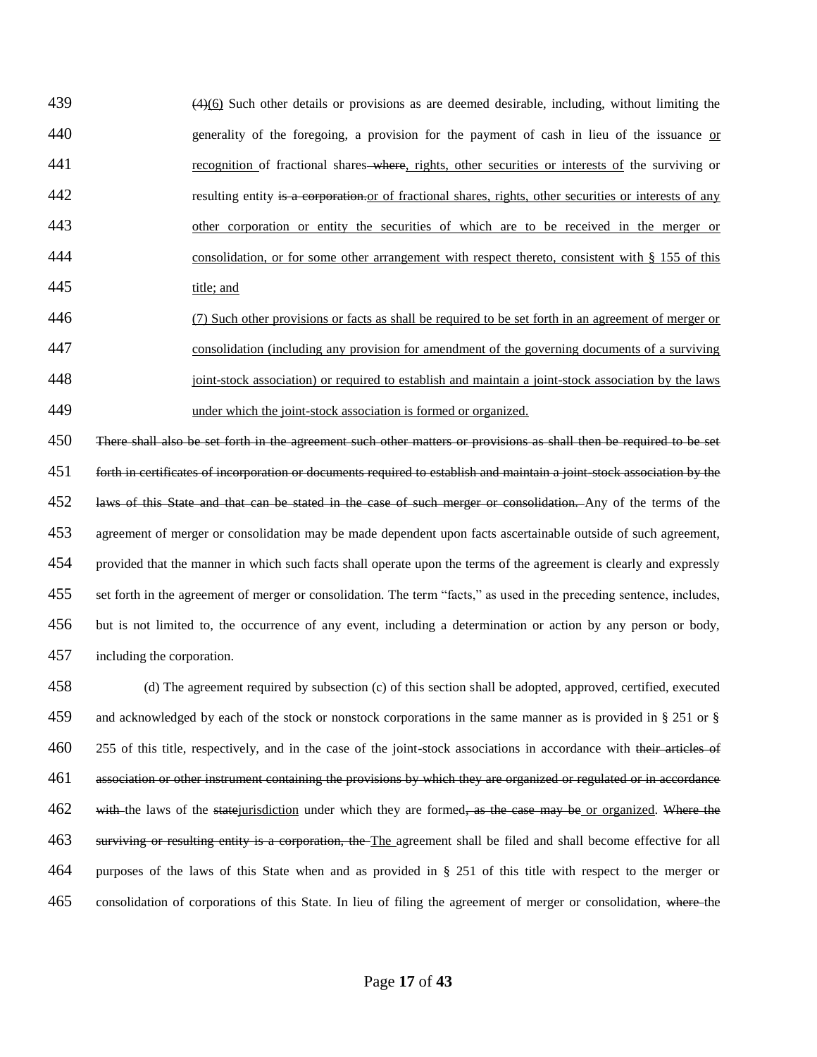439 ~~(4)~~(6) Such other details or provisions as are deemed desirable, including, without limiting the
440 generality of the foregoing, a provision for the payment of cash in lieu of the issuance <u>or</u>
441 <u>recognition</u> of fractional shares ~~where~~<u>, rights, other securities or interests of</u> the surviving or
442 resulting entity ~~is a corporation.~~<u>or of fractional shares, rights, other securities or interests of any</u>
443 <u>other corporation or entity the securities of which are to be received in the merger or</u>
444 <u>consolidation, or for some other arrangement with respect thereto, consistent with § 155 of this</u>
445 <u>title; and</u>

446 <u>(7) Such other provisions or facts as shall be required to be set forth in an agreement of merger or</u>
447 <u>consolidation (including any provision for amendment of the governing documents of a surviving</u>
448 <u>joint-stock association) or required to establish and maintain a joint-stock association by the laws</u>
449 <u>under which the joint-stock association is formed or organized.</u>

450 ~~There shall also be set forth in the agreement such other matters or provisions as shall then be required to be set~~
451 ~~forth in certificates of incorporation or documents required to establish and maintain a joint-stock association by the~~
452 ~~laws of this State and that can be stated in the case of such merger or consolidation.~~ Any of the terms of the
453 agreement of merger or consolidation may be made dependent upon facts ascertainable outside of such agreement,
454 provided that the manner in which such facts shall operate upon the terms of the agreement is clearly and expressly
455 set forth in the agreement of merger or consolidation. The term "facts," as used in the preceding sentence, includes,
456 but is not limited to, the occurrence of any event, including a determination or action by any person or body,
457 including the corporation.

458 (d) The agreement required by subsection (c) of this section shall be adopted, approved, certified, executed
459 and acknowledged by each of the stock or nonstock corporations in the same manner as is provided in § 251 or §
460 255 of this title, respectively, and in the case of the joint-stock associations in accordance with ~~their articles of~~
461 ~~association or other instrument containing the provisions by which they are organized or regulated or in accordance~~
462 ~~with~~ the laws of the ~~state~~<u>jurisdiction</u> under which they are formed~~, as the case may be~~ <u>or organized</u>. ~~Where the~~
463 ~~surviving or resulting entity is a corporation, the~~ <u>The</u> agreement shall be filed and shall become effective for all
464 purposes of the laws of this State when and as provided in § 251 of this title with respect to the merger or
465 consolidation of corporations of this State. In lieu of filing the agreement of merger or consolidation, ~~where~~ the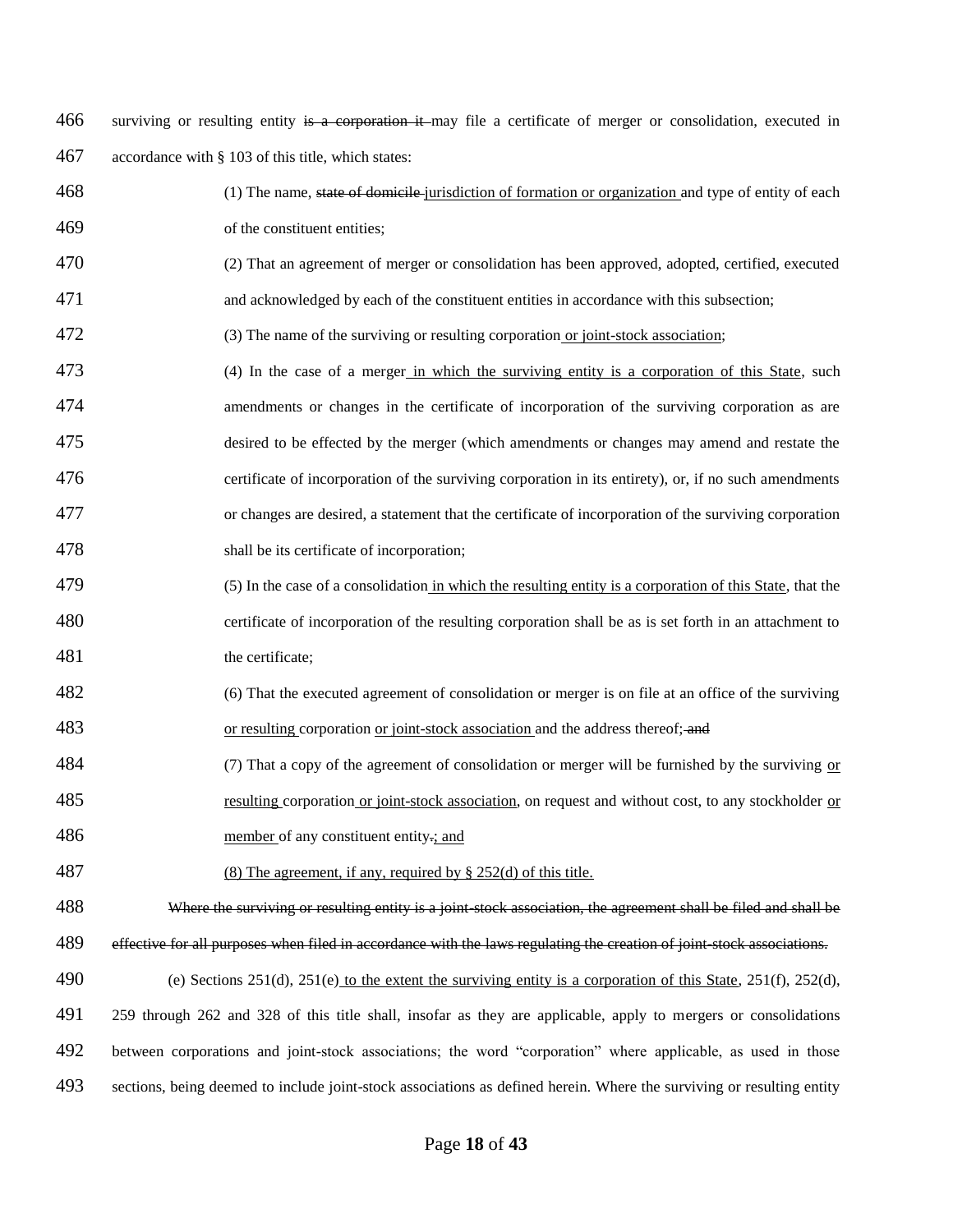466 surviving or resulting entity ~~is a corporation it~~ may file a certificate of merger or consolidation, executed in
467 accordance with § 103 of this title, which states:

468 (1) The name, ~~state of domicile~~ <u>jurisdiction of formation or organization</u> and type of entity of each
469 of the constituent entities;

470 (2) That an agreement of merger or consolidation has been approved, adopted, certified, executed
471 and acknowledged by each of the constituent entities in accordance with this subsection;

472 (3) The name of the surviving or resulting corporation <u>or joint-stock association</u>;

473 (4) In the case of a merger <u>in which the surviving entity is a corporation of this State</u>, such
474 amendments or changes in the certificate of incorporation of the surviving corporation as are
475 desired to be effected by the merger (which amendments or changes may amend and restate the
476 certificate of incorporation of the surviving corporation in its entirety), or, if no such amendments
477 or changes are desired, a statement that the certificate of incorporation of the surviving corporation
478 shall be its certificate of incorporation;

479 (5) In the case of a consolidation <u>in which the resulting entity is a corporation of this State</u>, that the
480 certificate of incorporation of the resulting corporation shall be as is set forth in an attachment to
481 the certificate;

482 (6) That the executed agreement of consolidation or merger is on file at an office of the surviving
483 <u>or resulting</u> corporation <u>or joint-stock association</u> and the address thereof; ~~and~~

484 (7) That a copy of the agreement of consolidation or merger will be furnished by the surviving <u>or</u>
485 <u>resulting</u> corporation <u>or joint-stock association</u>, on request and without cost, to any stockholder <u>or</u>
486 <u>member</u> of any constituent entity~~.~~<u>; and</u>

487 <u>(8) The agreement, if any, required by § 252(d) of this title.</u>

488 ~~Where the surviving or resulting entity is a joint-stock association, the agreement shall be filed and shall be~~
489 ~~effective for all purposes when filed in accordance with the laws regulating the creation of joint-stock associations.~~

490 (e) Sections 251(d), 251(e) <u>to the extent the surviving entity is a corporation of this State</u>, 251(f), 252(d),
491 259 through 262 and 328 of this title shall, insofar as they are applicable, apply to mergers or consolidations
492 between corporations and joint-stock associations; the word "corporation" where applicable, as used in those
493 sections, being deemed to include joint-stock associations as defined herein. Where the surviving or resulting entity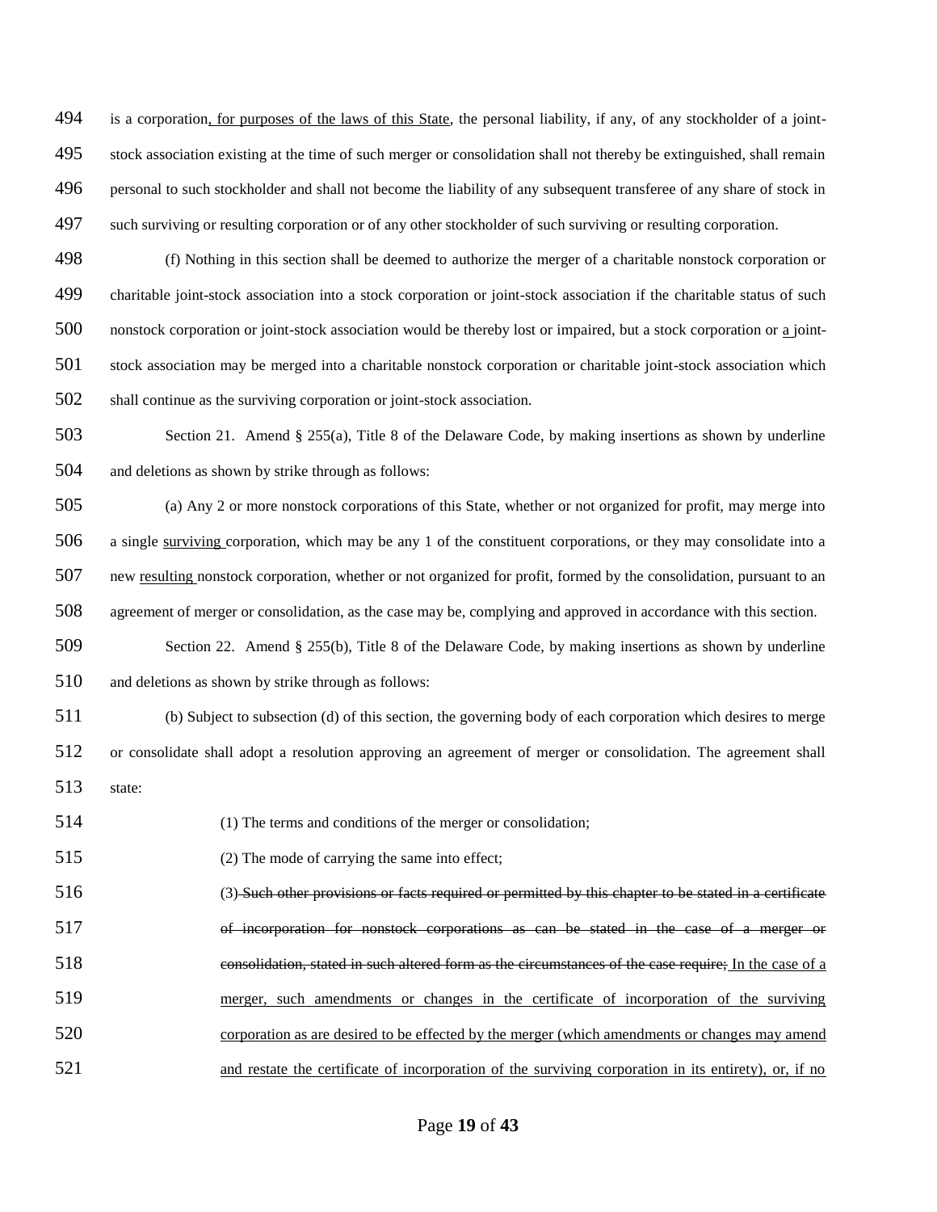is a corporation<u>, for purposes of the laws of this State</u>, the personal liability, if any, of any stockholder of a joint-stock association existing at the time of such merger or consolidation shall not thereby be extinguished, shall remain personal to such stockholder and shall not become the liability of any subsequent transferee of any share of stock in such surviving or resulting corporation or of any other stockholder of such surviving or resulting corporation.

(f) Nothing in this section shall be deemed to authorize the merger of a charitable nonstock corporation or charitable joint-stock association into a stock corporation or joint-stock association if the charitable status of such nonstock corporation or joint-stock association would be thereby lost or impaired, but a stock corporation or <u>a</u> joint-stock association may be merged into a charitable nonstock corporation or charitable joint-stock association which shall continue as the surviving corporation or joint-stock association.

Section 21. Amend § 255(a), Title 8 of the Delaware Code, by making insertions as shown by underline and deletions as shown by strike through as follows:

(a) Any 2 or more nonstock corporations of this State, whether or not organized for profit, may merge into a single <u>surviving</u> corporation, which may be any 1 of the constituent corporations, or they may consolidate into a new <u>resulting</u> nonstock corporation, whether or not organized for profit, formed by the consolidation, pursuant to an agreement of merger or consolidation, as the case may be, complying and approved in accordance with this section.

Section 22. Amend § 255(b), Title 8 of the Delaware Code, by making insertions as shown by underline and deletions as shown by strike through as follows:

(b) Subject to subsection (d) of this section, the governing body of each corporation which desires to merge or consolidate shall adopt a resolution approving an agreement of merger or consolidation. The agreement shall state:

(1) The terms and conditions of the merger or consolidation;

(2) The mode of carrying the same into effect;

(3) ~~Such other provisions or facts required or permitted by this chapter to be stated in a certificate of incorporation for nonstock corporations as can be stated in the case of a merger or consolidation, stated in such altered form as the circumstances of the case require;~~ <u>In the case of a merger, such amendments or changes in the certificate of incorporation of the surviving corporation as are desired to be effected by the merger (which amendments or changes may amend and restate the certificate of incorporation of the surviving corporation in its entirety), or, if no</u>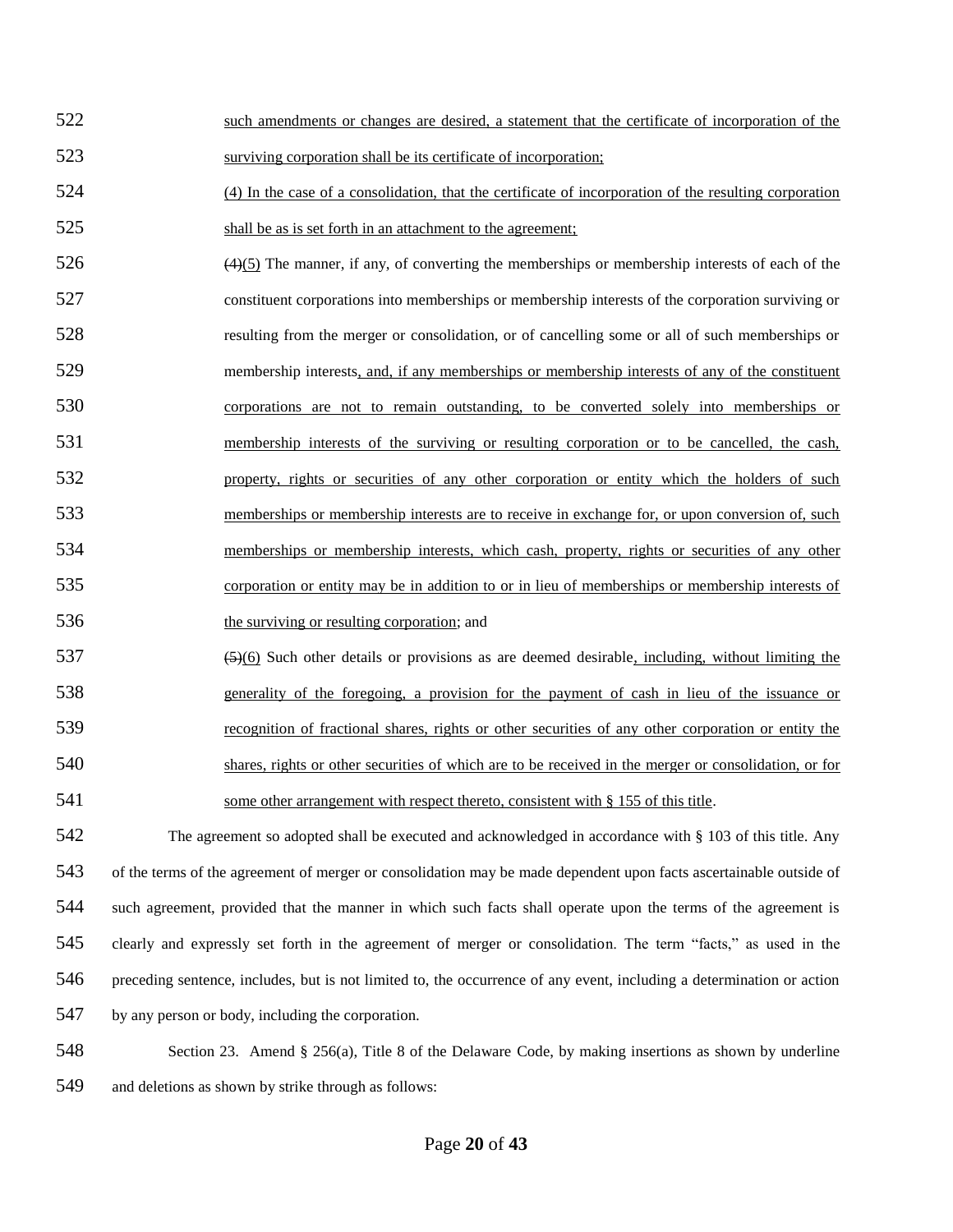such amendments or changes are desired, a statement that the certificate of incorporation of the surviving corporation shall be its certificate of incorporation;

(4) In the case of a consolidation, that the certificate of incorporation of the resulting corporation shall be as is set forth in an attachment to the agreement;

~~(4)~~(5) The manner, if any, of converting the memberships or membership interests of each of the constituent corporations into memberships or membership interests of the corporation surviving or resulting from the merger or consolidation, or of cancelling some or all of such memberships or membership interests, and, if any memberships or membership interests of any of the constituent corporations are not to remain outstanding, to be converted solely into memberships or membership interests of the surviving or resulting corporation or to be cancelled, the cash, property, rights or securities of any other corporation or entity which the holders of such memberships or membership interests are to receive in exchange for, or upon conversion of, such memberships or membership interests, which cash, property, rights or securities of any other corporation or entity may be in addition to or in lieu of memberships or membership interests of the surviving or resulting corporation; and

~~(5)~~(6) Such other details or provisions as are deemed desirable, including, without limiting the generality of the foregoing, a provision for the payment of cash in lieu of the issuance or recognition of fractional shares, rights or other securities of any other corporation or entity the shares, rights or other securities of which are to be received in the merger or consolidation, or for some other arrangement with respect thereto, consistent with § 155 of this title.

The agreement so adopted shall be executed and acknowledged in accordance with § 103 of this title. Any of the terms of the agreement of merger or consolidation may be made dependent upon facts ascertainable outside of such agreement, provided that the manner in which such facts shall operate upon the terms of the agreement is clearly and expressly set forth in the agreement of merger or consolidation. The term "facts," as used in the preceding sentence, includes, but is not limited to, the occurrence of any event, including a determination or action by any person or body, including the corporation.

Section 23. Amend § 256(a), Title 8 of the Delaware Code, by making insertions as shown by underline and deletions as shown by strike through as follows: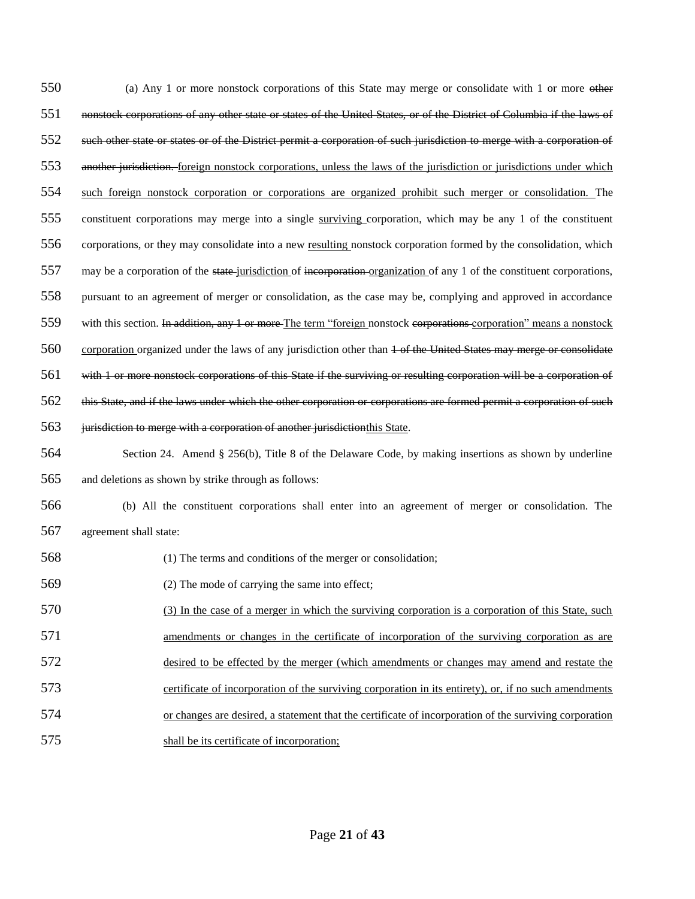(a) Any 1 or more nonstock corporations of this State may merge or consolidate with 1 or more ~~other nonstock corporations of any other state or states of the United States, or of the District of Columbia if the laws of such other state or states or of the District permit a corporation of such jurisdiction to merge with a corporation of another jurisdiction.~~ <u>foreign nonstock corporations, unless the laws of the jurisdiction or jurisdictions under which such foreign nonstock corporation or corporations are organized prohibit such merger or consolidation.</u> The constituent corporations may merge into a single <u>surviving</u> corporation, which may be any 1 of the constituent corporations, or they may consolidate into a new <u>resulting</u> nonstock corporation formed by the consolidation, which may be a corporation of the ~~state~~ <u>jurisdiction</u> of ~~incorporation~~ <u>organization</u> of any 1 of the constituent corporations, pursuant to an agreement of merger or consolidation, as the case may be, complying and approved in accordance with this section. ~~In addition, any 1 or more~~ <u>The term "foreign</u> nonstock ~~corporations~~ <u>corporation" means a nonstock corporation</u> organized under the laws of any jurisdiction other than ~~1 of the United States may merge or consolidate with 1 or more nonstock corporations of this State if the surviving or resulting corporation will be a corporation of this State, and if the laws under which the other corporation or corporations are formed permit a corporation of such jurisdiction to merge with a corporation of another jurisdiction~~<u>this State</u>.

Section 24. Amend § 256(b), Title 8 of the Delaware Code, by making insertions as shown by underline and deletions as shown by strike through as follows:

(b) All the constituent corporations shall enter into an agreement of merger or consolidation. The agreement shall state:

(1) The terms and conditions of the merger or consolidation;

(2) The mode of carrying the same into effect;

<u>(3) In the case of a merger in which the surviving corporation is a corporation of this State, such amendments or changes in the certificate of incorporation of the surviving corporation as are desired to be effected by the merger (which amendments or changes may amend and restate the certificate of incorporation of the surviving corporation in its entirety), or, if no such amendments or changes are desired, a statement that the certificate of incorporation of the surviving corporation shall be its certificate of incorporation;</u>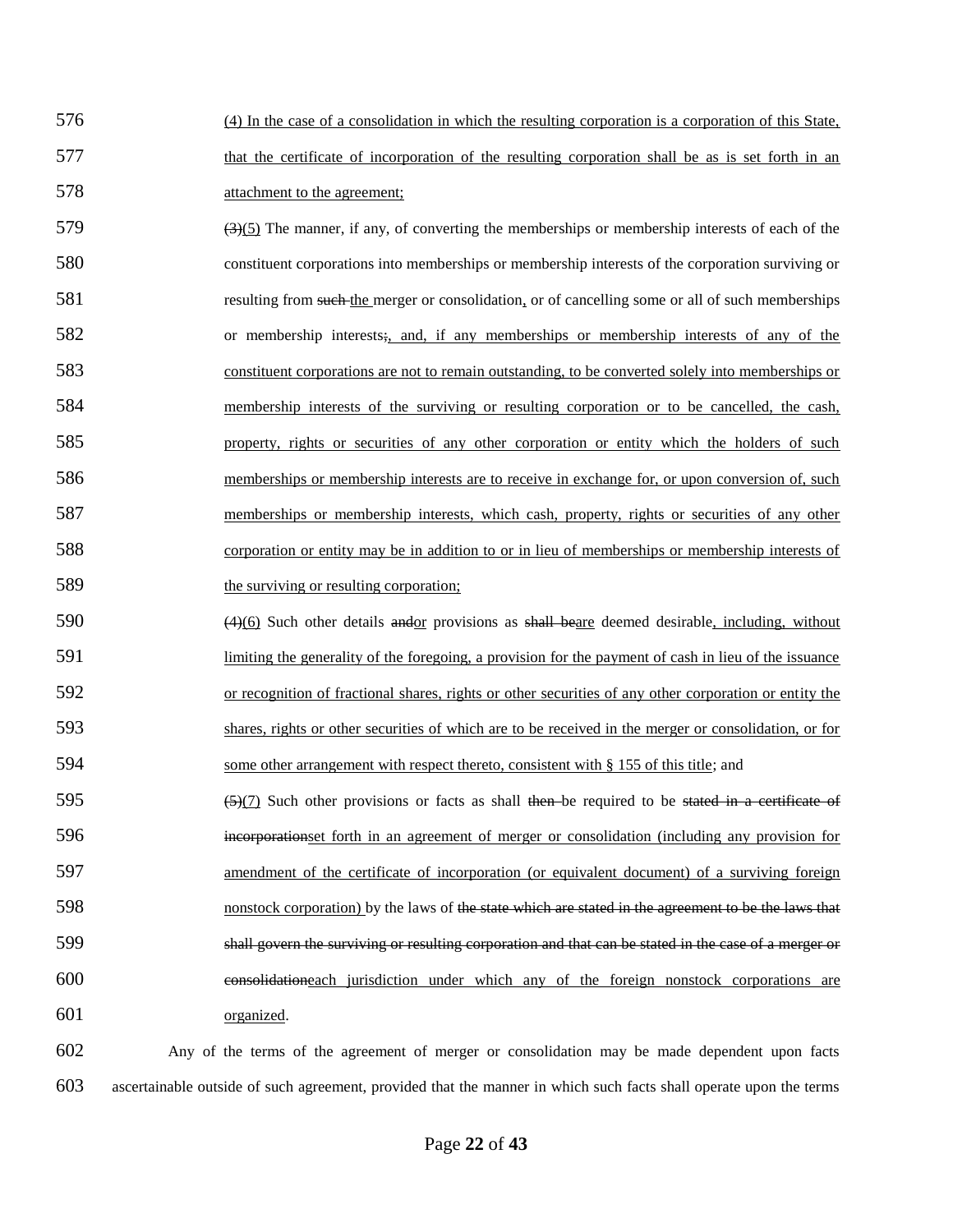576 (4) In the case of a consolidation in which the resulting corporation is a corporation of this State,

577 that the certificate of incorporation of the resulting corporation shall be as is set forth in an

578 attachment to the agreement;

579 ~~(3)~~(5) The manner, if any, of converting the memberships or membership interests of each of the

580 constituent corporations into memberships or membership interests of the corporation surviving or

581 resulting from ~~such~~ the merger or consolidation, or of cancelling some or all of such memberships

582 or membership interests~~;~~, and, if any memberships or membership interests of any of the

583 constituent corporations are not to remain outstanding, to be converted solely into memberships or

584 membership interests of the surviving or resulting corporation or to be cancelled, the cash,

585 property, rights or securities of any other corporation or entity which the holders of such

586 memberships or membership interests are to receive in exchange for, or upon conversion of, such

587 memberships or membership interests, which cash, property, rights or securities of any other

588 corporation or entity may be in addition to or in lieu of memberships or membership interests of

589 the surviving or resulting corporation;

590 ~~(4)~~(6) Such other details ~~and~~or provisions as ~~shall be~~are deemed desirable, including, without

591 limiting the generality of the foregoing, a provision for the payment of cash in lieu of the issuance

592 or recognition of fractional shares, rights or other securities of any other corporation or entity the

593 shares, rights or other securities of which are to be received in the merger or consolidation, or for

594 some other arrangement with respect thereto, consistent with § 155 of this title; and

595 ~~(5)~~(7) Such other provisions or facts as shall ~~then~~ be required to be ~~stated in a certificate of~~

596 ~~incorporation~~set forth in an agreement of merger or consolidation (including any provision for

597 amendment of the certificate of incorporation (or equivalent document) of a surviving foreign

598 nonstock corporation) by the laws of ~~the state which are stated in the agreement to be the laws that~~

599 ~~shall govern the surviving or resulting corporation and that can be stated in the case of a merger or~~

600 ~~consolidation~~each jurisdiction under which any of the foreign nonstock corporations are

601 organized.

602 Any of the terms of the agreement of merger or consolidation may be made dependent upon facts

603 ascertainable outside of such agreement, provided that the manner in which such facts shall operate upon the terms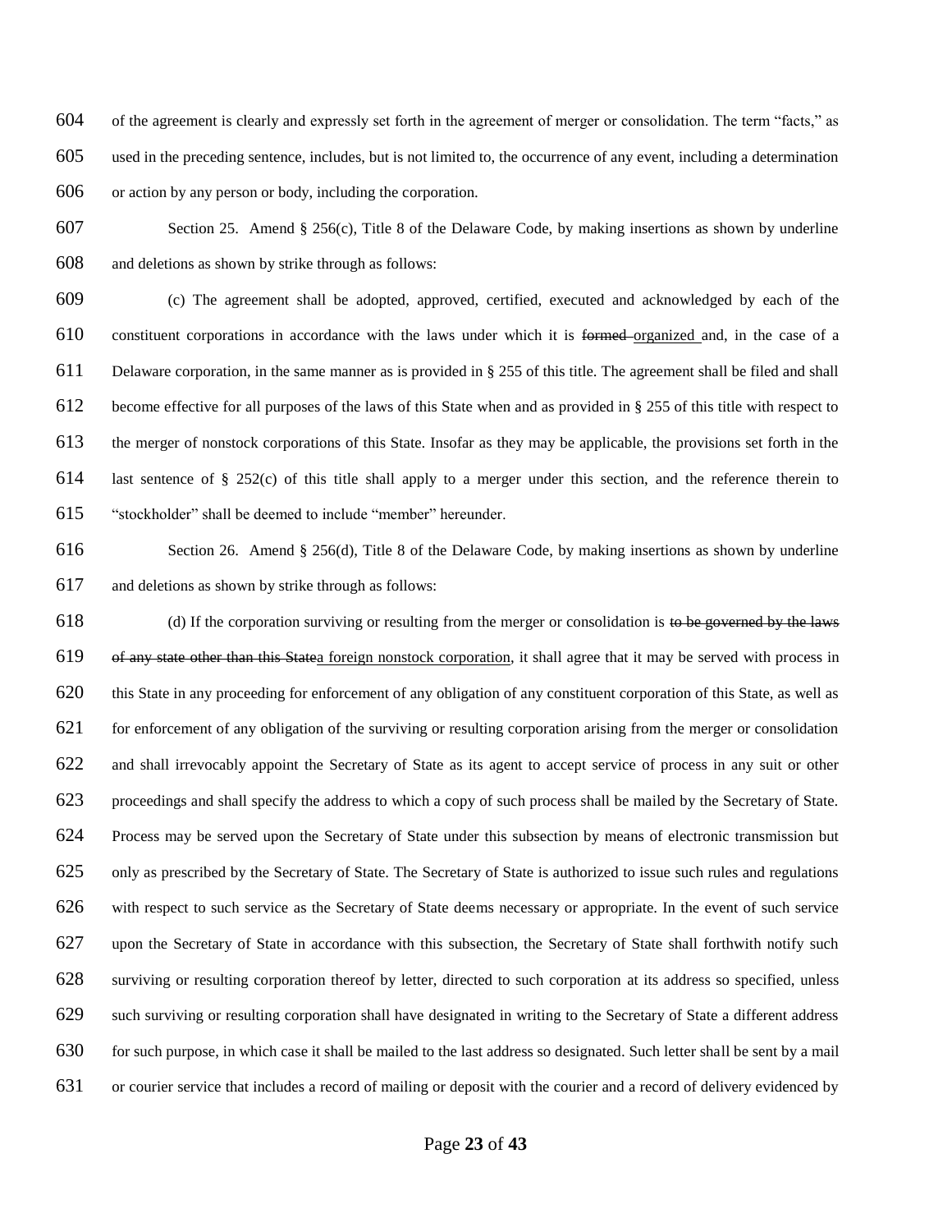of the agreement is clearly and expressly set forth in the agreement of merger or consolidation. The term "facts," as used in the preceding sentence, includes, but is not limited to, the occurrence of any event, including a determination or action by any person or body, including the corporation.

Section 25. Amend § 256(c), Title 8 of the Delaware Code, by making insertions as shown by underline and deletions as shown by strike through as follows:

(c) The agreement shall be adopted, approved, certified, executed and acknowledged by each of the constituent corporations in accordance with the laws under which it is ~~formed~~ <u>organized</u> and, in the case of a Delaware corporation, in the same manner as is provided in § 255 of this title. The agreement shall be filed and shall become effective for all purposes of the laws of this State when and as provided in § 255 of this title with respect to the merger of nonstock corporations of this State. Insofar as they may be applicable, the provisions set forth in the last sentence of § 252(c) of this title shall apply to a merger under this section, and the reference therein to "stockholder" shall be deemed to include "member" hereunder.

Section 26. Amend § 256(d), Title 8 of the Delaware Code, by making insertions as shown by underline and deletions as shown by strike through as follows:

(d) If the corporation surviving or resulting from the merger or consolidation is ~~to be governed by the laws of any state other than this State~~<u>a foreign nonstock corporation</u>, it shall agree that it may be served with process in this State in any proceeding for enforcement of any obligation of any constituent corporation of this State, as well as for enforcement of any obligation of the surviving or resulting corporation arising from the merger or consolidation and shall irrevocably appoint the Secretary of State as its agent to accept service of process in any suit or other proceedings and shall specify the address to which a copy of such process shall be mailed by the Secretary of State. Process may be served upon the Secretary of State under this subsection by means of electronic transmission but only as prescribed by the Secretary of State. The Secretary of State is authorized to issue such rules and regulations with respect to such service as the Secretary of State deems necessary or appropriate. In the event of such service upon the Secretary of State in accordance with this subsection, the Secretary of State shall forthwith notify such surviving or resulting corporation thereof by letter, directed to such corporation at its address so specified, unless such surviving or resulting corporation shall have designated in writing to the Secretary of State a different address for such purpose, in which case it shall be mailed to the last address so designated. Such letter shall be sent by a mail or courier service that includes a record of mailing or deposit with the courier and a record of delivery evidenced by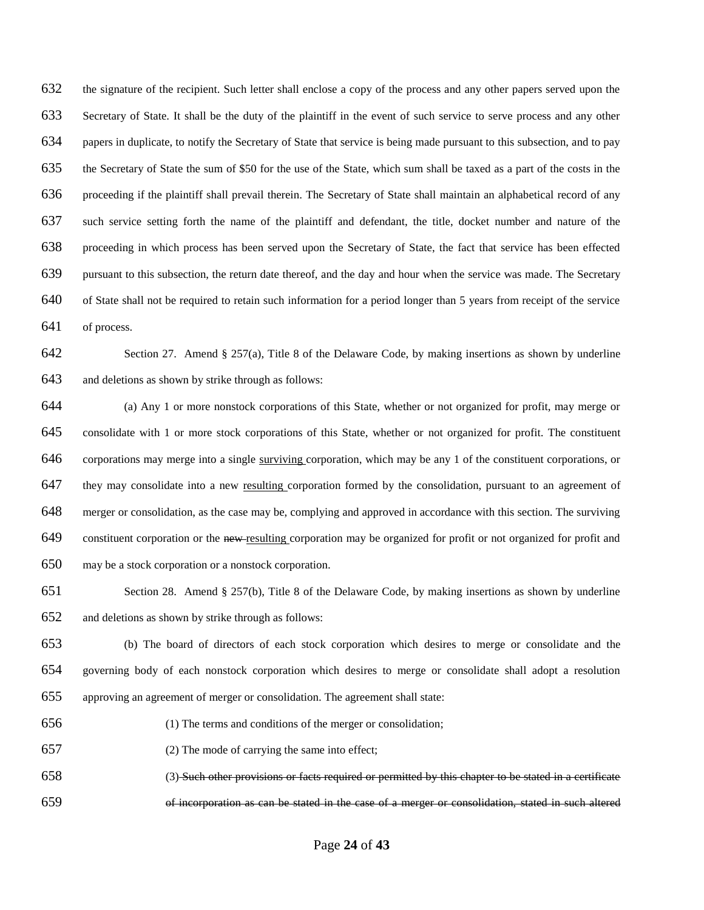the signature of the recipient. Such letter shall enclose a copy of the process and any other papers served upon the Secretary of State. It shall be the duty of the plaintiff in the event of such service to serve process and any other papers in duplicate, to notify the Secretary of State that service is being made pursuant to this subsection, and to pay the Secretary of State the sum of $50 for the use of the State, which sum shall be taxed as a part of the costs in the proceeding if the plaintiff shall prevail therein. The Secretary of State shall maintain an alphabetical record of any such service setting forth the name of the plaintiff and defendant, the title, docket number and nature of the proceeding in which process has been served upon the Secretary of State, the fact that service has been effected pursuant to this subsection, the return date thereof, and the day and hour when the service was made. The Secretary of State shall not be required to retain such information for a period longer than 5 years from receipt of the service of process.

Section 27. Amend § 257(a), Title 8 of the Delaware Code, by making insertions as shown by underline and deletions as shown by strike through as follows:

(a) Any 1 or more nonstock corporations of this State, whether or not organized for profit, may merge or consolidate with 1 or more stock corporations of this State, whether or not organized for profit. The constituent corporations may merge into a single <u>surviving</u> corporation, which may be any 1 of the constituent corporations, or they may consolidate into a new <u>resulting</u> corporation formed by the consolidation, pursuant to an agreement of merger or consolidation, as the case may be, complying and approved in accordance with this section. The surviving constituent corporation or the ~~new~~ <u>resulting</u> corporation may be organized for profit or not organized for profit and may be a stock corporation or a nonstock corporation.

Section 28. Amend § 257(b), Title 8 of the Delaware Code, by making insertions as shown by underline and deletions as shown by strike through as follows:

(b) The board of directors of each stock corporation which desires to merge or consolidate and the governing body of each nonstock corporation which desires to merge or consolidate shall adopt a resolution approving an agreement of merger or consolidation. The agreement shall state:

(1) The terms and conditions of the merger or consolidation;

(2) The mode of carrying the same into effect;

(3) ~~Such other provisions or facts required or permitted by this chapter to be stated in a certificate of incorporation as can be stated in the case of a merger or consolidation, stated in such altered~~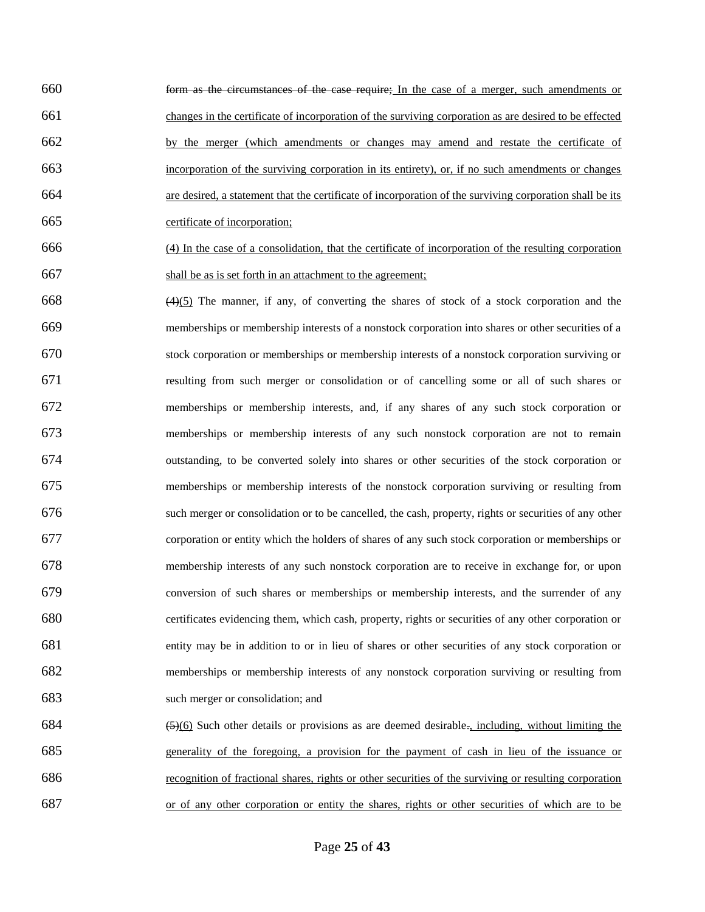660 ~~form as the circumstances of the case require;~~ In the case of a merger, such amendments or
661 changes in the certificate of incorporation of the surviving corporation as are desired to be effected
662 by the merger (which amendments or changes may amend and restate the certificate of
663 incorporation of the surviving corporation in its entirety), or, if no such amendments or changes
664 are desired, a statement that the certificate of incorporation of the surviving corporation shall be its
665 certificate of incorporation;

666 (4) In the case of a consolidation, that the certificate of incorporation of the resulting corporation
667 shall be as is set forth in an attachment to the agreement;

668 ~~(4)~~(5) The manner, if any, of converting the shares of stock of a stock corporation and the
669 memberships or membership interests of a nonstock corporation into shares or other securities of a
670 stock corporation or memberships or membership interests of a nonstock corporation surviving or
671 resulting from such merger or consolidation or of cancelling some or all of such shares or
672 memberships or membership interests, and, if any shares of any such stock corporation or
673 memberships or membership interests of any such nonstock corporation are not to remain
674 outstanding, to be converted solely into shares or other securities of the stock corporation or
675 memberships or membership interests of the nonstock corporation surviving or resulting from
676 such merger or consolidation or to be cancelled, the cash, property, rights or securities of any other
677 corporation or entity which the holders of shares of any such stock corporation or memberships or
678 membership interests of any such nonstock corporation are to receive in exchange for, or upon
679 conversion of such shares or memberships or membership interests, and the surrender of any
680 certificates evidencing them, which cash, property, rights or securities of any other corporation or
681 entity may be in addition to or in lieu of shares or other securities of any stock corporation or
682 memberships or membership interests of any nonstock corporation surviving or resulting from
683 such merger or consolidation; and

684 ~~(5)~~(6) Such other details or provisions as are deemed desirable~~.~~, including, without limiting the
685 generality of the foregoing, a provision for the payment of cash in lieu of the issuance or
686 recognition of fractional shares, rights or other securities of the surviving or resulting corporation
687 or of any other corporation or entity the shares, rights or other securities of which are to be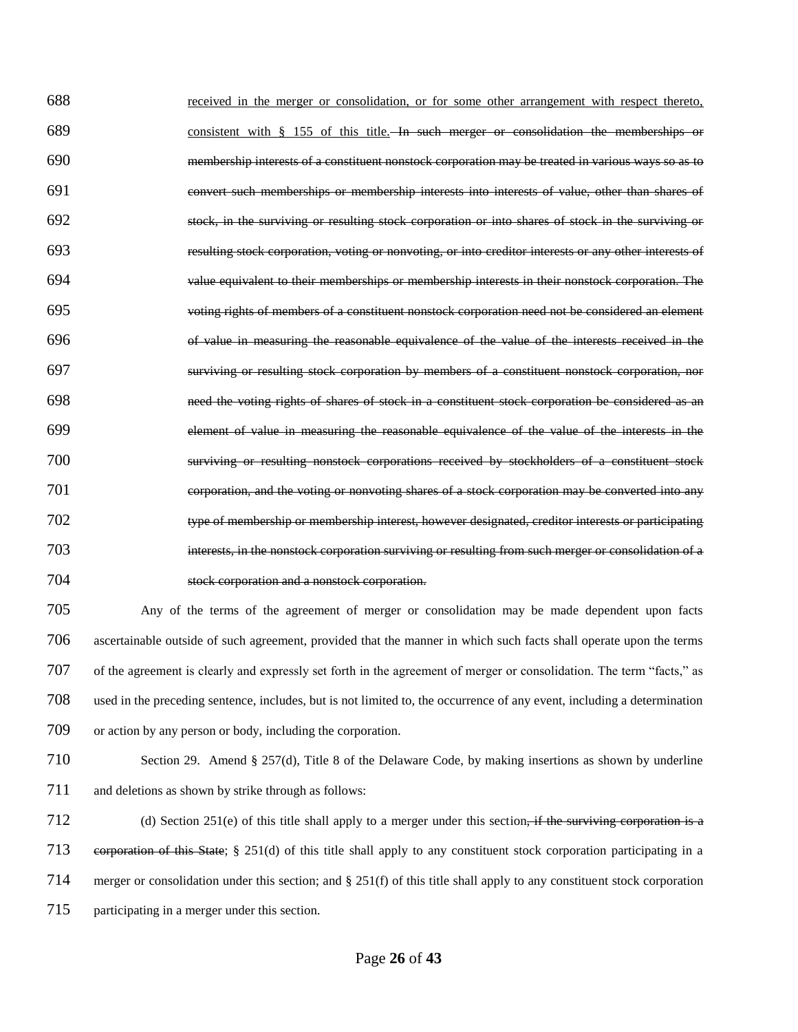received in the merger or consolidation, or for some other arrangement with respect thereto, consistent with § 155 of this title. ~~In such merger or consolidation the memberships or membership interests of a constituent nonstock corporation may be treated in various ways so as to convert such memberships or membership interests into interests of value, other than shares of stock, in the surviving or resulting stock corporation or into shares of stock in the surviving or resulting stock corporation, voting or nonvoting, or into creditor interests or any other interests of value equivalent to their memberships or membership interests in their nonstock corporation. The voting rights of members of a constituent nonstock corporation need not be considered an element of value in measuring the reasonable equivalence of the value of the interests received in the surviving or resulting stock corporation by members of a constituent nonstock corporation, nor need the voting rights of shares of stock in a constituent stock corporation be considered as an element of value in measuring the reasonable equivalence of the value of the interests in the surviving or resulting nonstock corporations received by stockholders of a constituent stock corporation, and the voting or nonvoting shares of a stock corporation may be converted into any type of membership or membership interest, however designated, creditor interests or participating interests, in the nonstock corporation surviving or resulting from such merger or consolidation of a stock corporation and a nonstock corporation.~~

Any of the terms of the agreement of merger or consolidation may be made dependent upon facts ascertainable outside of such agreement, provided that the manner in which such facts shall operate upon the terms of the agreement is clearly and expressly set forth in the agreement of merger or consolidation. The term "facts," as used in the preceding sentence, includes, but is not limited to, the occurrence of any event, including a determination or action by any person or body, including the corporation.

Section 29. Amend § 257(d), Title 8 of the Delaware Code, by making insertions as shown by underline and deletions as shown by strike through as follows:

(d) Section 251(e) of this title shall apply to a merger under this section~~, if the surviving corporation is a corporation of this State~~; § 251(d) of this title shall apply to any constituent stock corporation participating in a merger or consolidation under this section; and § 251(f) of this title shall apply to any constituent stock corporation participating in a merger under this section.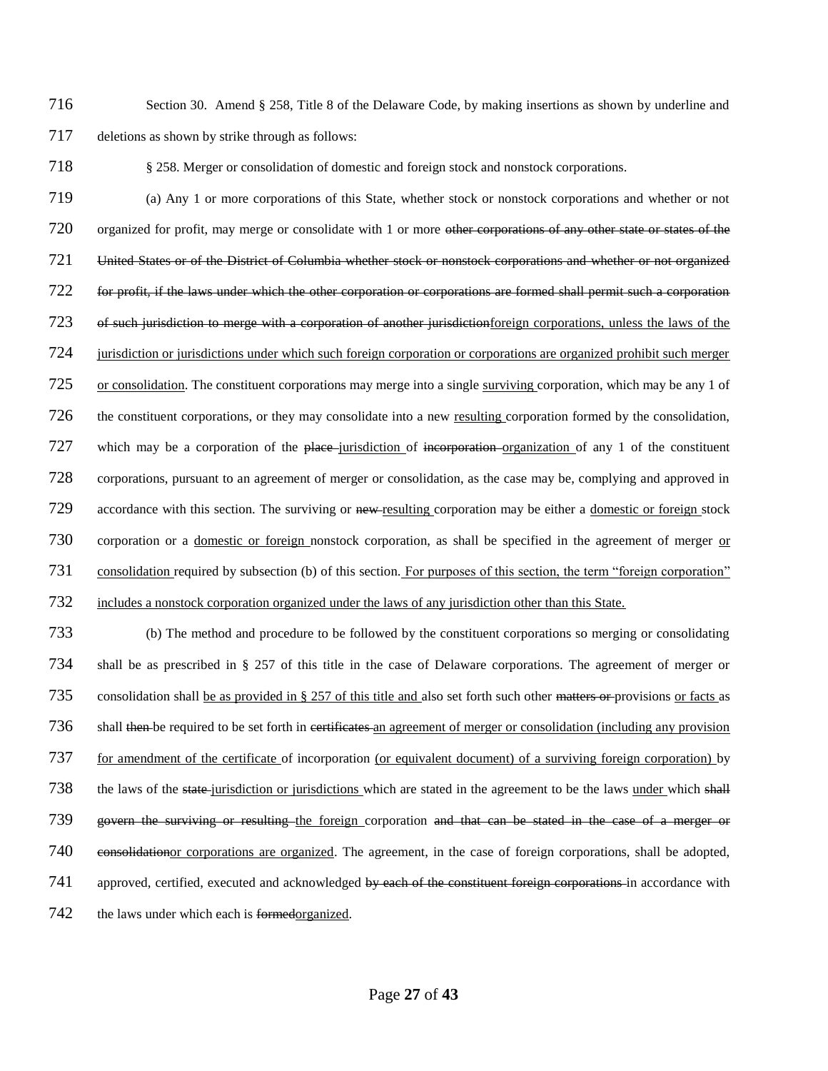716 Section 30. Amend § 258, Title 8 of the Delaware Code, by making insertions as shown by underline and
717 deletions as shown by strike through as follows:

718 § 258. Merger or consolidation of domestic and foreign stock and nonstock corporations.

719 (a) Any 1 or more corporations of this State, whether stock or nonstock corporations and whether or not
720 organized for profit, may merge or consolidate with 1 or more ~~other corporations of any other state or states of the~~
721 ~~United States or of the District of Columbia whether stock or nonstock corporations and whether or not organized~~
722 ~~for profit, if the laws under which the other corporation or corporations are formed shall permit such a corporation~~
723 ~~of such jurisdiction to merge with a corporation of another jurisdiction~~<u>foreign corporations, unless the laws of the</u>
724 <u>jurisdiction or jurisdictions under which such foreign corporation or corporations are organized prohibit such merger</u>
725 <u>or consolidation</u>. The constituent corporations may merge into a single <u>surviving</u> corporation, which may be any 1 of
726 the constituent corporations, or they may consolidate into a new <u>resulting</u> corporation formed by the consolidation,
727 which may be a corporation of the ~~place~~ <u>jurisdiction</u> of ~~incorporation~~ <u>organization</u> of any 1 of the constituent
728 corporations, pursuant to an agreement of merger or consolidation, as the case may be, complying and approved in
729 accordance with this section. The surviving or ~~new~~ <u>resulting</u> corporation may be either a <u>domestic or foreign</u> stock
730 corporation or a <u>domestic or foreign</u> nonstock corporation, as shall be specified in the agreement of merger <u>or</u>
731 <u>consolidation</u> required by subsection (b) of this section. <u>For purposes of this section, the term "foreign corporation"</u>
732 <u>includes a nonstock corporation organized under the laws of any jurisdiction other than this State.</u>

733 (b) The method and procedure to be followed by the constituent corporations so merging or consolidating
734 shall be as prescribed in § 257 of this title in the case of Delaware corporations. The agreement of merger or
735 consolidation shall <u>be as provided in § 257 of this title and</u> also set forth such other ~~matters or~~ provisions <u>or facts</u> as
736 shall ~~then~~ be required to be set forth in ~~certificates~~ <u>an agreement of merger or consolidation (including any provision</u>
737 <u>for amendment of the certificate</u> of incorporation <u>(or equivalent document) of a surviving foreign corporation)</u> by
738 the laws of the ~~state~~ <u>jurisdiction or jurisdictions</u> which are stated in the agreement to be the laws <u>under</u> which ~~shall~~
739 ~~govern the surviving or resulting~~ <u>the foreign</u> corporation ~~and that can be stated in the case of a merger or~~
740 ~~consolidation~~<u>or corporations are organized</u>. The agreement, in the case of foreign corporations, shall be adopted,
741 approved, certified, executed and acknowledged ~~by each of the constituent foreign corporations~~ in accordance with
742 the laws under which each is ~~formed~~<u>organized</u>.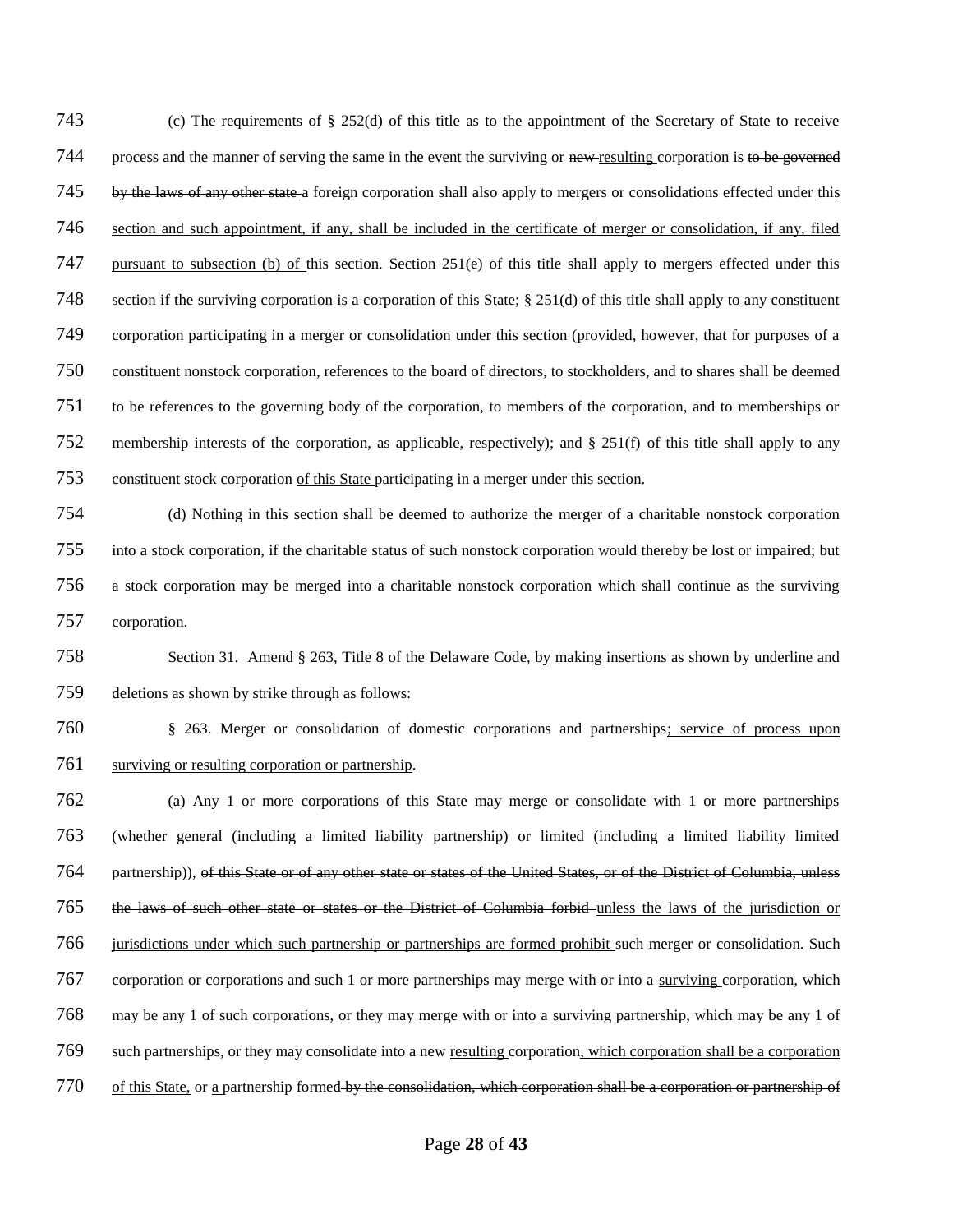(c) The requirements of § 252(d) of this title as to the appointment of the Secretary of State to receive process and the manner of serving the same in the event the surviving or ~~new~~ <u>resulting</u> corporation is ~~to be governed by the laws of any other state~~ <u>a foreign corporation</u> shall also apply to mergers or consolidations effected under <u>this section and such appointment, if any, shall be included in the certificate of merger or consolidation, if any, filed pursuant to subsection (b) of</u> this section. Section 251(e) of this title shall apply to mergers effected under this section if the surviving corporation is a corporation of this State; § 251(d) of this title shall apply to any constituent corporation participating in a merger or consolidation under this section (provided, however, that for purposes of a constituent nonstock corporation, references to the board of directors, to stockholders, and to shares shall be deemed to be references to the governing body of the corporation, to members of the corporation, and to memberships or membership interests of the corporation, as applicable, respectively); and § 251(f) of this title shall apply to any constituent stock corporation <u>of this State</u> participating in a merger under this section.

(d) Nothing in this section shall be deemed to authorize the merger of a charitable nonstock corporation into a stock corporation, if the charitable status of such nonstock corporation would thereby be lost or impaired; but a stock corporation may be merged into a charitable nonstock corporation which shall continue as the surviving corporation.

Section 31. Amend § 263, Title 8 of the Delaware Code, by making insertions as shown by underline and deletions as shown by strike through as follows:

§ 263. Merger or consolidation of domestic corporations and partnerships<u>; service of process upon surviving or resulting corporation or partnership</u>.

(a) Any 1 or more corporations of this State may merge or consolidate with 1 or more partnerships (whether general (including a limited liability partnership) or limited (including a limited liability limited partnership)), ~~of this State or of any other state or states of the United States, or of the District of Columbia, unless the laws of such other state or states or the District of Columbia forbid~~ <u>unless the laws of the jurisdiction or jurisdictions under which such partnership or partnerships are formed prohibit</u> such merger or consolidation. Such corporation or corporations and such 1 or more partnerships may merge with or into a <u>surviving</u> corporation, which may be any 1 of such corporations, or they may merge with or into a <u>surviving</u> partnership, which may be any 1 of such partnerships, or they may consolidate into a new <u>resulting</u> corporation<u>, which corporation shall be a corporation of this State,</u> or <u>a</u> partnership formed ~~by the consolidation, which corporation shall be a corporation or partnership of~~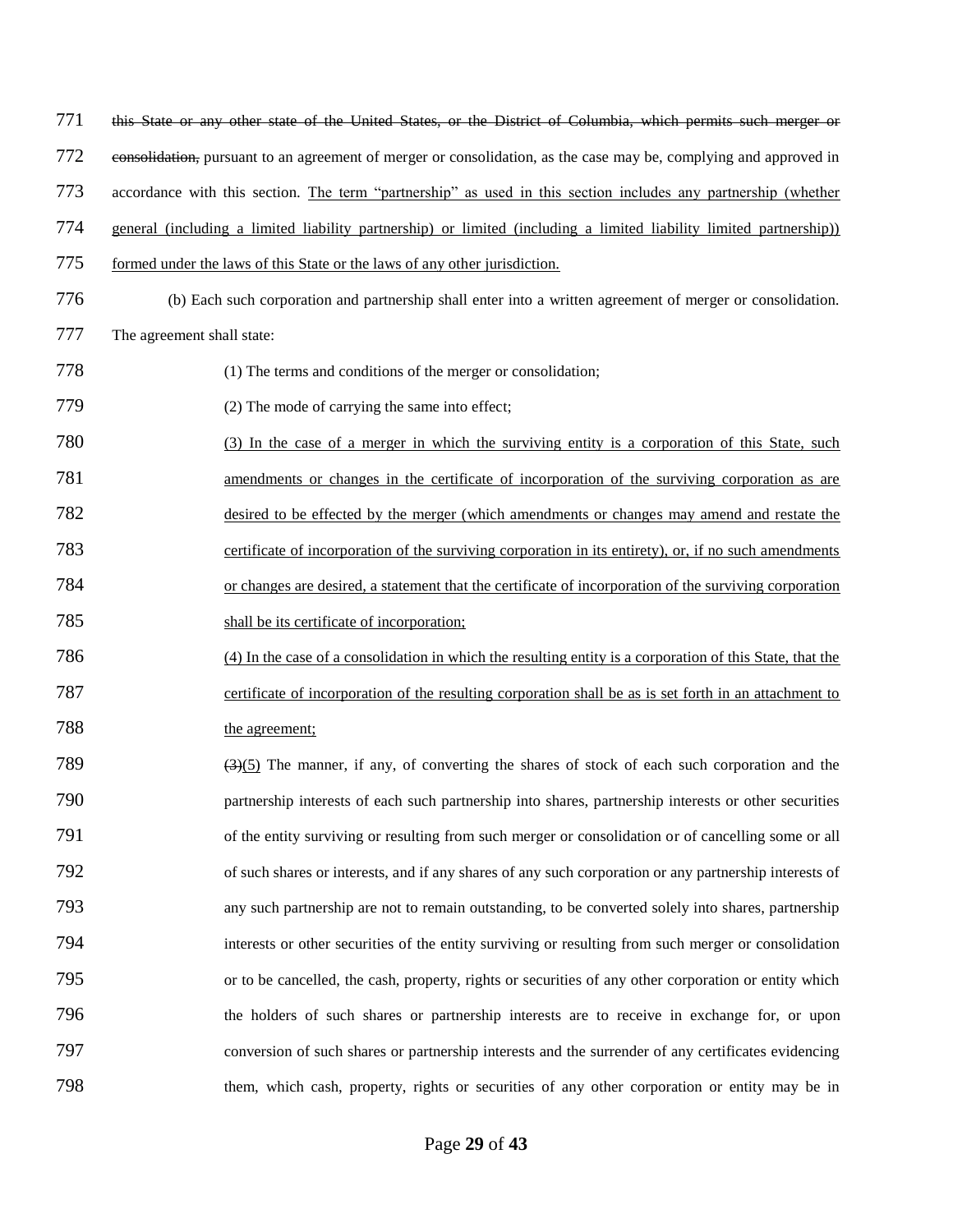771 ~~this State or any other state of the United States, or the District of Columbia, which permits such merger or~~
772 ~~consolidation,~~ pursuant to an agreement of merger or consolidation, as the case may be, complying and approved in
773 accordance with this section. <u>The term "partnership" as used in this section includes any partnership (whether</u>
774 <u>general (including a limited liability partnership) or limited (including a limited liability limited partnership))</u>
775 <u>formed under the laws of this State or the laws of any other jurisdiction.</u>

776 (b) Each such corporation and partnership shall enter into a written agreement of merger or consolidation.
777 The agreement shall state:

778 (1) The terms and conditions of the merger or consolidation;

779 (2) The mode of carrying the same into effect;

780 <u>(3) In the case of a merger in which the surviving entity is a corporation of this State, such</u>
781 <u>amendments or changes in the certificate of incorporation of the surviving corporation as are</u>
782 <u>desired to be effected by the merger (which amendments or changes may amend and restate the</u>
783 <u>certificate of incorporation of the surviving corporation in its entirety), or, if no such amendments</u>
784 <u>or changes are desired, a statement that the certificate of incorporation of the surviving corporation</u>
785 <u>shall be its certificate of incorporation;</u>

786 <u>(4) In the case of a consolidation in which the resulting entity is a corporation of this State, that the</u>
787 <u>certificate of incorporation of the resulting corporation shall be as is set forth in an attachment to</u>
788 <u>the agreement;</u>

789 ~~(3)~~<u>(5)</u> The manner, if any, of converting the shares of stock of each such corporation and the
790 partnership interests of each such partnership into shares, partnership interests or other securities
791 of the entity surviving or resulting from such merger or consolidation or of cancelling some or all
792 of such shares or interests, and if any shares of any such corporation or any partnership interests of
793 any such partnership are not to remain outstanding, to be converted solely into shares, partnership
794 interests or other securities of the entity surviving or resulting from such merger or consolidation
795 or to be cancelled, the cash, property, rights or securities of any other corporation or entity which
796 the holders of such shares or partnership interests are to receive in exchange for, or upon
797 conversion of such shares or partnership interests and the surrender of any certificates evidencing
798 them, which cash, property, rights or securities of any other corporation or entity may be in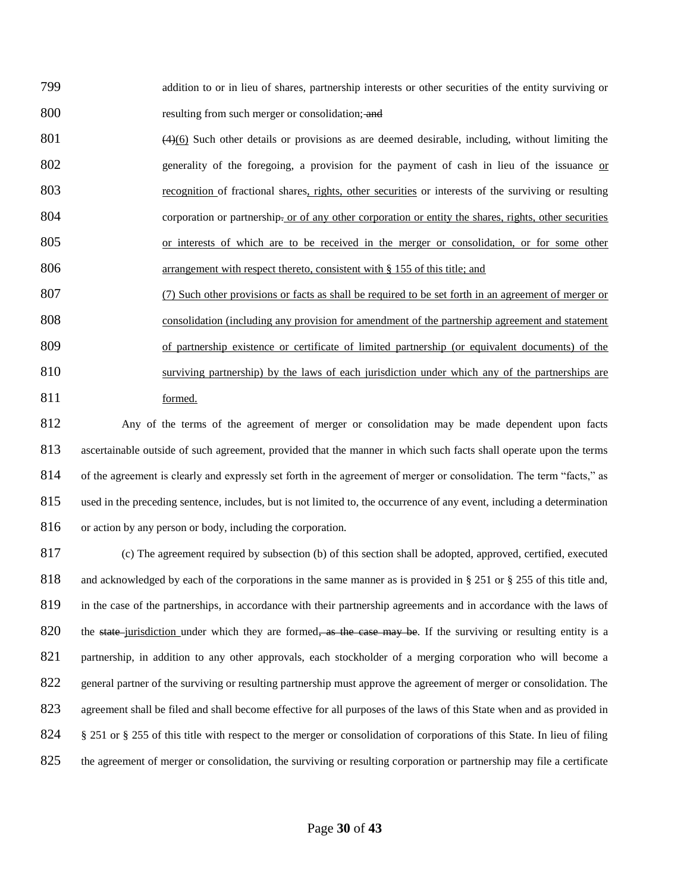799 addition to or in lieu of shares, partnership interests or other securities of the entity surviving or
800 resulting from such merger or consolidation; ~~and~~

801 ~~(4)~~<u>(6)</u> Such other details or provisions as are deemed desirable, including, without limiting the
802 generality of the foregoing, a provision for the payment of cash in lieu of the issuance <u>or</u>
803 <u>recognition</u> of fractional shares<u>, rights, other securities</u> or interests of the surviving or resulting
804 corporation or partnership~~.~~<u> or of any other corporation or entity the shares, rights, other securities</u>
805 <u>or interests of which are to be received in the merger or consolidation, or for some other</u>
806 <u>arrangement with respect thereto, consistent with § 155 of this title; and</u>

807 <u>(7) Such other provisions or facts as shall be required to be set forth in an agreement of merger or</u>
808 <u>consolidation (including any provision for amendment of the partnership agreement and statement</u>
809 <u>of partnership existence or certificate of limited partnership (or equivalent documents) of the</u>
810 <u>surviving partnership) by the laws of each jurisdiction under which any of the partnerships are</u>
811 <u>formed.</u>

812 Any of the terms of the agreement of merger or consolidation may be made dependent upon facts
813 ascertainable outside of such agreement, provided that the manner in which such facts shall operate upon the terms
814 of the agreement is clearly and expressly set forth in the agreement of merger or consolidation. The term "facts," as
815 used in the preceding sentence, includes, but is not limited to, the occurrence of any event, including a determination
816 or action by any person or body, including the corporation.

817 (c) The agreement required by subsection (b) of this section shall be adopted, approved, certified, executed
818 and acknowledged by each of the corporations in the same manner as is provided in § 251 or § 255 of this title and,
819 in the case of the partnerships, in accordance with their partnership agreements and in accordance with the laws of
820 the ~~state~~ <u>jurisdiction</u> under which they are formed~~, as the case may be~~. If the surviving or resulting entity is a
821 partnership, in addition to any other approvals, each stockholder of a merging corporation who will become a
822 general partner of the surviving or resulting partnership must approve the agreement of merger or consolidation. The
823 agreement shall be filed and shall become effective for all purposes of the laws of this State when and as provided in
824 § 251 or § 255 of this title with respect to the merger or consolidation of corporations of this State. In lieu of filing
825 the agreement of merger or consolidation, the surviving or resulting corporation or partnership may file a certificate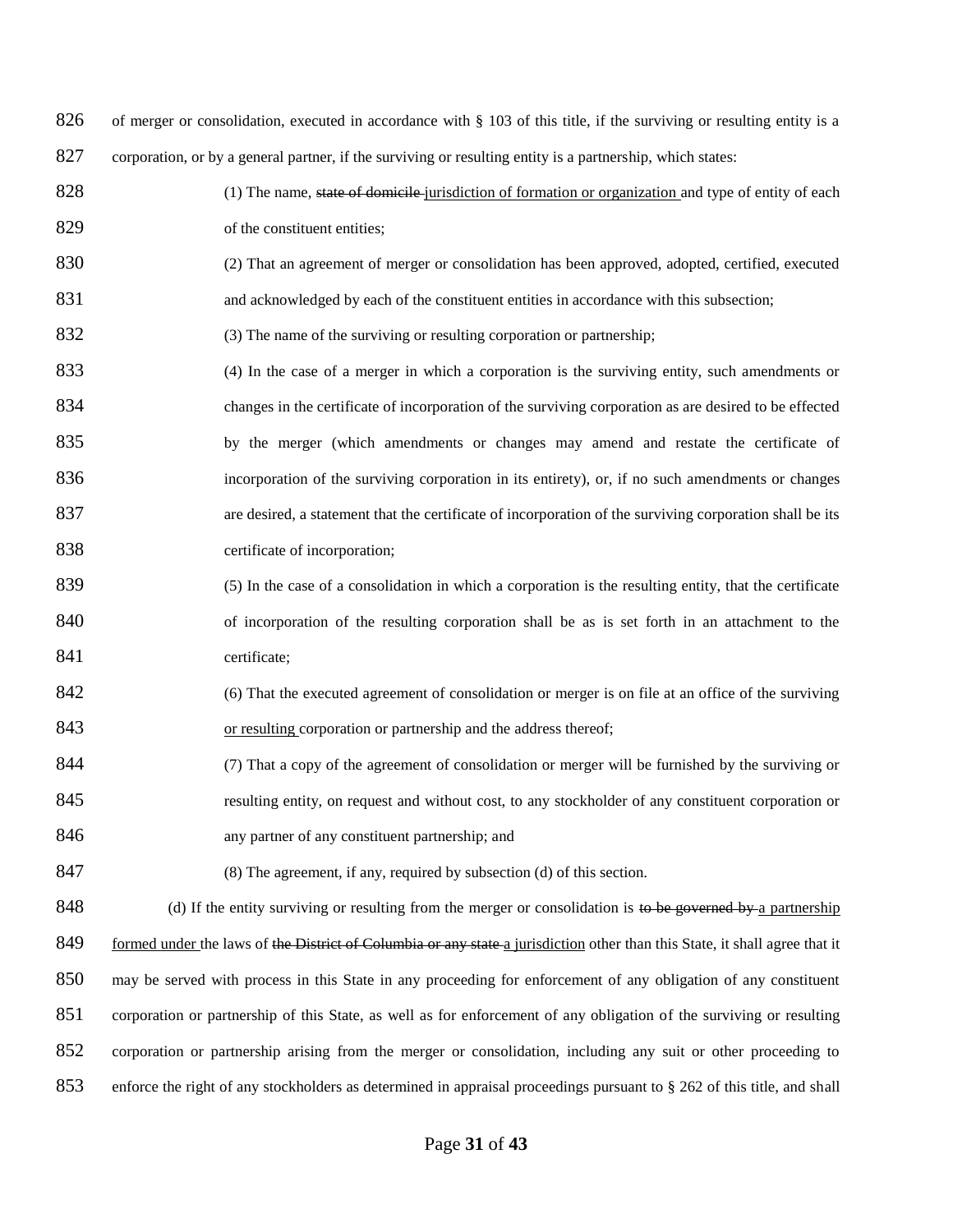826 of merger or consolidation, executed in accordance with § 103 of this title, if the surviving or resulting entity is a
827 corporation, or by a general partner, if the surviving or resulting entity is a partnership, which states:

828 (1) The name, ~~state of domicile~~ <u>jurisdiction of formation or organization</u> and type of entity of each
829 of the constituent entities;

830 (2) That an agreement of merger or consolidation has been approved, adopted, certified, executed
831 and acknowledged by each of the constituent entities in accordance with this subsection;

832 (3) The name of the surviving or resulting corporation or partnership;

833 (4) In the case of a merger in which a corporation is the surviving entity, such amendments or
834 changes in the certificate of incorporation of the surviving corporation as are desired to be effected
835 by the merger (which amendments or changes may amend and restate the certificate of
836 incorporation of the surviving corporation in its entirety), or, if no such amendments or changes
837 are desired, a statement that the certificate of incorporation of the surviving corporation shall be its
838 certificate of incorporation;

839 (5) In the case of a consolidation in which a corporation is the resulting entity, that the certificate
840 of incorporation of the resulting corporation shall be as is set forth in an attachment to the
841 certificate;

842 (6) That the executed agreement of consolidation or merger is on file at an office of the surviving
843 <u>or resulting</u> corporation or partnership and the address thereof;

844 (7) That a copy of the agreement of consolidation or merger will be furnished by the surviving or
845 resulting entity, on request and without cost, to any stockholder of any constituent corporation or
846 any partner of any constituent partnership; and

847 (8) The agreement, if any, required by subsection (d) of this section.

848 (d) If the entity surviving or resulting from the merger or consolidation is ~~to be governed by~~ <u>a partnership</u>
849 <u>formed under</u> the laws of ~~the District of Columbia or any state~~ <u>a jurisdiction</u> other than this State, it shall agree that it
850 may be served with process in this State in any proceeding for enforcement of any obligation of any constituent
851 corporation or partnership of this State, as well as for enforcement of any obligation of the surviving or resulting
852 corporation or partnership arising from the merger or consolidation, including any suit or other proceeding to
853 enforce the right of any stockholders as determined in appraisal proceedings pursuant to § 262 of this title, and shall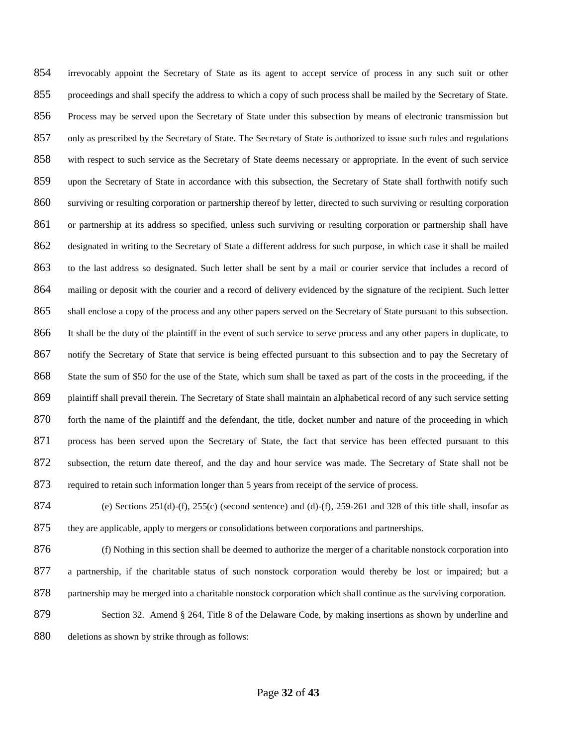irrevocably appoint the Secretary of State as its agent to accept service of process in any such suit or other proceedings and shall specify the address to which a copy of such process shall be mailed by the Secretary of State. Process may be served upon the Secretary of State under this subsection by means of electronic transmission but only as prescribed by the Secretary of State. The Secretary of State is authorized to issue such rules and regulations with respect to such service as the Secretary of State deems necessary or appropriate. In the event of such service upon the Secretary of State in accordance with this subsection, the Secretary of State shall forthwith notify such surviving or resulting corporation or partnership thereof by letter, directed to such surviving or resulting corporation or partnership at its address so specified, unless such surviving or resulting corporation or partnership shall have designated in writing to the Secretary of State a different address for such purpose, in which case it shall be mailed to the last address so designated. Such letter shall be sent by a mail or courier service that includes a record of mailing or deposit with the courier and a record of delivery evidenced by the signature of the recipient. Such letter shall enclose a copy of the process and any other papers served on the Secretary of State pursuant to this subsection. It shall be the duty of the plaintiff in the event of such service to serve process and any other papers in duplicate, to notify the Secretary of State that service is being effected pursuant to this subsection and to pay the Secretary of State the sum of $50 for the use of the State, which sum shall be taxed as part of the costs in the proceeding, if the plaintiff shall prevail therein. The Secretary of State shall maintain an alphabetical record of any such service setting forth the name of the plaintiff and the defendant, the title, docket number and nature of the proceeding in which process has been served upon the Secretary of State, the fact that service has been effected pursuant to this subsection, the return date thereof, and the day and hour service was made. The Secretary of State shall not be required to retain such information longer than 5 years from receipt of the service of process.

(e) Sections 251(d)-(f), 255(c) (second sentence) and (d)-(f), 259-261 and 328 of this title shall, insofar as they are applicable, apply to mergers or consolidations between corporations and partnerships.

(f) Nothing in this section shall be deemed to authorize the merger of a charitable nonstock corporation into a partnership, if the charitable status of such nonstock corporation would thereby be lost or impaired; but a partnership may be merged into a charitable nonstock corporation which shall continue as the surviving corporation.

Section 32. Amend § 264, Title 8 of the Delaware Code, by making insertions as shown by underline and deletions as shown by strike through as follows: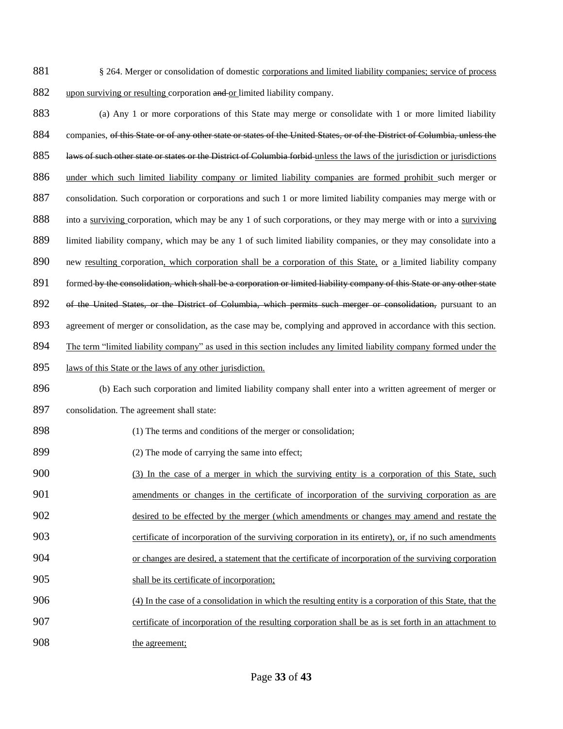§ 264. Merger or consolidation of domestic corporations and limited liability companies; service of process upon surviving or resulting corporation and or limited liability company.

(a) Any 1 or more corporations of this State may merge or consolidate with 1 or more limited liability companies, of this State or of any other state or states of the United States, or of the District of Columbia, unless the laws of such other state or states or the District of Columbia forbid unless the laws of the jurisdiction or jurisdictions under which such limited liability company or limited liability companies are formed prohibit such merger or consolidation. Such corporation or corporations and such 1 or more limited liability companies may merge with or into a surviving corporation, which may be any 1 of such corporations, or they may merge with or into a surviving limited liability company, which may be any 1 of such limited liability companies, or they may consolidate into a new resulting corporation, which corporation shall be a corporation of this State, or a limited liability company formed by the consolidation, which shall be a corporation or limited liability company of this State or any other state of the United States, or the District of Columbia, which permits such merger or consolidation, pursuant to an agreement of merger or consolidation, as the case may be, complying and approved in accordance with this section. The term "limited liability company" as used in this section includes any limited liability company formed under the laws of this State or the laws of any other jurisdiction.

(b) Each such corporation and limited liability company shall enter into a written agreement of merger or consolidation. The agreement shall state:

(1) The terms and conditions of the merger or consolidation;

(2) The mode of carrying the same into effect;

(3) In the case of a merger in which the surviving entity is a corporation of this State, such amendments or changes in the certificate of incorporation of the surviving corporation as are desired to be effected by the merger (which amendments or changes may amend and restate the certificate of incorporation of the surviving corporation in its entirety), or, if no such amendments or changes are desired, a statement that the certificate of incorporation of the surviving corporation shall be its certificate of incorporation;

(4) In the case of a consolidation in which the resulting entity is a corporation of this State, that the certificate of incorporation of the resulting corporation shall be as is set forth in an attachment to the agreement;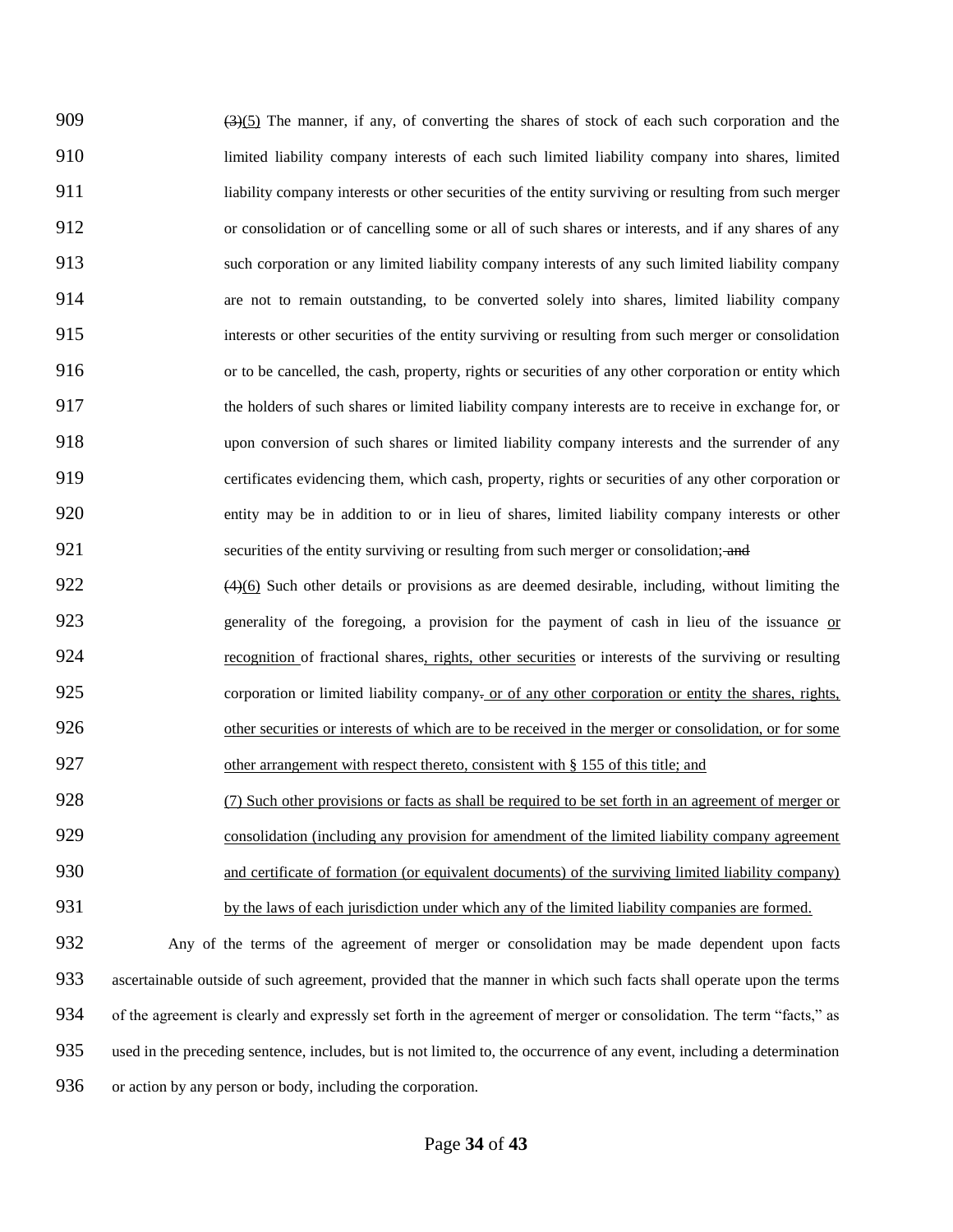~~(3)~~<u>(5)</u> The manner, if any, of converting the shares of stock of each such corporation and the limited liability company interests of each such limited liability company into shares, limited liability company interests or other securities of the entity surviving or resulting from such merger or consolidation or of cancelling some or all of such shares or interests, and if any shares of any such corporation or any limited liability company interests of any such limited liability company are not to remain outstanding, to be converted solely into shares, limited liability company interests or other securities of the entity surviving or resulting from such merger or consolidation or to be cancelled, the cash, property, rights or securities of any other corporation or entity which the holders of such shares or limited liability company interests are to receive in exchange for, or upon conversion of such shares or limited liability company interests and the surrender of any certificates evidencing them, which cash, property, rights or securities of any other corporation or entity may be in addition to or in lieu of shares, limited liability company interests or other securities of the entity surviving or resulting from such merger or consolidation;~~ and~~

~~(4)~~<u>(6)</u> Such other details or provisions as are deemed desirable, including, without limiting the generality of the foregoing, a provision for the payment of cash in lieu of the issuance <u>or recognition</u> of fractional shares<u>, rights, other securities</u> or interests of the surviving or resulting corporation or limited liability company~~.~~<u> or of any other corporation or entity the shares, rights, other securities or interests of which are to be received in the merger or consolidation, or for some other arrangement with respect thereto, consistent with § 155 of this title; and</u>

<u>(7) Such other provisions or facts as shall be required to be set forth in an agreement of merger or consolidation (including any provision for amendment of the limited liability company agreement and certificate of formation (or equivalent documents) of the surviving limited liability company) by the laws of each jurisdiction under which any of the limited liability companies are formed.</u>

Any of the terms of the agreement of merger or consolidation may be made dependent upon facts ascertainable outside of such agreement, provided that the manner in which such facts shall operate upon the terms of the agreement is clearly and expressly set forth in the agreement of merger or consolidation. The term "facts," as used in the preceding sentence, includes, but is not limited to, the occurrence of any event, including a determination or action by any person or body, including the corporation.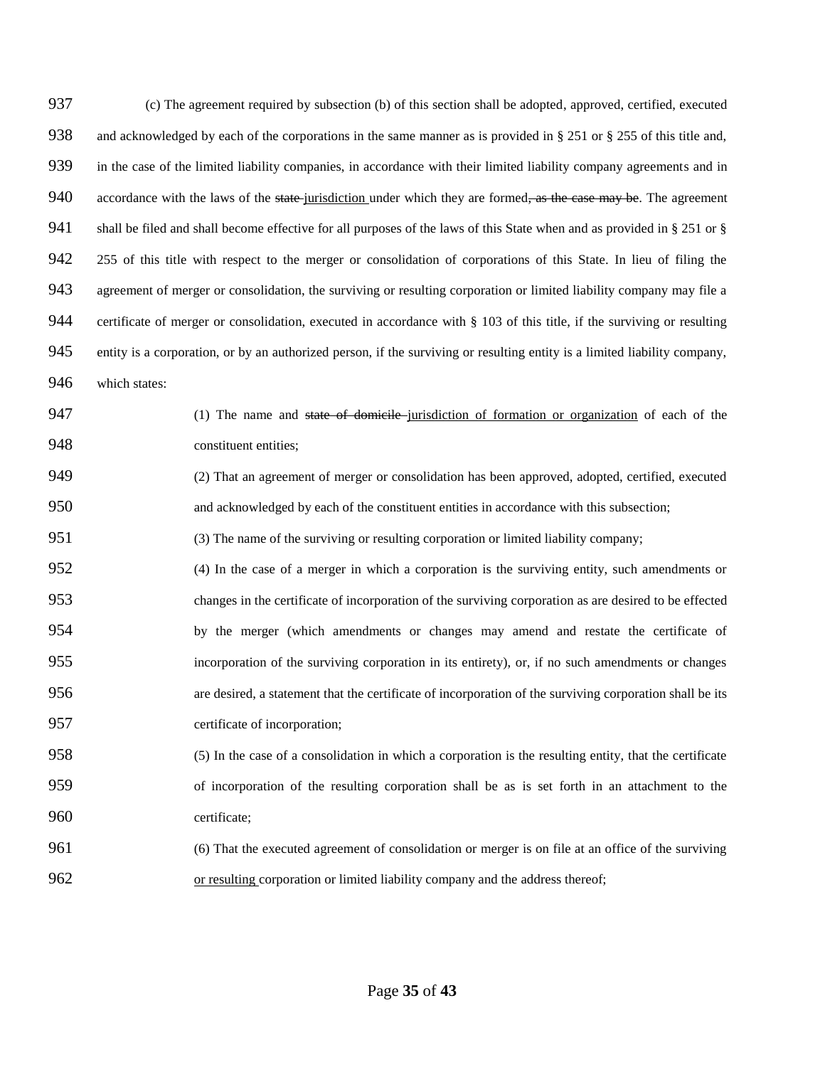(c) The agreement required by subsection (b) of this section shall be adopted, approved, certified, executed and acknowledged by each of the corporations in the same manner as is provided in § 251 or § 255 of this title and, in the case of the limited liability companies, in accordance with their limited liability company agreements and in accordance with the laws of the ~~state~~ <u>jurisdiction</u> under which they are formed~~, as the case may be~~. The agreement shall be filed and shall become effective for all purposes of the laws of this State when and as provided in § 251 or § 255 of this title with respect to the merger or consolidation of corporations of this State. In lieu of filing the agreement of merger or consolidation, the surviving or resulting corporation or limited liability company may file a certificate of merger or consolidation, executed in accordance with § 103 of this title, if the surviving or resulting entity is a corporation, or by an authorized person, if the surviving or resulting entity is a limited liability company, which states:

(1) The name and ~~state of domicile~~ <u>jurisdiction of formation or organization</u> of each of the constituent entities;

(2) That an agreement of merger or consolidation has been approved, adopted, certified, executed and acknowledged by each of the constituent entities in accordance with this subsection;

(3) The name of the surviving or resulting corporation or limited liability company;

(4) In the case of a merger in which a corporation is the surviving entity, such amendments or changes in the certificate of incorporation of the surviving corporation as are desired to be effected by the merger (which amendments or changes may amend and restate the certificate of incorporation of the surviving corporation in its entirety), or, if no such amendments or changes are desired, a statement that the certificate of incorporation of the surviving corporation shall be its certificate of incorporation;

(5) In the case of a consolidation in which a corporation is the resulting entity, that the certificate of incorporation of the resulting corporation shall be as is set forth in an attachment to the certificate;

(6) That the executed agreement of consolidation or merger is on file at an office of the surviving <u>or resulting</u> corporation or limited liability company and the address thereof;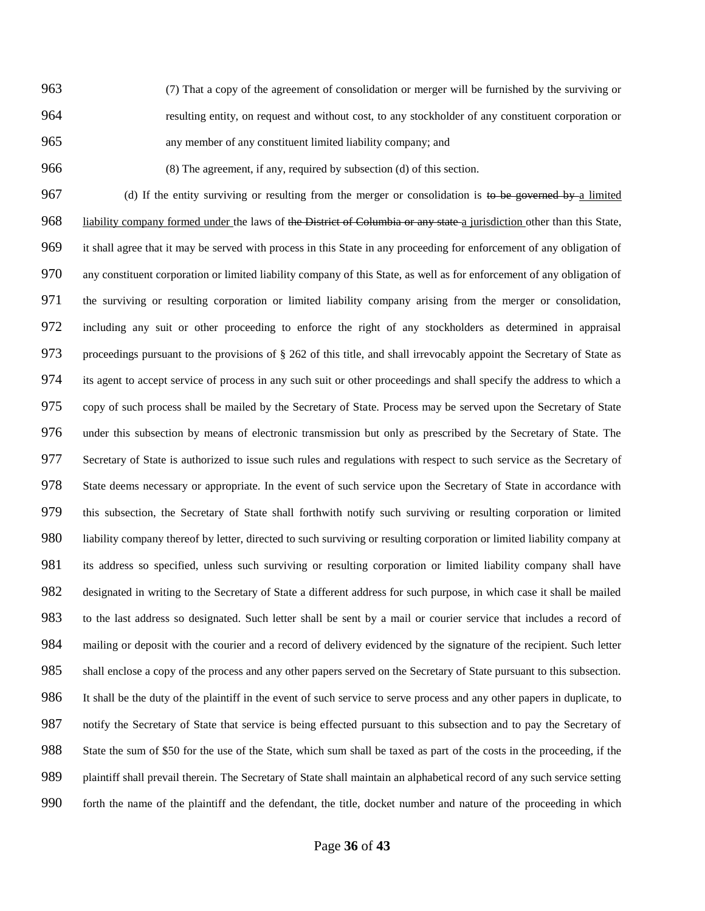963 (7) That a copy of the agreement of consolidation or merger will be furnished by the surviving or
964 resulting entity, on request and without cost, to any stockholder of any constituent corporation or
965 any member of any constituent limited liability company; and

966 (8) The agreement, if any, required by subsection (d) of this section.

967 (d) If the entity surviving or resulting from the merger or consolidation is ~~to be governed by~~ <u>a limited</u>
968 <u>liability company formed under</u> the laws of ~~the District of Columbia or any state~~ <u>a jurisdiction</u> other than this State,
969 it shall agree that it may be served with process in this State in any proceeding for enforcement of any obligation of
970 any constituent corporation or limited liability company of this State, as well as for enforcement of any obligation of
971 the surviving or resulting corporation or limited liability company arising from the merger or consolidation,
972 including any suit or other proceeding to enforce the right of any stockholders as determined in appraisal
973 proceedings pursuant to the provisions of § 262 of this title, and shall irrevocably appoint the Secretary of State as
974 its agent to accept service of process in any such suit or other proceedings and shall specify the address to which a
975 copy of such process shall be mailed by the Secretary of State. Process may be served upon the Secretary of State
976 under this subsection by means of electronic transmission but only as prescribed by the Secretary of State. The
977 Secretary of State is authorized to issue such rules and regulations with respect to such service as the Secretary of
978 State deems necessary or appropriate. In the event of such service upon the Secretary of State in accordance with
979 this subsection, the Secretary of State shall forthwith notify such surviving or resulting corporation or limited
980 liability company thereof by letter, directed to such surviving or resulting corporation or limited liability company at
981 its address so specified, unless such surviving or resulting corporation or limited liability company shall have
982 designated in writing to the Secretary of State a different address for such purpose, in which case it shall be mailed
983 to the last address so designated. Such letter shall be sent by a mail or courier service that includes a record of
984 mailing or deposit with the courier and a record of delivery evidenced by the signature of the recipient. Such letter
985 shall enclose a copy of the process and any other papers served on the Secretary of State pursuant to this subsection.
986 It shall be the duty of the plaintiff in the event of such service to serve process and any other papers in duplicate, to
987 notify the Secretary of State that service is being effected pursuant to this subsection and to pay the Secretary of
988 State the sum of $50 for the use of the State, which sum shall be taxed as part of the costs in the proceeding, if the
989 plaintiff shall prevail therein. The Secretary of State shall maintain an alphabetical record of any such service setting
990 forth the name of the plaintiff and the defendant, the title, docket number and nature of the proceeding in which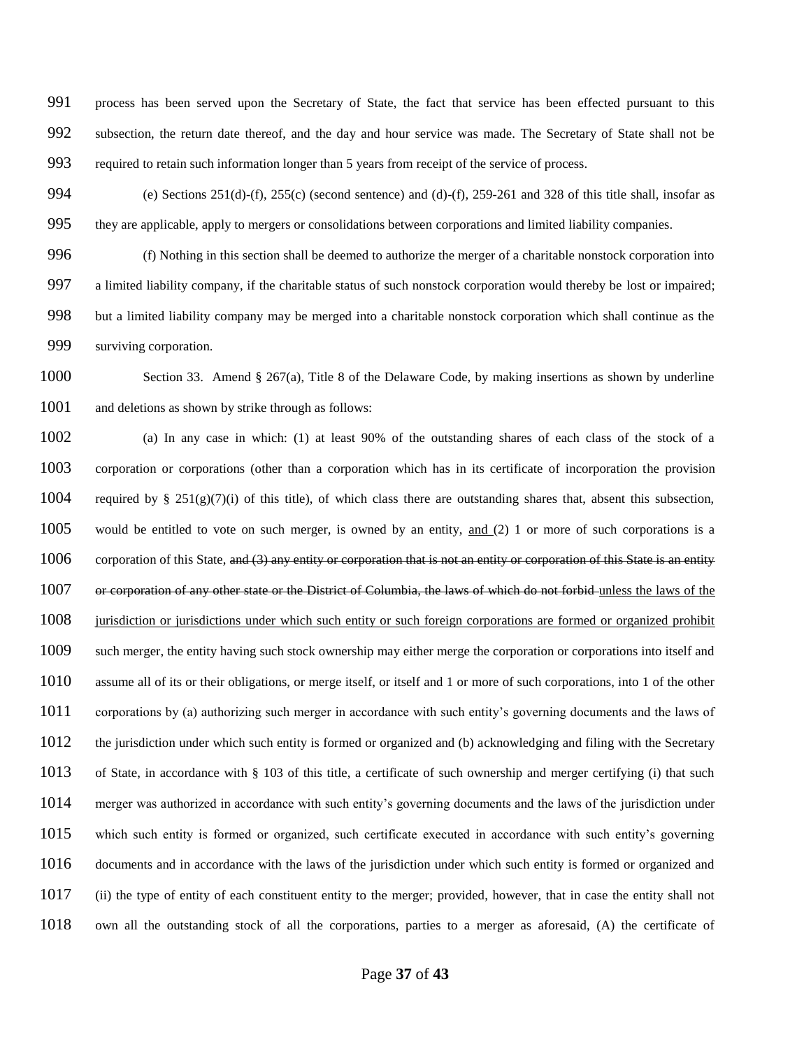process has been served upon the Secretary of State, the fact that service has been effected pursuant to this subsection, the return date thereof, and the day and hour service was made. The Secretary of State shall not be required to retain such information longer than 5 years from receipt of the service of process.

(e) Sections 251(d)-(f), 255(c) (second sentence) and (d)-(f), 259-261 and 328 of this title shall, insofar as they are applicable, apply to mergers or consolidations between corporations and limited liability companies.

(f) Nothing in this section shall be deemed to authorize the merger of a charitable nonstock corporation into a limited liability company, if the charitable status of such nonstock corporation would thereby be lost or impaired; but a limited liability company may be merged into a charitable nonstock corporation which shall continue as the surviving corporation.

Section 33. Amend § 267(a), Title 8 of the Delaware Code, by making insertions as shown by underline and deletions as shown by strike through as follows:

(a) In any case in which: (1) at least 90% of the outstanding shares of each class of the stock of a corporation or corporations (other than a corporation which has in its certificate of incorporation the provision required by § 251(g)(7)(i) of this title), of which class there are outstanding shares that, absent this subsection, would be entitled to vote on such merger, is owned by an entity, <u>and </u>(2) 1 or more of such corporations is a corporation of this State, ~~and (3) any entity or corporation that is not an entity or corporation of this State is an entity or corporation of any other state or the District of Columbia, the laws of which do not forbid~~ <u>unless the laws of the jurisdiction or jurisdictions under which such entity or such foreign corporations are formed or organized prohibit</u> such merger, the entity having such stock ownership may either merge the corporation or corporations into itself and assume all of its or their obligations, or merge itself, or itself and 1 or more of such corporations, into 1 of the other corporations by (a) authorizing such merger in accordance with such entity's governing documents and the laws of the jurisdiction under which such entity is formed or organized and (b) acknowledging and filing with the Secretary of State, in accordance with § 103 of this title, a certificate of such ownership and merger certifying (i) that such merger was authorized in accordance with such entity's governing documents and the laws of the jurisdiction under which such entity is formed or organized, such certificate executed in accordance with such entity's governing documents and in accordance with the laws of the jurisdiction under which such entity is formed or organized and (ii) the type of entity of each constituent entity to the merger; provided, however, that in case the entity shall not own all the outstanding stock of all the corporations, parties to a merger as aforesaid, (A) the certificate of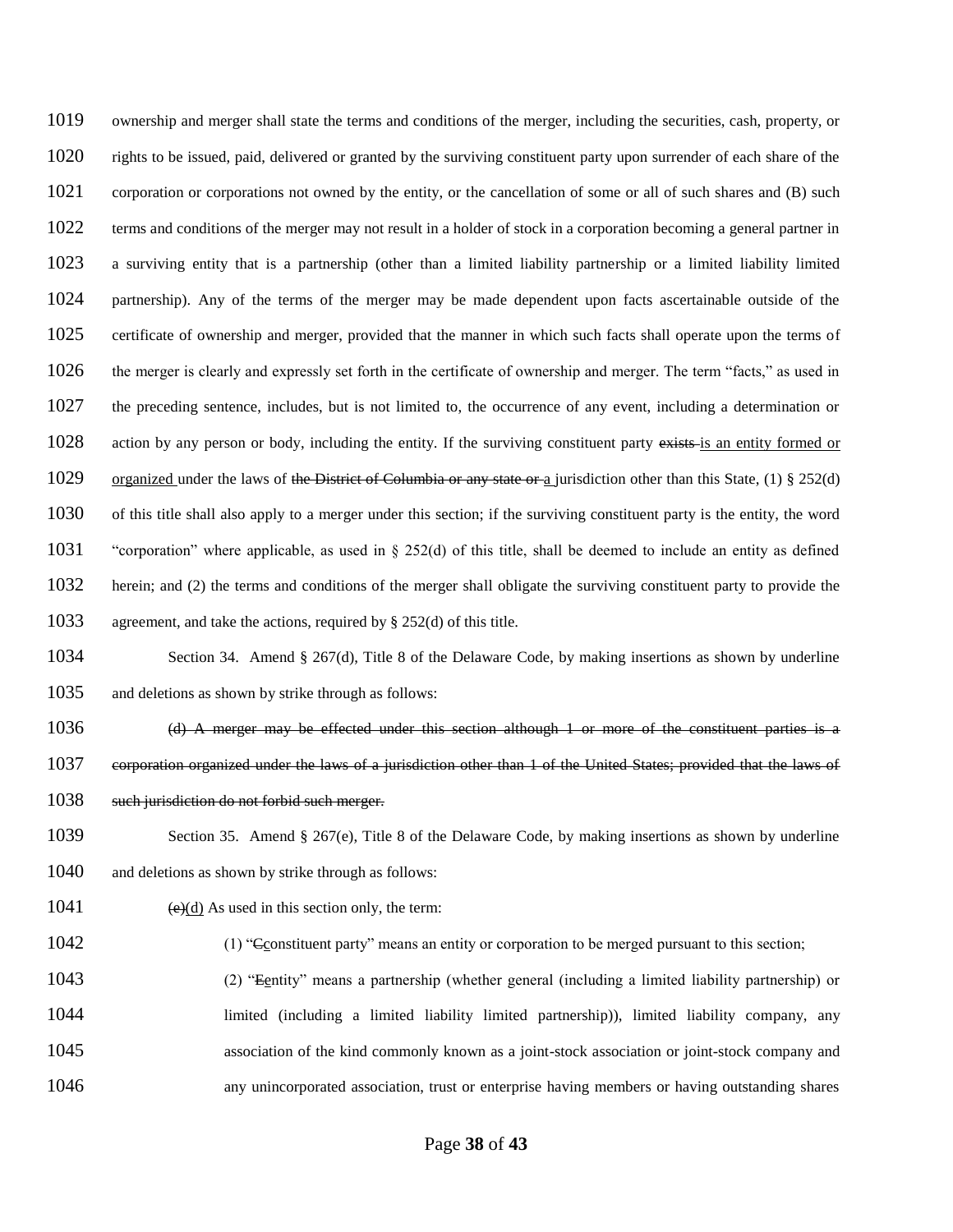1019 ownership and merger shall state the terms and conditions of the merger, including the securities, cash, property, or
1020 rights to be issued, paid, delivered or granted by the surviving constituent party upon surrender of each share of the
1021 corporation or corporations not owned by the entity, or the cancellation of some or all of such shares and (B) such
1022 terms and conditions of the merger may not result in a holder of stock in a corporation becoming a general partner in
1023 a surviving entity that is a partnership (other than a limited liability partnership or a limited liability limited
1024 partnership). Any of the terms of the merger may be made dependent upon facts ascertainable outside of the
1025 certificate of ownership and merger, provided that the manner in which such facts shall operate upon the terms of
1026 the merger is clearly and expressly set forth in the certificate of ownership and merger. The term "facts," as used in
1027 the preceding sentence, includes, but is not limited to, the occurrence of any event, including a determination or
1028 action by any person or body, including the entity. If the surviving constituent party ~~exists~~ <u>is an entity formed or</u>
1029 <u>organized</u> under the laws of ~~the District of Columbia or any state or~~ <u>a</u> jurisdiction other than this State, (1) § 252(d)
1030 of this title shall also apply to a merger under this section; if the surviving constituent party is the entity, the word
1031 "corporation" where applicable, as used in § 252(d) of this title, shall be deemed to include an entity as defined
1032 herein; and (2) the terms and conditions of the merger shall obligate the surviving constituent party to provide the
1033 agreement, and take the actions, required by § 252(d) of this title.

1034 Section 34. Amend § 267(d), Title 8 of the Delaware Code, by making insertions as shown by underline
1035 and deletions as shown by strike through as follows:

1036 ~~(d) A merger may be effected under this section although 1 or more of the constituent parties is a~~
1037 ~~corporation organized under the laws of a jurisdiction other than 1 of the United States; provided that the laws of~~
1038 ~~such jurisdiction do not forbid such merger.~~

1039 Section 35. Amend § 267(e), Title 8 of the Delaware Code, by making insertions as shown by underline
1040 and deletions as shown by strike through as follows:

1041 ~~(e)~~<u>(d)</u> As used in this section only, the term:

1042 (1) "~~C~~<u>c</u>onstituent party" means an entity or corporation to be merged pursuant to this section;

1043 (2) "~~E~~<u>e</u>ntity" means a partnership (whether general (including a limited liability partnership) or
1044 limited (including a limited liability limited partnership)), limited liability company, any
1045 association of the kind commonly known as a joint-stock association or joint-stock company and
1046 any unincorporated association, trust or enterprise having members or having outstanding shares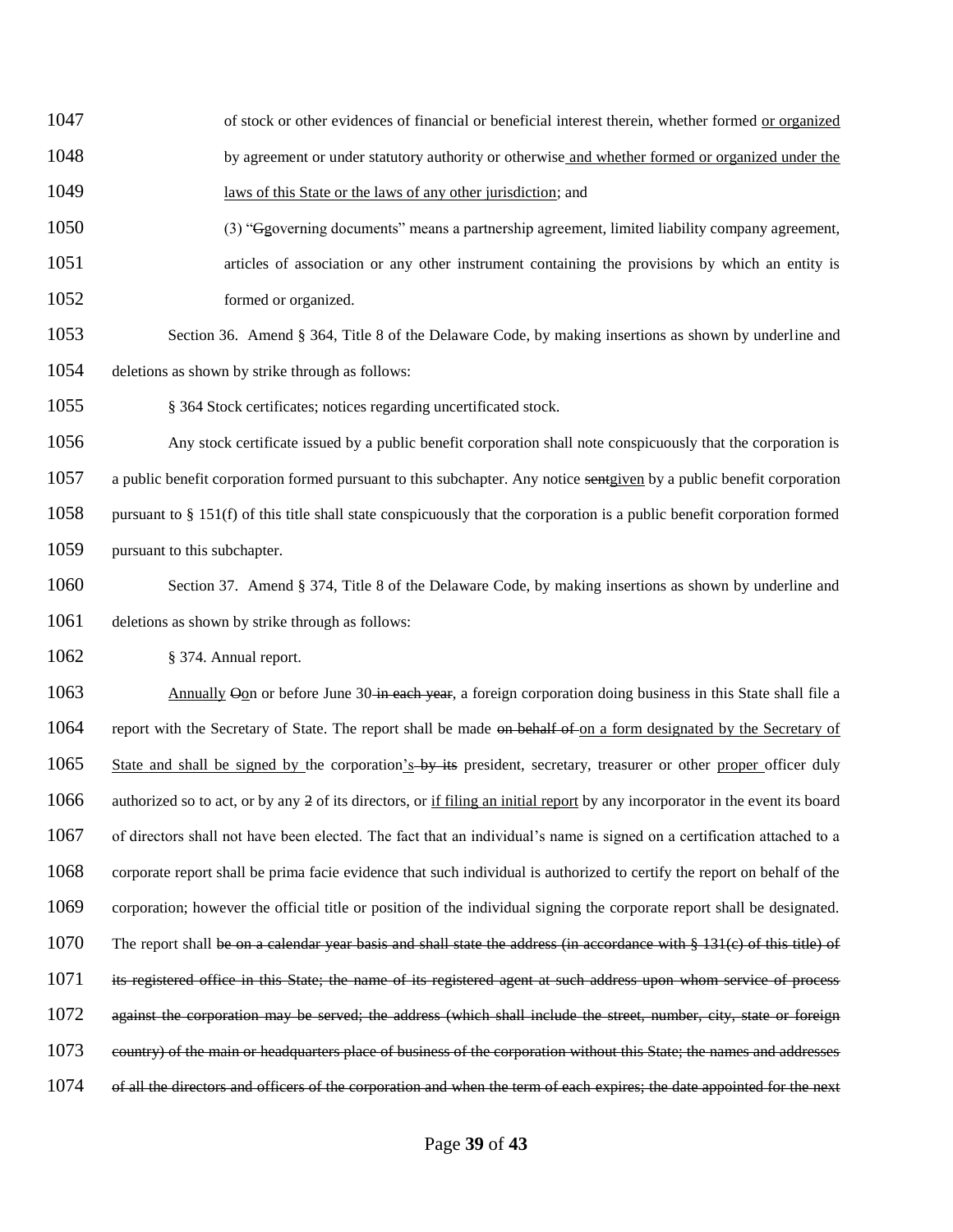1047 of stock or other evidences of financial or beneficial interest therein, whether formed <u>or organized</u>
1048 by agreement or under statutory authority or otherwise<u> and whether formed or organized under the</u>
1049 <u>laws of this State or the laws of any other jurisdiction</u>; and

1050 (3) "~~G~~<u>g</u>overning documents" means a partnership agreement, limited liability company agreement,
1051 articles of association or any other instrument containing the provisions by which an entity is
1052 formed or organized.

1053 Section 36. Amend § 364, Title 8 of the Delaware Code, by making insertions as shown by underline and
1054 deletions as shown by strike through as follows:

1055 § 364 Stock certificates; notices regarding uncertificated stock.

1056 Any stock certificate issued by a public benefit corporation shall note conspicuously that the corporation is
1057 a public benefit corporation formed pursuant to this subchapter. Any notice ~~sent~~<u>given</u> by a public benefit corporation
1058 pursuant to § 151(f) of this title shall state conspicuously that the corporation is a public benefit corporation formed
1059 pursuant to this subchapter.

1060 Section 37. Amend § 374, Title 8 of the Delaware Code, by making insertions as shown by underline and
1061 deletions as shown by strike through as follows:

1062 § 374. Annual report.

1063 <u>Annually</u> ~~O~~<u>o</u>n or before June 30~~ in each year~~, a foreign corporation doing business in this State shall file a
1064 report with the Secretary of State. The report shall be made ~~on behalf of~~ <u>on a form designated by the Secretary of</u>
1065 <u>State and shall be signed by </u>the corporation<u>'s</u>~~ by its~~ president, secretary, treasurer or other <u>proper </u>officer duly
1066 authorized so to act, or by any ~~2~~ of its directors, or <u>if filing an initial report</u> by any incorporator in the event its board
1067 of directors shall not have been elected. The fact that an individual's name is signed on a certification attached to a
1068 corporate report shall be prima facie evidence that such individual is authorized to certify the report on behalf of the
1069 corporation; however the official title or position of the individual signing the corporate report shall be designated.
1070 The report shall ~~be on a calendar year basis and shall state the address (in accordance with § 131(c) of this title) of~~
1071 ~~its registered office in this State; the name of its registered agent at such address upon whom service of process~~
1072 ~~against the corporation may be served; the address (which shall include the street, number, city, state or foreign~~
1073 ~~country) of the main or headquarters place of business of the corporation without this State; the names and addresses~~
1074 ~~of all the directors and officers of the corporation and when the term of each expires; the date appointed for the next~~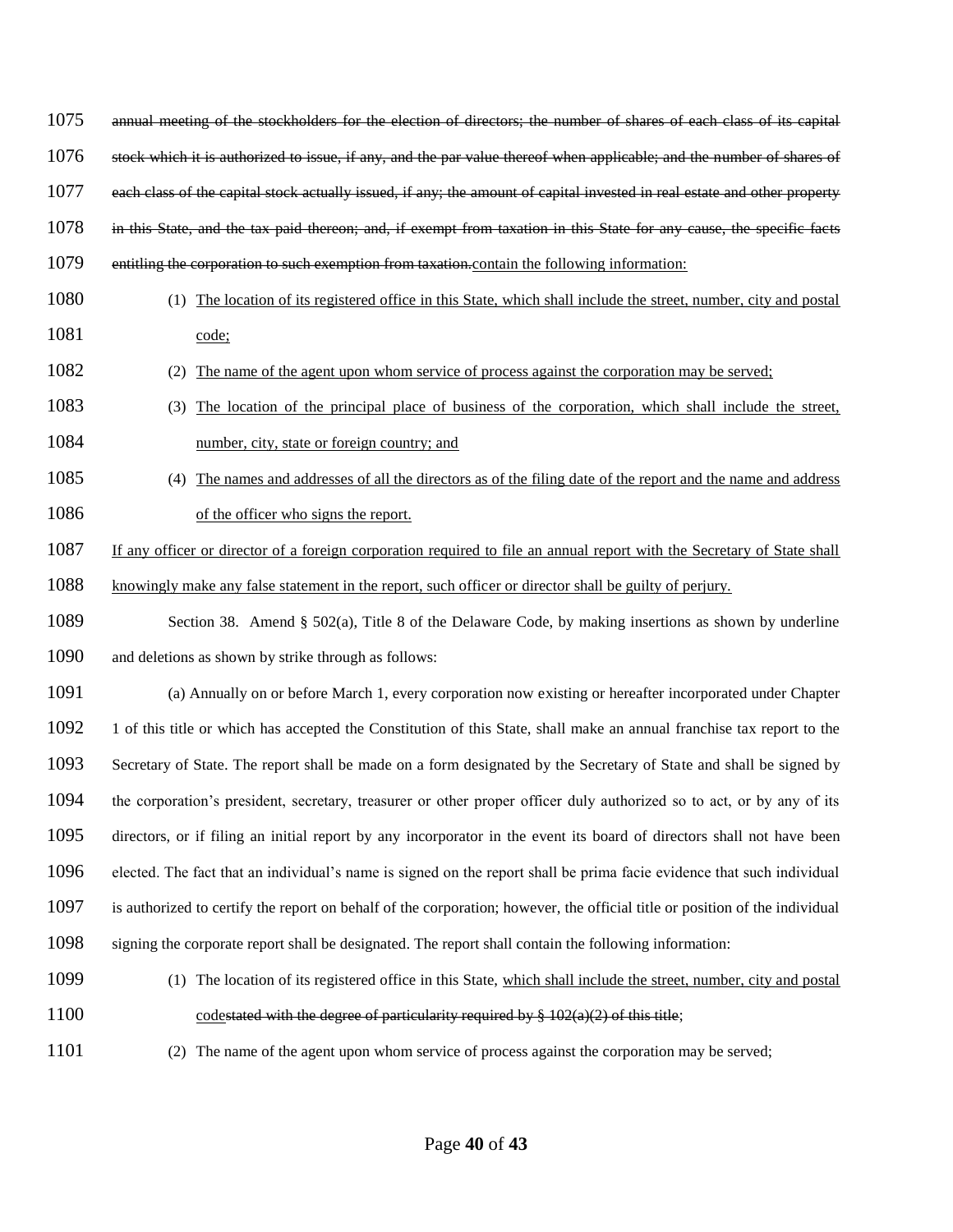~~annual meeting of the stockholders for the election of directors; the number of shares of each class of its capital stock which it is authorized to issue, if any, and the par value thereof when applicable; and the number of shares of each class of the capital stock actually issued, if any; the amount of capital invested in real estate and other property in this State, and the tax paid thereon; and, if exempt from taxation in this State for any cause, the specific facts entitling the corporation to such exemption from taxation.~~<u>contain the following information:</u>

(1) <u>The location of its registered office in this State, which shall include the street, number, city and postal code;</u>

(2) <u>The name of the agent upon whom service of process against the corporation may be served;</u>

(3) <u>The location of the principal place of business of the corporation, which shall include the street, number, city, state or foreign country; and</u>

(4) <u>The names and addresses of all the directors as of the filing date of the report and the name and address of the officer who signs the report.</u>

<u>If any officer or director of a foreign corporation required to file an annual report with the Secretary of State shall knowingly make any false statement in the report, such officer or director shall be guilty of perjury.</u>

Section 38. Amend § 502(a), Title 8 of the Delaware Code, by making insertions as shown by underline and deletions as shown by strike through as follows:

(a) Annually on or before March 1, every corporation now existing or hereafter incorporated under Chapter 1 of this title or which has accepted the Constitution of this State, shall make an annual franchise tax report to the Secretary of State. The report shall be made on a form designated by the Secretary of State and shall be signed by the corporation's president, secretary, treasurer or other proper officer duly authorized so to act, or by any of its directors, or if filing an initial report by any incorporator in the event its board of directors shall not have been elected. The fact that an individual's name is signed on the report shall be prima facie evidence that such individual is authorized to certify the report on behalf of the corporation; however, the official title or position of the individual signing the corporate report shall be designated. The report shall contain the following information:

(1) The location of its registered office in this State, <u>which shall include the street, number, city and postal code</u>~~stated with the degree of particularity required by § 102(a)(2) of this title~~;

(2) The name of the agent upon whom service of process against the corporation may be served;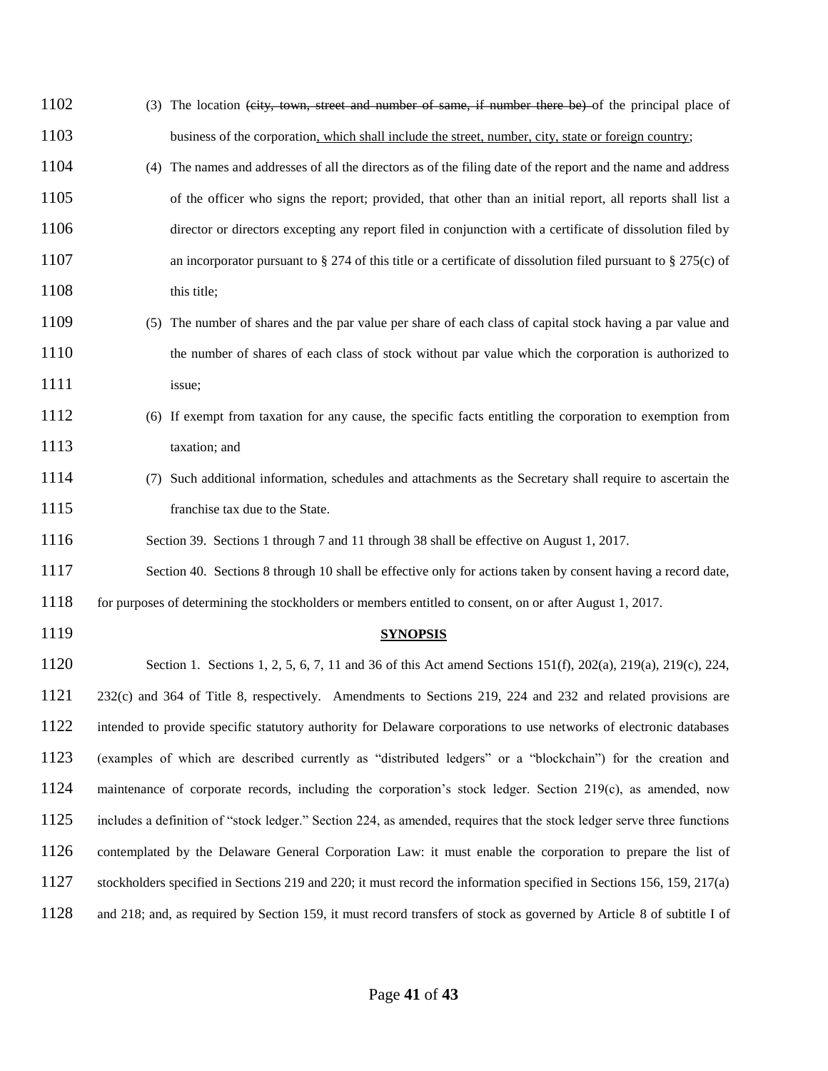(3) The location ~~(city, town, street and number of same, if number there be)~~ of the principal place of business of the corporation, which shall include the street, number, city, state or foreign country;

(4) The names and addresses of all the directors as of the filing date of the report and the name and address of the officer who signs the report; provided, that other than an initial report, all reports shall list a director or directors excepting any report filed in conjunction with a certificate of dissolution filed by an incorporator pursuant to § 274 of this title or a certificate of dissolution filed pursuant to § 275(c) of this title;

(5) The number of shares and the par value per share of each class of capital stock having a par value and the number of shares of each class of stock without par value which the corporation is authorized to issue;

(6) If exempt from taxation for any cause, the specific facts entitling the corporation to exemption from taxation; and

(7) Such additional information, schedules and attachments as the Secretary shall require to ascertain the franchise tax due to the State.

Section 39. Sections 1 through 7 and 11 through 38 shall be effective on August 1, 2017.

Section 40. Sections 8 through 10 shall be effective only for actions taken by consent having a record date, for purposes of determining the stockholders or members entitled to consent, on or after August 1, 2017.

**SYNOPSIS**

Section 1. Sections 1, 2, 5, 6, 7, 11 and 36 of this Act amend Sections 151(f), 202(a), 219(a), 219(c), 224, 232(c) and 364 of Title 8, respectively. Amendments to Sections 219, 224 and 232 and related provisions are intended to provide specific statutory authority for Delaware corporations to use networks of electronic databases (examples of which are described currently as "distributed ledgers" or a "blockchain") for the creation and maintenance of corporate records, including the corporation's stock ledger. Section 219(c), as amended, now includes a definition of "stock ledger." Section 224, as amended, requires that the stock ledger serve three functions contemplated by the Delaware General Corporation Law: it must enable the corporation to prepare the list of stockholders specified in Sections 219 and 220; it must record the information specified in Sections 156, 159, 217(a) and 218; and, as required by Section 159, it must record transfers of stock as governed by Article 8 of subtitle I of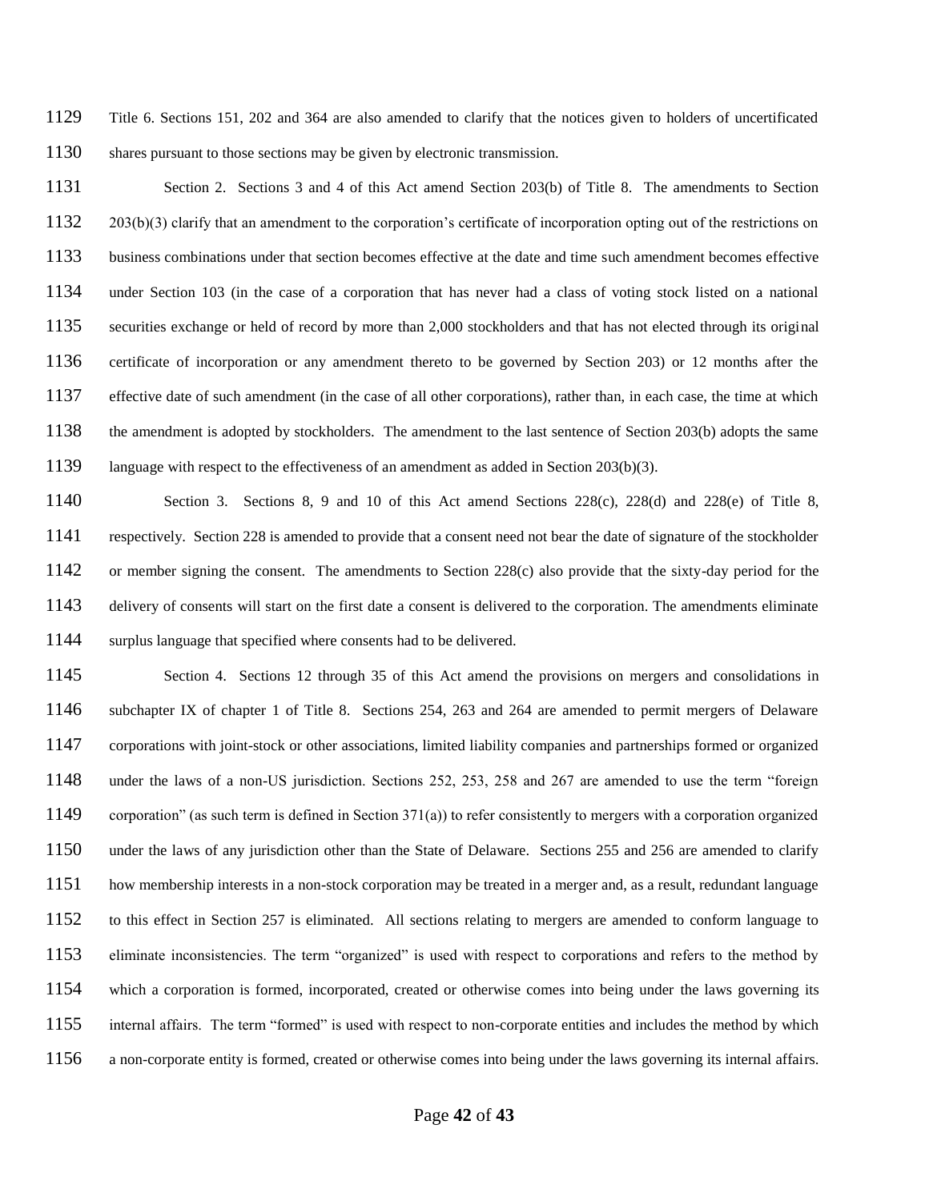Title 6. Sections 151, 202 and 364 are also amended to clarify that the notices given to holders of uncertificated shares pursuant to those sections may be given by electronic transmission.

Section 2. Sections 3 and 4 of this Act amend Section 203(b) of Title 8. The amendments to Section 203(b)(3) clarify that an amendment to the corporation's certificate of incorporation opting out of the restrictions on business combinations under that section becomes effective at the date and time such amendment becomes effective under Section 103 (in the case of a corporation that has never had a class of voting stock listed on a national securities exchange or held of record by more than 2,000 stockholders and that has not elected through its original certificate of incorporation or any amendment thereto to be governed by Section 203) or 12 months after the effective date of such amendment (in the case of all other corporations), rather than, in each case, the time at which the amendment is adopted by stockholders. The amendment to the last sentence of Section 203(b) adopts the same language with respect to the effectiveness of an amendment as added in Section 203(b)(3).

Section 3. Sections 8, 9 and 10 of this Act amend Sections 228(c), 228(d) and 228(e) of Title 8, respectively. Section 228 is amended to provide that a consent need not bear the date of signature of the stockholder or member signing the consent. The amendments to Section 228(c) also provide that the sixty-day period for the delivery of consents will start on the first date a consent is delivered to the corporation. The amendments eliminate surplus language that specified where consents had to be delivered.

Section 4. Sections 12 through 35 of this Act amend the provisions on mergers and consolidations in subchapter IX of chapter 1 of Title 8. Sections 254, 263 and 264 are amended to permit mergers of Delaware corporations with joint-stock or other associations, limited liability companies and partnerships formed or organized under the laws of a non-US jurisdiction. Sections 252, 253, 258 and 267 are amended to use the term "foreign corporation" (as such term is defined in Section 371(a)) to refer consistently to mergers with a corporation organized under the laws of any jurisdiction other than the State of Delaware. Sections 255 and 256 are amended to clarify how membership interests in a non-stock corporation may be treated in a merger and, as a result, redundant language to this effect in Section 257 is eliminated. All sections relating to mergers are amended to conform language to eliminate inconsistencies. The term "organized" is used with respect to corporations and refers to the method by which a corporation is formed, incorporated, created or otherwise comes into being under the laws governing its internal affairs. The term "formed" is used with respect to non-corporate entities and includes the method by which a non-corporate entity is formed, created or otherwise comes into being under the laws governing its internal affairs.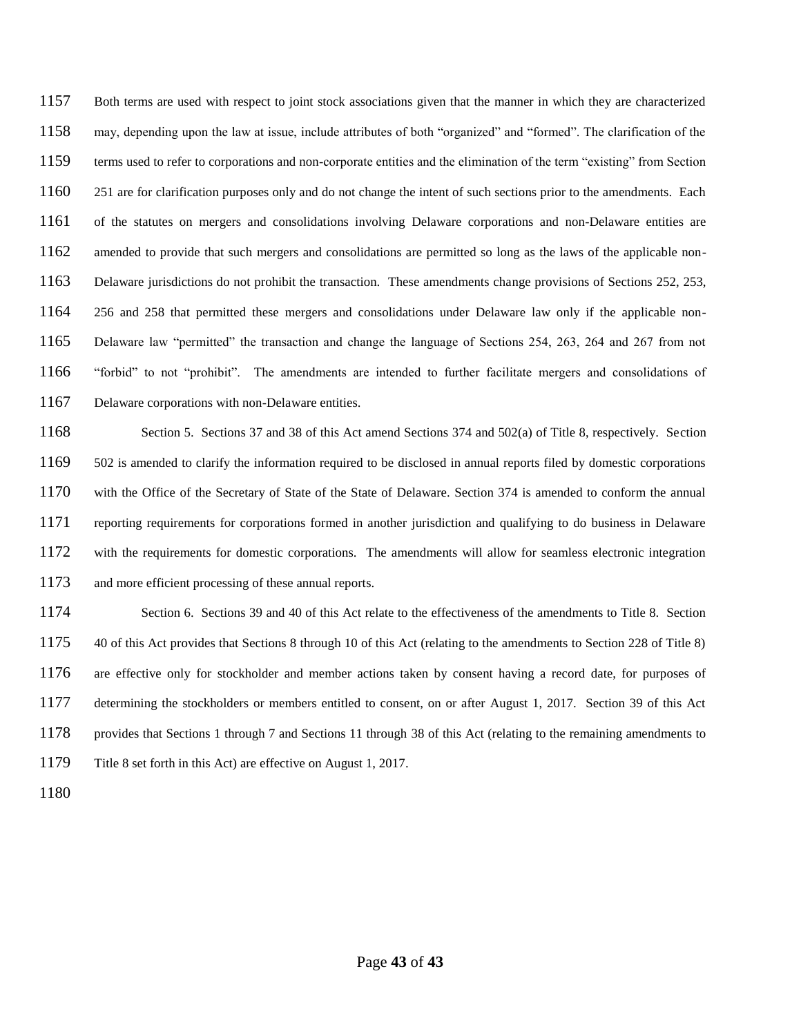Both terms are used with respect to joint stock associations given that the manner in which they are characterized may, depending upon the law at issue, include attributes of both "organized" and "formed". The clarification of the terms used to refer to corporations and non-corporate entities and the elimination of the term "existing" from Section 251 are for clarification purposes only and do not change the intent of such sections prior to the amendments. Each of the statutes on mergers and consolidations involving Delaware corporations and non-Delaware entities are amended to provide that such mergers and consolidations are permitted so long as the laws of the applicable non-Delaware jurisdictions do not prohibit the transaction. These amendments change provisions of Sections 252, 253, 256 and 258 that permitted these mergers and consolidations under Delaware law only if the applicable non-Delaware law "permitted" the transaction and change the language of Sections 254, 263, 264 and 267 from not "forbid" to not "prohibit". The amendments are intended to further facilitate mergers and consolidations of Delaware corporations with non-Delaware entities.

Section 5. Sections 37 and 38 of this Act amend Sections 374 and 502(a) of Title 8, respectively. Section 502 is amended to clarify the information required to be disclosed in annual reports filed by domestic corporations with the Office of the Secretary of State of the State of Delaware. Section 374 is amended to conform the annual reporting requirements for corporations formed in another jurisdiction and qualifying to do business in Delaware with the requirements for domestic corporations. The amendments will allow for seamless electronic integration and more efficient processing of these annual reports.

Section 6. Sections 39 and 40 of this Act relate to the effectiveness of the amendments to Title 8. Section 40 of this Act provides that Sections 8 through 10 of this Act (relating to the amendments to Section 228 of Title 8) are effective only for stockholder and member actions taken by consent having a record date, for purposes of determining the stockholders or members entitled to consent, on or after August 1, 2017. Section 39 of this Act provides that Sections 1 through 7 and Sections 11 through 38 of this Act (relating to the remaining amendments to Title 8 set forth in this Act) are effective on August 1, 2017.